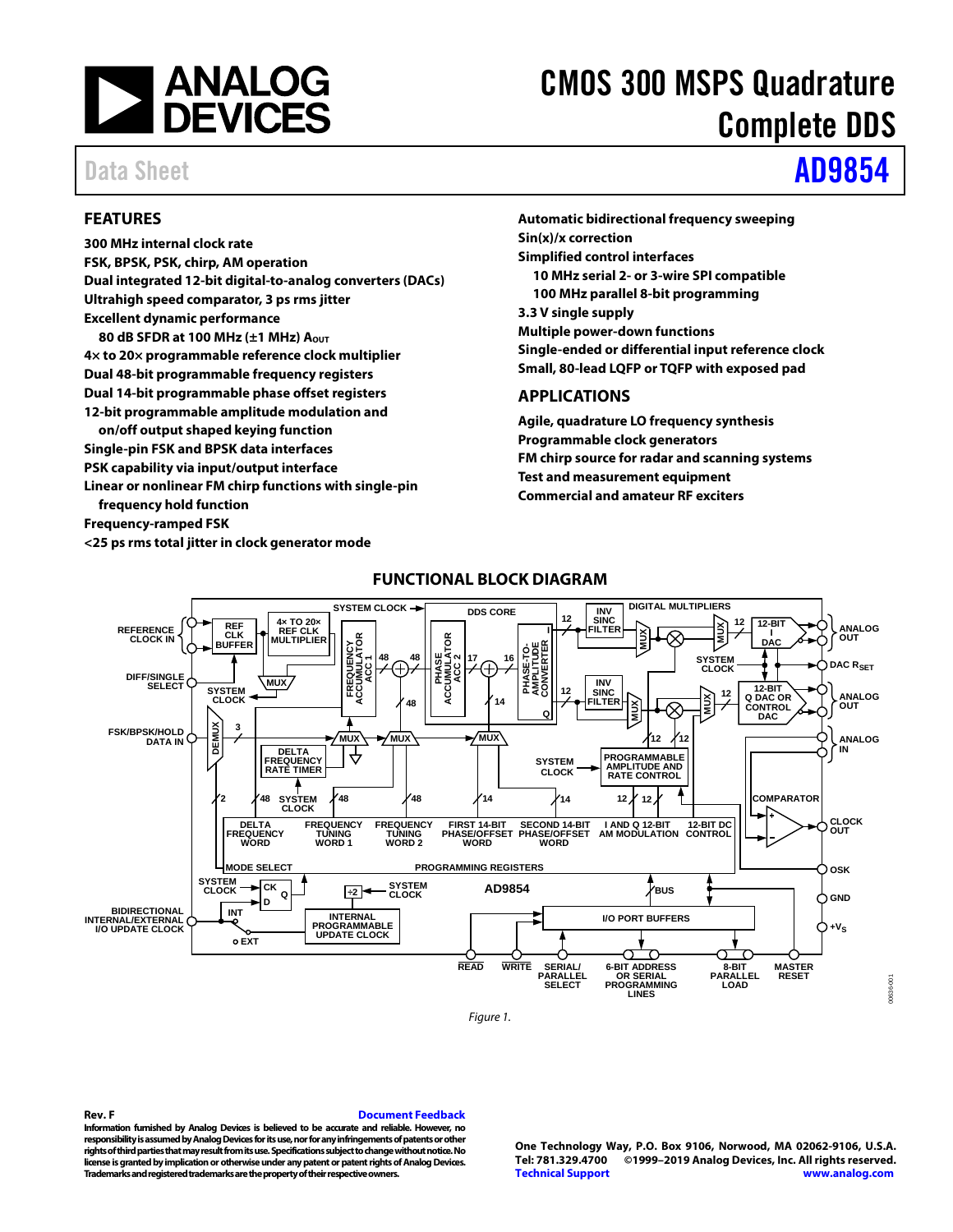# CMOS 300 MSPS Quadrature Complete DDS

Data Sheet **AD9854**

## FEATURES

300 MHz internal clock rate
FSK, BPSK, PSK, chirp, AM operation
Dual integrated 12-bit digital-to-analog converters (DACs)
Ultrahigh speed comparator, 3 ps rms jitter
Excellent dynamic performance
  80 dB SFDR at 100 MHz (±1 MHz) $A_{OUT}$
4× to 20× programmable reference clock multiplier
Dual 48-bit programmable frequency registers
Dual 14-bit programmable phase offset registers
12-bit programmable amplitude modulation and on/off output shaped keying function
Single-pin FSK and BPSK data interfaces
PSK capability via input/output interface
Linear or nonlinear FM chirp functions with single-pin frequency hold function
Frequency-ramped FSK
<25 ps rms total jitter in clock generator mode
Automatic bidirectional frequency sweeping
Sin(x)/x correction
Simplified control interfaces
  10 MHz serial 2- or 3-wire SPI compatible
  100 MHz parallel 8-bit programming
3.3 V single supply
Multiple power-down functions
Single-ended or differential input reference clock
Small, 80-lead LQFP or TQFP with exposed pad

## APPLICATIONS

Agile, quadrature LO frequency synthesis
Programmable clock generators
FM chirp source for radar and scanning systems
Test and measurement equipment
Commercial and amateur RF exciters

## FUNCTIONAL BLOCK DIAGRAM

*Figure 1.*

Rev. F

Information furnished by Analog Devices is believed to be accurate and reliable. However, no responsibility is assumed by Analog Devices for its use, nor for any infringements of patents or other rights of third parties that may result from its use. Specifications subject to change without notice. No license is granted by implication or otherwise under any patent or patent rights of Analog Devices. Trademarks and registered trademarks are the property of their respective owners.

One Technology Way, P.O. Box 9106, Norwood, MA 02062-9106, U.S.A.
Tel: 781.329.4700 ©1999–2019 Analog Devices, Inc. All rights reserved.
Technical Support www.analog.com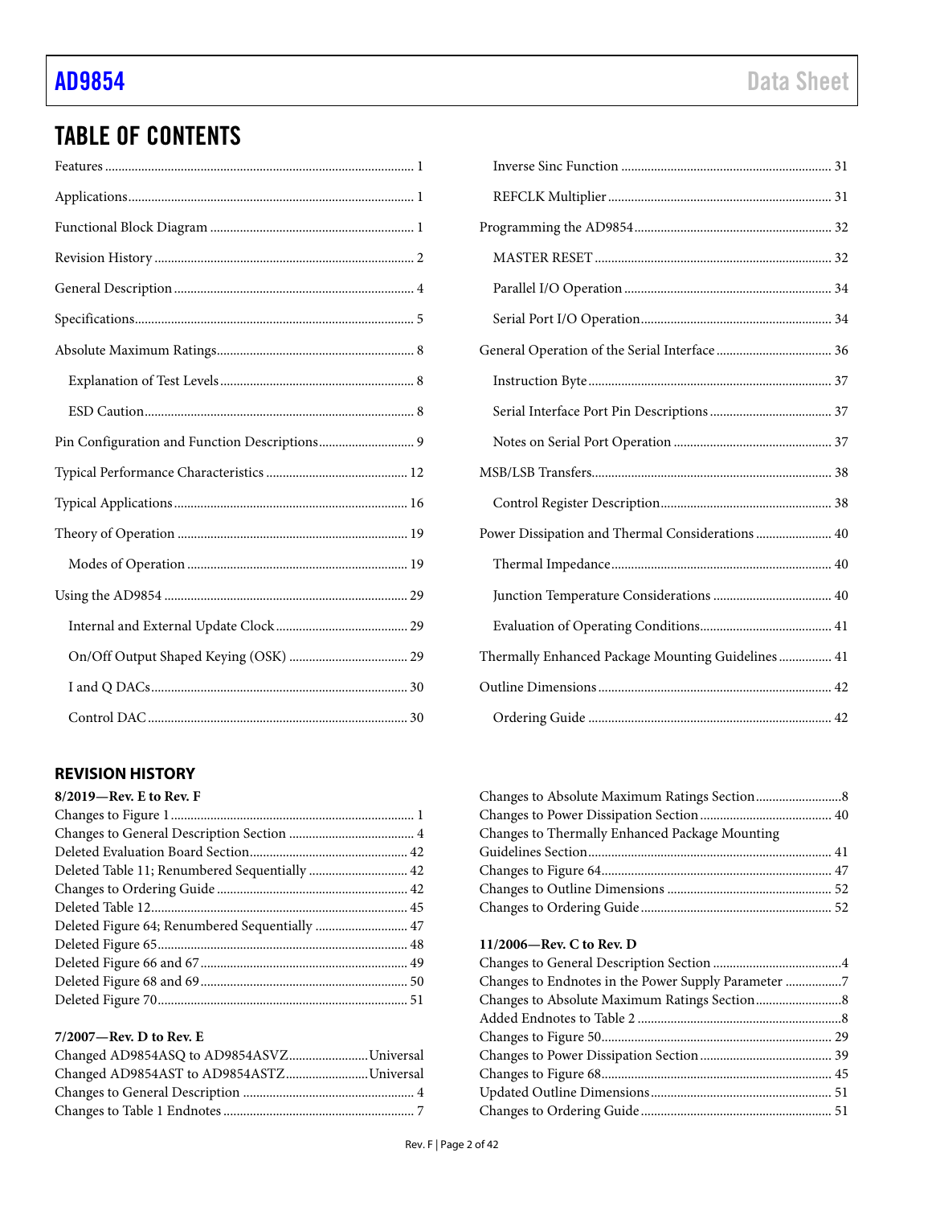## TABLE OF CONTENTS

Features ... 1
Applications ... 1
Functional Block Diagram ... 1
Revision History ... 2
General Description ... 4
Specifications ... 5
Absolute Maximum Ratings ... 8
  Explanation of Test Levels ... 8
  ESD Caution ... 8
Pin Configuration and Function Descriptions ... 9
Typical Performance Characteristics ... 12
Typical Applications ... 16
Theory of Operation ... 19
  Modes of Operation ... 19
Using the AD9854 ... 29
  Internal and External Update Clock ... 29
  On/Off Output Shaped Keying (OSK) ... 29
  I and Q DACs ... 30
  Control DAC ... 30
  Inverse Sinc Function ... 31
  REFCLK Multiplier ... 31
Programming the AD9854 ... 32
  MASTER RESET ... 32
  Parallel I/O Operation ... 34
  Serial Port I/O Operation ... 34
General Operation of the Serial Interface ... 36
  Instruction Byte ... 37
  Serial Interface Port Pin Descriptions ... 37
  Notes on Serial Port Operation ... 37
MSB/LSB Transfers ... 38
  Control Register Description ... 38
Power Dissipation and Thermal Considerations ... 40
  Thermal Impedance ... 40
  Junction Temperature Considerations ... 40
  Evaluation of Operating Conditions ... 41
Thermally Enhanced Package Mounting Guidelines ... 41
Outline Dimensions ... 42
  Ordering Guide ... 42

### REVISION HISTORY

**8/2019—Rev. E to Rev. F**

Changes to Figure 1 ... 1
Changes to General Description Section ... 4
Deleted Evaluation Board Section ... 42
Deleted Table 11; Renumbered Sequentially ... 42
Changes to Ordering Guide ... 42
Deleted Table 12 ... 45
Deleted Figure 64; Renumbered Sequentially ... 47
Deleted Figure 65 ... 48
Deleted Figure 66 and 67 ... 49
Deleted Figure 68 and 69 ... 50
Deleted Figure 70 ... 51

**7/2007—Rev. D to Rev. E**

Changed AD9854ASQ to AD9854ASVZ ... Universal
Changed AD9854AST to AD9854ASTZ ... Universal
Changes to General Description ... 4
Changes to Table 1 Endnotes ... 7
Changes to Absolute Maximum Ratings Section ... 8
Changes to Power Dissipation Section ... 40
Changes to Thermally Enhanced Package Mounting Guidelines Section ... 41
Changes to Figure 64 ... 47
Changes to Outline Dimensions ... 52
Changes to Ordering Guide ... 52

**11/2006—Rev. C to Rev. D**

Changes to General Description Section ... 4
Changes to Endnotes in the Power Supply Parameter ... 7
Changes to Absolute Maximum Ratings Section ... 8
Added Endnotes to Table 2 ... 8
Changes to Figure 50 ... 29
Changes to Power Dissipation Section ... 39
Changes to Figure 68 ... 45
Updated Outline Dimensions ... 51
Changes to Ordering Guide ... 51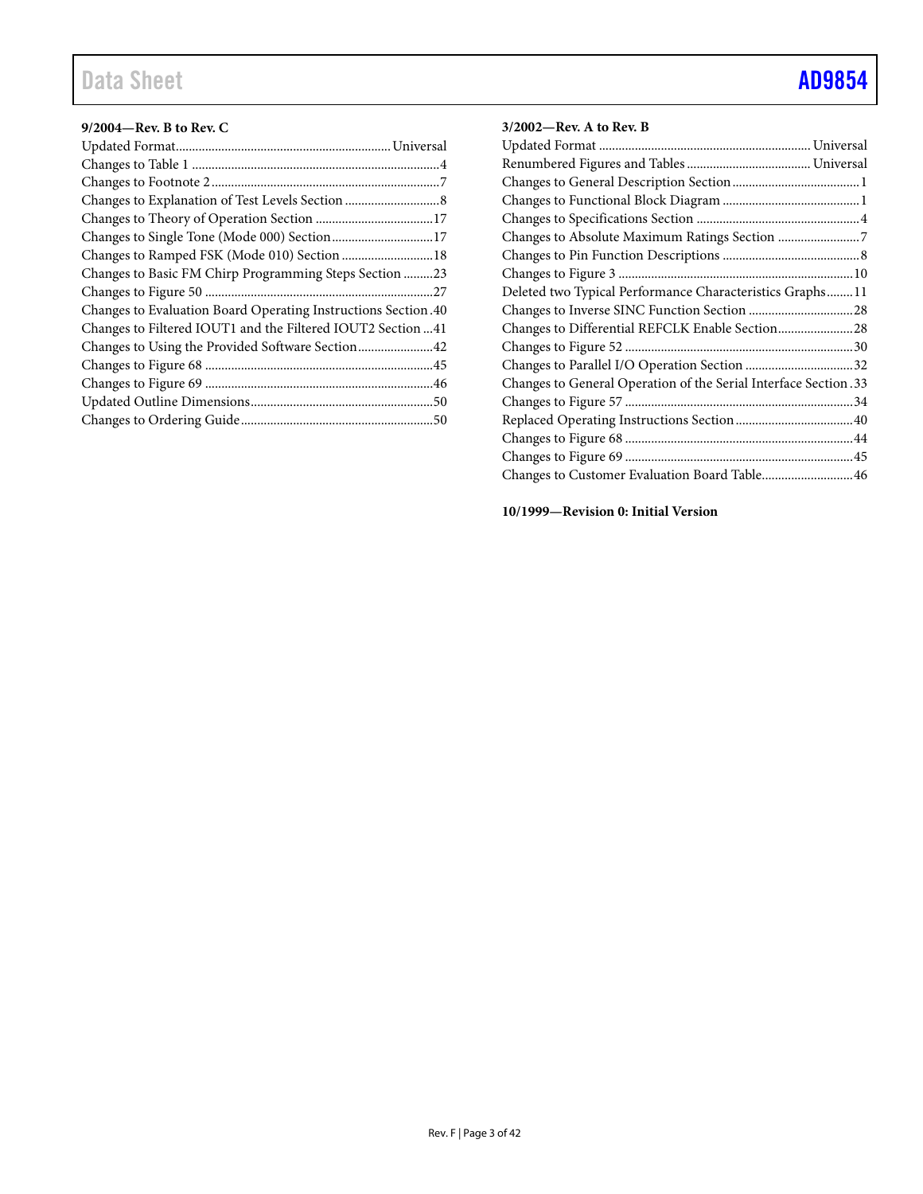**9/2004—Rev. B to Rev. C**

Updated Format ........ Universal
Changes to Table 1 ........ 4
Changes to Footnote 2 ........ 7
Changes to Explanation of Test Levels Section ........ 8
Changes to Theory of Operation Section ........ 17
Changes to Single Tone (Mode 000) Section ........ 17
Changes to Ramped FSK (Mode 010) Section ........ 18
Changes to Basic FM Chirp Programming Steps Section ........ 23
Changes to Figure 50 ........ 27
Changes to Evaluation Board Operating Instructions Section ........ 40
Changes to Filtered IOUT1 and the Filtered IOUT2 Section ........ 41
Changes to Using the Provided Software Section ........ 42
Changes to Figure 68 ........ 45
Changes to Figure 69 ........ 46
Updated Outline Dimensions ........ 50
Changes to Ordering Guide ........ 50

**3/2002—Rev. A to Rev. B**

Updated Format ........ Universal
Renumbered Figures and Tables ........ Universal
Changes to General Description Section ........ 1
Changes to Functional Block Diagram ........ 1
Changes to Specifications Section ........ 4
Changes to Absolute Maximum Ratings Section ........ 7
Changes to Pin Function Descriptions ........ 8
Changes to Figure 3 ........ 10
Deleted two Typical Performance Characteristics Graphs ........ 11
Changes to Inverse SINC Function Section ........ 28
Changes to Differential REFCLK Enable Section ........ 28
Changes to Figure 52 ........ 30
Changes to Parallel I/O Operation Section ........ 32
Changes to General Operation of the Serial Interface Section ........ 33
Changes to Figure 57 ........ 34
Replaced Operating Instructions Section ........ 40
Changes to Figure 68 ........ 44
Changes to Figure 69 ........ 45
Changes to Customer Evaluation Board Table ........ 46

**10/1999—Revision 0: Initial Version**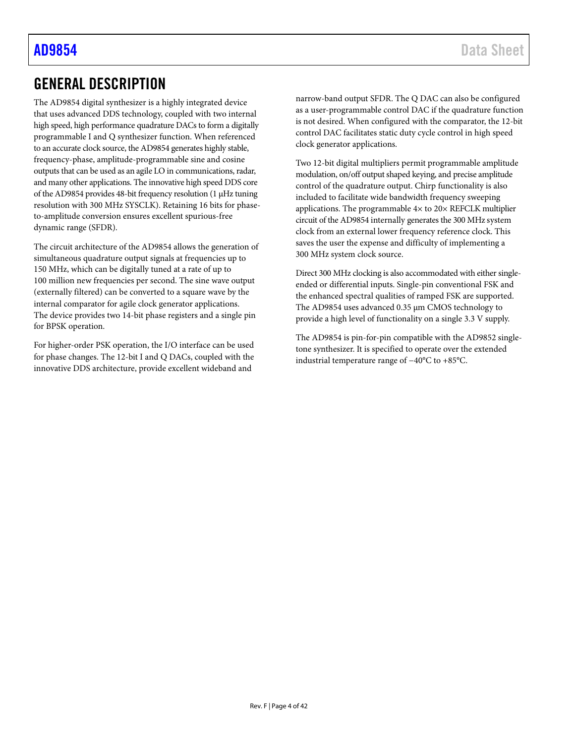## GENERAL DESCRIPTION

The AD9854 digital synthesizer is a highly integrated device that uses advanced DDS technology, coupled with two internal high speed, high performance quadrature DACs to form a digitally programmable I and Q synthesizer function. When referenced to an accurate clock source, the AD9854 generates highly stable, frequency-phase, amplitude-programmable sine and cosine outputs that can be used as an agile LO in communications, radar, and many other applications. The innovative high speed DDS core of the AD9854 provides 48-bit frequency resolution (1 μHz tuning resolution with 300 MHz SYSCLK). Retaining 16 bits for phase-to-amplitude conversion ensures excellent spurious-free dynamic range (SFDR).

The circuit architecture of the AD9854 allows the generation of simultaneous quadrature output signals at frequencies up to 150 MHz, which can be digitally tuned at a rate of up to 100 million new frequencies per second. The sine wave output (externally filtered) can be converted to a square wave by the internal comparator for agile clock generator applications. The device provides two 14-bit phase registers and a single pin for BPSK operation.

For higher-order PSK operation, the I/O interface can be used for phase changes. The 12-bit I and Q DACs, coupled with the innovative DDS architecture, provide excellent wideband and narrow-band output SFDR. The Q DAC can also be configured as a user-programmable control DAC if the quadrature function is not desired. When configured with the comparator, the 12-bit control DAC facilitates static duty cycle control in high speed clock generator applications.

Two 12-bit digital multipliers permit programmable amplitude modulation, on/off output shaped keying, and precise amplitude control of the quadrature output. Chirp functionality is also included to facilitate wide bandwidth frequency sweeping applications. The programmable 4× to 20× REFCLK multiplier circuit of the AD9854 internally generates the 300 MHz system clock from an external lower frequency reference clock. This saves the user the expense and difficulty of implementing a 300 MHz system clock source.

Direct 300 MHz clocking is also accommodated with either single-ended or differential inputs. Single-pin conventional FSK and the enhanced spectral qualities of ramped FSK are supported. The AD9854 uses advanced 0.35 μm CMOS technology to provide a high level of functionality on a single 3.3 V supply.

The AD9854 is pin-for-pin compatible with the AD9852 single-tone synthesizer. It is specified to operate over the extended industrial temperature range of −40°C to +85°C.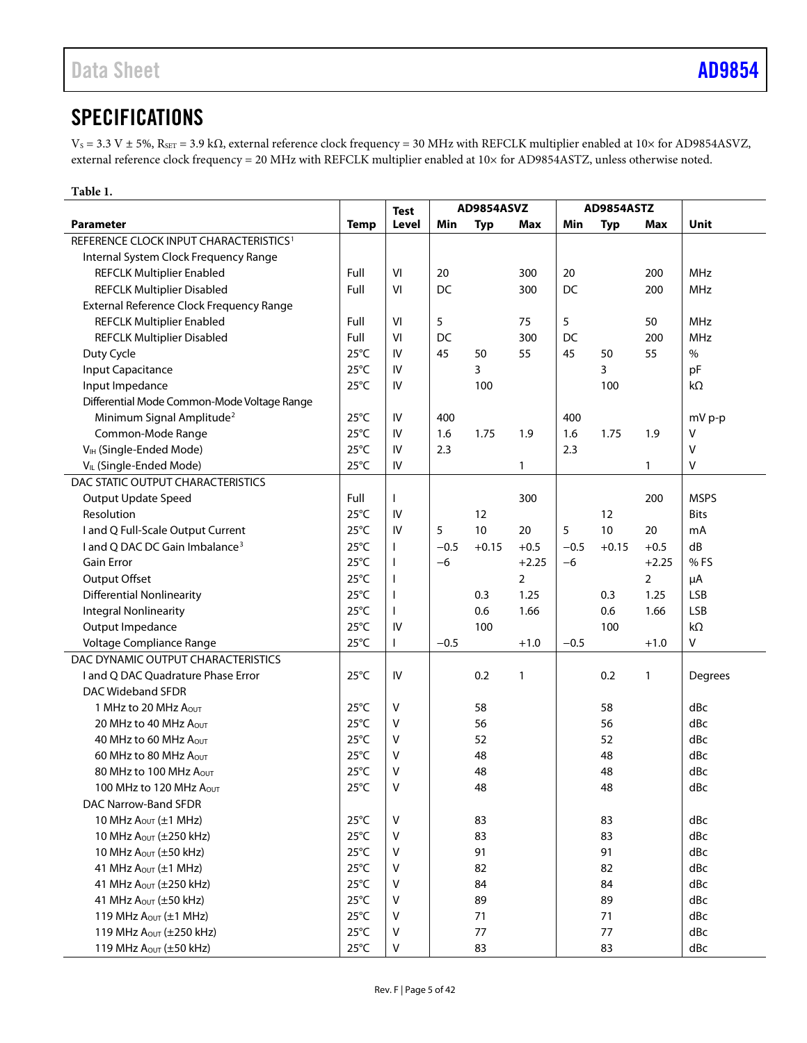## SPECIFICATIONS

$V_S$ = 3.3 V ± 5%, $R_{SET}$ = 3.9 kΩ, external reference clock frequency = 30 MHz with REFCLK multiplier enabled at 10× for AD9854ASVZ, external reference clock frequency = 20 MHz with REFCLK multiplier enabled at 10× for AD9854ASTZ, unless otherwise noted.

**Table 1.**

| Parameter | Temp | Test Level | AD9854ASVZ | | | AD9854ASTZ | | | Unit |
|---|---|---|---|---|---|---|---|---|---|
| | | | Min | Typ | Max | Min | Typ | Max | |
| REFERENCE CLOCK INPUT CHARACTERISTICS[1] | | | | | | | | | |
| Internal System Clock Frequency Range | | | | | | | | | |
| REFCLK Multiplier Enabled | Full | VI | 20 | | 300 | 20 | | 200 | MHz |
| REFCLK Multiplier Disabled | Full | VI | DC | | 300 | DC | | 200 | MHz |
| External Reference Clock Frequency Range | | | | | | | | | |
| REFCLK Multiplier Enabled | Full | VI | 5 | | 75 | 5 | | 50 | MHz |
| REFCLK Multiplier Disabled | Full | VI | DC | | 300 | DC | | 200 | MHz |
| Duty Cycle | 25°C | IV | 45 | 50 | 55 | 45 | 50 | 55 | % |
| Input Capacitance | 25°C | IV | | 3 | | | 3 | | pF |
| Input Impedance | 25°C | IV | | 100 | | | 100 | | kΩ |
| Differential Mode Common-Mode Voltage Range | | | | | | | | | |
| Minimum Signal Amplitude[2] | 25°C | IV | 400 | | | 400 | | | mV p-p |
| Common-Mode Range | 25°C | IV | 1.6 | 1.75 | 1.9 | 1.6 | 1.75 | 1.9 | V |
| $V_{IH}$ (Single-Ended Mode) | 25°C | IV | 2.3 | | | 2.3 | | | V |
| $V_{IL}$ (Single-Ended Mode) | 25°C | IV | | | 1 | | | 1 | V |
| DAC STATIC OUTPUT CHARACTERISTICS | | | | | | | | | |
| Output Update Speed | Full | I | | | 300 | | | 200 | MSPS |
| Resolution | 25°C | IV | | 12 | | | 12 | | Bits |
| I and Q Full-Scale Output Current | 25°C | IV | 5 | 10 | 20 | 5 | 10 | 20 | mA |
| I and Q DAC DC Gain Imbalance[3] | 25°C | I | −0.5 | +0.15 | +0.5 | −0.5 | +0.15 | +0.5 | dB |
| Gain Error | 25°C | I | −6 | | +2.25 | −6 | | +2.25 | % FS |
| Output Offset | 25°C | I | | | 2 | | | 2 | μA |
| Differential Nonlinearity | 25°C | I | | 0.3 | 1.25 | | 0.3 | 1.25 | LSB |
| Integral Nonlinearity | 25°C | I | | 0.6 | 1.66 | | 0.6 | 1.66 | LSB |
| Output Impedance | 25°C | IV | | 100 | | | 100 | | kΩ |
| Voltage Compliance Range | 25°C | I | −0.5 | | +1.0 | −0.5 | | +1.0 | V |
| DAC DYNAMIC OUTPUT CHARACTERISTICS | | | | | | | | | |
| I and Q DAC Quadrature Phase Error | 25°C | IV | | 0.2 | 1 | | 0.2 | 1 | Degrees |
| DAC Wideband SFDR | | | | | | | | | |
| 1 MHz to 20 MHz $A_{OUT}$ | 25°C | V | | 58 | | | 58 | | dBc |
| 20 MHz to 40 MHz $A_{OUT}$ | 25°C | V | | 56 | | | 56 | | dBc |
| 40 MHz to 60 MHz $A_{OUT}$ | 25°C | V | | 52 | | | 52 | | dBc |
| 60 MHz to 80 MHz $A_{OUT}$ | 25°C | V | | 48 | | | 48 | | dBc |
| 80 MHz to 100 MHz $A_{OUT}$ | 25°C | V | | 48 | | | 48 | | dBc |
| 100 MHz to 120 MHz $A_{OUT}$ | 25°C | V | | 48 | | | 48 | | dBc |
| DAC Narrow-Band SFDR | | | | | | | | | |
| 10 MHz $A_{OUT}$ (±1 MHz) | 25°C | V | | 83 | | | 83 | | dBc |
| 10 MHz $A_{OUT}$ (±250 kHz) | 25°C | V | | 83 | | | 83 | | dBc |
| 10 MHz $A_{OUT}$ (±50 kHz) | 25°C | V | | 91 | | | 91 | | dBc |
| 41 MHz $A_{OUT}$ (±1 MHz) | 25°C | V | | 82 | | | 82 | | dBc |
| 41 MHz $A_{OUT}$ (±250 kHz) | 25°C | V | | 84 | | | 84 | | dBc |
| 41 MHz $A_{OUT}$ (±50 kHz) | 25°C | V | | 89 | | | 89 | | dBc |
| 119 MHz $A_{OUT}$ (±1 MHz) | 25°C | V | | 71 | | | 71 | | dBc |
| 119 MHz $A_{OUT}$ (±250 kHz) | 25°C | V | | 77 | | | 77 | | dBc |
| 119 MHz $A_{OUT}$ (±50 kHz) | 25°C | V | | 83 | | | 83 | | dBc |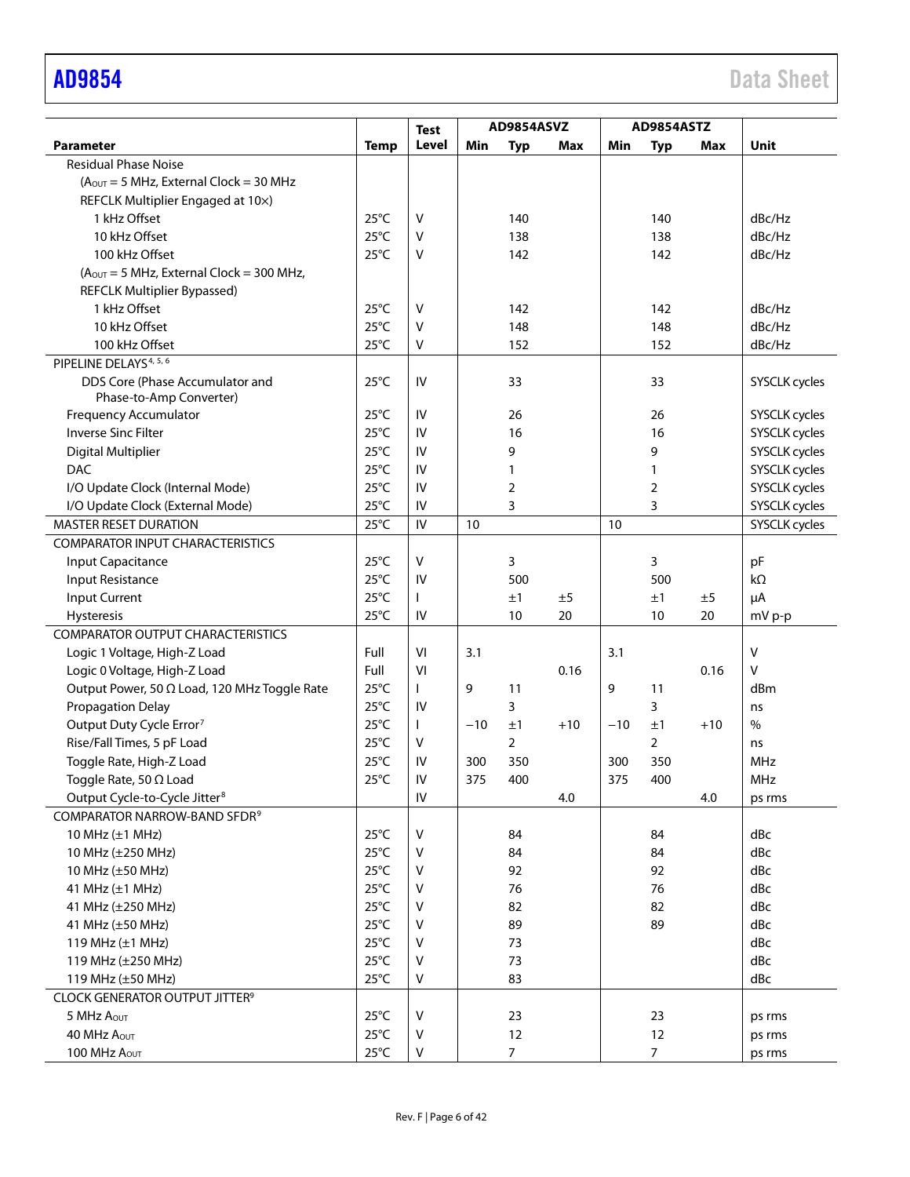| Parameter | Temp | Test Level | AD9854ASVZ | | | AD9854ASTZ | | | Unit |
|---|---|---|---|---|---|---|---|---|---|
| | | | Min | Typ | Max | Min | Typ | Max | |
| Residual Phase Noise | | | | | | | | | |
| ($A_{OUT}$ = 5 MHz, External Clock = 30 MHz | | | | | | | | | |
| REFCLK Multiplier Engaged at 10×) | | | | | | | | | |
| 1 kHz Offset | 25°C | V | | 140 | | | 140 | | dBc/Hz |
| 10 kHz Offset | 25°C | V | | 138 | | | 138 | | dBc/Hz |
| 100 kHz Offset | 25°C | V | | 142 | | | 142 | | dBc/Hz |
| ($A_{OUT}$ = 5 MHz, External Clock = 300 MHz, | | | | | | | | | |
| REFCLK Multiplier Bypassed) | | | | | | | | | |
| 1 kHz Offset | 25°C | V | | 142 | | | 142 | | dBc/Hz |
| 10 kHz Offset | 25°C | V | | 148 | | | 148 | | dBc/Hz |
| 100 kHz Offset | 25°C | V | | 152 | | | 152 | | dBc/Hz |
| PIPELINE DELAYS[4, 5, 6] | | | | | | | | | |
| DDS Core (Phase Accumulator and Phase-to-Amp Converter) | 25°C | IV | | 33 | | | 33 | | SYSCLK cycles |
| Frequency Accumulator | 25°C | IV | | 26 | | | 26 | | SYSCLK cycles |
| Inverse Sinc Filter | 25°C | IV | | 16 | | | 16 | | SYSCLK cycles |
| Digital Multiplier | 25°C | IV | | 9 | | | 9 | | SYSCLK cycles |
| DAC | 25°C | IV | | 1 | | | 1 | | SYSCLK cycles |
| I/O Update Clock (Internal Mode) | 25°C | IV | | 2 | | | 2 | | SYSCLK cycles |
| I/O Update Clock (External Mode) | 25°C | IV | | 3 | | | 3 | | SYSCLK cycles |
| MASTER RESET DURATION | 25°C | IV | 10 | | | 10 | | | SYSCLK cycles |
| COMPARATOR INPUT CHARACTERISTICS | | | | | | | | | |
| Input Capacitance | 25°C | V | | 3 | | | 3 | | pF |
| Input Resistance | 25°C | IV | | 500 | | | 500 | | kΩ |
| Input Current | 25°C | I | | ±1 | ±5 | | ±1 | ±5 | μA |
| Hysteresis | 25°C | IV | | 10 | 20 | | 10 | 20 | mV p-p |
| COMPARATOR OUTPUT CHARACTERISTICS | | | | | | | | | |
| Logic 1 Voltage, High-Z Load | Full | VI | 3.1 | | | 3.1 | | | V |
| Logic 0 Voltage, High-Z Load | Full | VI | | | 0.16 | | | 0.16 | V |
| Output Power, 50 Ω Load, 120 MHz Toggle Rate | 25°C | I | 9 | 11 | | 9 | 11 | | dBm |
| Propagation Delay | 25°C | IV | | 3 | | | 3 | | ns |
| Output Duty Cycle Error[7] | 25°C | I | −10 | ±1 | +10 | −10 | ±1 | +10 | % |
| Rise/Fall Times, 5 pF Load | 25°C | V | | 2 | | | 2 | | ns |
| Toggle Rate, High-Z Load | 25°C | IV | 300 | 350 | | 300 | 350 | | MHz |
| Toggle Rate, 50 Ω Load | 25°C | IV | 375 | 400 | | 375 | 400 | | MHz |
| Output Cycle-to-Cycle Jitter[8] | | IV | | | 4.0 | | | 4.0 | ps rms |
| COMPARATOR NARROW-BAND SFDR[9] | | | | | | | | | |
| 10 MHz (±1 MHz) | 25°C | V | | 84 | | | 84 | | dBc |
| 10 MHz (±250 MHz) | 25°C | V | | 84 | | | 84 | | dBc |
| 10 MHz (±50 MHz) | 25°C | V | | 92 | | | 92 | | dBc |
| 41 MHz (±1 MHz) | 25°C | V | | 76 | | | 76 | | dBc |
| 41 MHz (±250 MHz) | 25°C | V | | 82 | | | 82 | | dBc |
| 41 MHz (±50 MHz) | 25°C | V | | 89 | | | 89 | | dBc |
| 119 MHz (±1 MHz) | 25°C | V | | 73 | | | | | dBc |
| 119 MHz (±250 MHz) | 25°C | V | | 73 | | | | | dBc |
| 119 MHz (±50 MHz) | 25°C | V | | 83 | | | | | dBc |
| CLOCK GENERATOR OUTPUT JITTER[9] | | | | | | | | | |
| 5 MHz $A_{OUT}$ | 25°C | V | | 23 | | | 23 | | ps rms |
| 40 MHz $A_{OUT}$ | 25°C | V | | 12 | | | 12 | | ps rms |
| 100 MHz $A_{OUT}$ | 25°C | V | | 7 | | | 7 | | ps rms |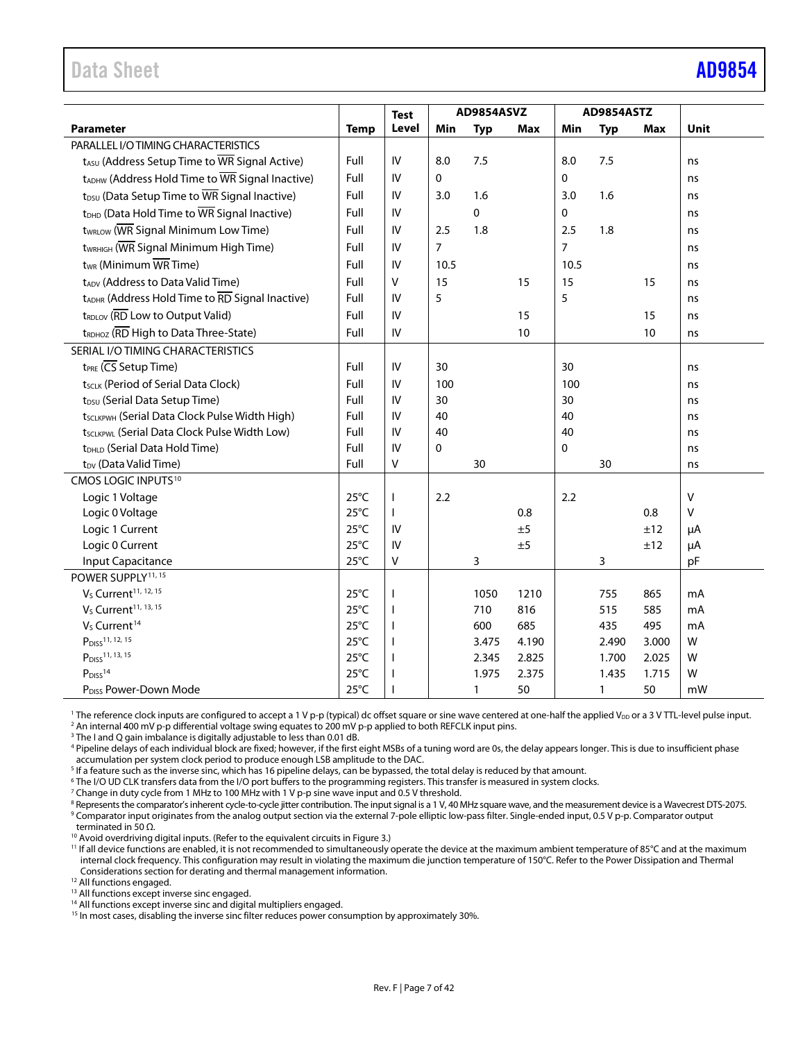| Parameter | Temp | Test Level | AD9854ASVZ | | | AD9854ASTZ | | | Unit |
|---|---|---|---|---|---|---|---|---|---|
| | | | Min | Typ | Max | Min | Typ | Max | |
| PARALLEL I/O TIMING CHARACTERISTICS | | | | | | | | | |
| $t_{ASU}$ (Address Setup Time to $\overline{WR}$ Signal Active) | Full | IV | 8.0 | 7.5 | | 8.0 | 7.5 | | ns |
| $t_{ADHW}$ (Address Hold Time to $\overline{WR}$ Signal Inactive) | Full | IV | 0 | | | 0 | | | ns |
| $t_{DSU}$ (Data Setup Time to $\overline{WR}$ Signal Inactive) | Full | IV | 3.0 | 1.6 | | 3.0 | 1.6 | | ns |
| $t_{DHD}$ (Data Hold Time to $\overline{WR}$ Signal Inactive) | Full | IV | | 0 | | 0 | | | ns |
| $t_{WRLOW}$ ($\overline{WR}$ Signal Minimum Low Time) | Full | IV | 2.5 | 1.8 | | 2.5 | 1.8 | | ns |
| $t_{WRHIGH}$ ($\overline{WR}$ Signal Minimum High Time) | Full | IV | 7 | | | 7 | | | ns |
| $t_{WR}$ (Minimum $\overline{WR}$ Time) | Full | IV | 10.5 | | | 10.5 | | | ns |
| $t_{ADV}$ (Address to Data Valid Time) | Full | V | 15 | | 15 | 15 | | 15 | ns |
| $t_{ADHR}$ (Address Hold Time to $\overline{RD}$ Signal Inactive) | Full | IV | 5 | | | 5 | | | ns |
| $t_{RDLOV}$ ($\overline{RD}$ Low to Output Valid) | Full | IV | | | 15 | | | 15 | ns |
| $t_{RDHOZ}$ ($\overline{RD}$ High to Data Three-State) | Full | IV | | | 10 | | | 10 | ns |
| SERIAL I/O TIMING CHARACTERISTICS | | | | | | | | | |
| $t_{PRE}$ ($\overline{CS}$ Setup Time) | Full | IV | 30 | | | 30 | | | ns |
| $t_{SCLK}$ (Period of Serial Data Clock) | Full | IV | 100 | | | 100 | | | ns |
| $t_{DSU}$ (Serial Data Setup Time) | Full | IV | 30 | | | 30 | | | ns |
| $t_{SCLKPWH}$ (Serial Data Clock Pulse Width High) | Full | IV | 40 | | | 40 | | | ns |
| $t_{SCLKPWL}$ (Serial Data Clock Pulse Width Low) | Full | IV | 40 | | | 40 | | | ns |
| $t_{DHLD}$ (Serial Data Hold Time) | Full | IV | 0 | | | 0 | | | ns |
| $t_{DV}$ (Data Valid Time) | Full | V | | 30 | | | 30 | | ns |
| CMOS LOGIC INPUTS[10] | | | | | | | | | |
| Logic 1 Voltage | 25°C | I | 2.2 | | | 2.2 | | | V |
| Logic 0 Voltage | 25°C | I | | | 0.8 | | | 0.8 | V |
| Logic 1 Current | 25°C | IV | | | ±5 | | | ±12 | μA |
| Logic 0 Current | 25°C | IV | | | ±5 | | | ±12 | μA |
| Input Capacitance | 25°C | V | | 3 | | | 3 | | pF |
| POWER SUPPLY[11, 15] | | | | | | | | | |
| $V_S$ Current[11, 12, 15] | 25°C | I | | 1050 | 1210 | | 755 | 865 | mA |
| $V_S$ Current[11, 13, 15] | 25°C | I | | 710 | 816 | | 515 | 585 | mA |
| $V_S$ Current[14] | 25°C | I | | 600 | 685 | | 435 | 495 | mA |
| $P_{DISS}$[11, 12, 15] | 25°C | I | | 3.475 | 4.190 | | 2.490 | 3.000 | W |
| $P_{DISS}$[11, 13, 15] | 25°C | I | | 2.345 | 2.825 | | 1.700 | 2.025 | W |
| $P_{DISS}$[14] | 25°C | I | | 1.975 | 2.375 | | 1.435 | 1.715 | W |
| $P_{DISS}$ Power-Down Mode | 25°C | I | | 1 | 50 | | 1 | 50 | mW |

[1] The reference clock inputs are configured to accept a 1 V p-p (typical) dc offset square or sine wave centered at one-half the applied $V_{DD}$ or a 3 V TTL-level pulse input.
[2] An internal 400 mV p-p differential voltage swing equates to 200 mV p-p applied to both REFCLK input pins.
[3] The I and Q gain imbalance is digitally adjustable to less than 0.01 dB.
[4] Pipeline delays of each individual block are fixed; however, if the first eight MSBs of a tuning word are 0s, the delay appears longer. This is due to insufficient phase accumulation per system clock period to produce enough LSB amplitude to the DAC.
[5] If a feature such as the inverse sinc, which has 16 pipeline delays, can be bypassed, the total delay is reduced by that amount.
[6] The I/O UD CLK transfers data from the I/O port buffers to the programming registers. This transfer is measured in system clocks.
[7] Change in duty cycle from 1 MHz to 100 MHz with 1 V p-p sine wave input and 0.5 V threshold.
[8] Represents the comparator's inherent cycle-to-cycle jitter contribution. The input signal is a 1 V, 40 MHz square wave, and the measurement device is a Wavecrest DTS-2075.
[9] Comparator input originates from the analog output section via the external 7-pole elliptic low-pass filter. Single-ended input, 0.5 V p-p. Comparator output terminated in 50 Ω.
[10] Avoid overdriving digital inputs. (Refer to the equivalent circuits in Figure 3.)
[11] If all device functions are enabled, it is not recommended to simultaneously operate the device at the maximum ambient temperature of 85°C and at the maximum internal clock frequency. This configuration may result in violating the maximum die junction temperature of 150°C. Refer to the Power Dissipation and Thermal Considerations section for derating and thermal management information.
[12] All functions engaged.
[13] All functions except inverse sinc engaged.
[14] All functions except inverse sinc and digital multipliers engaged.
[15] In most cases, disabling the inverse sinc filter reduces power consumption by approximately 30%.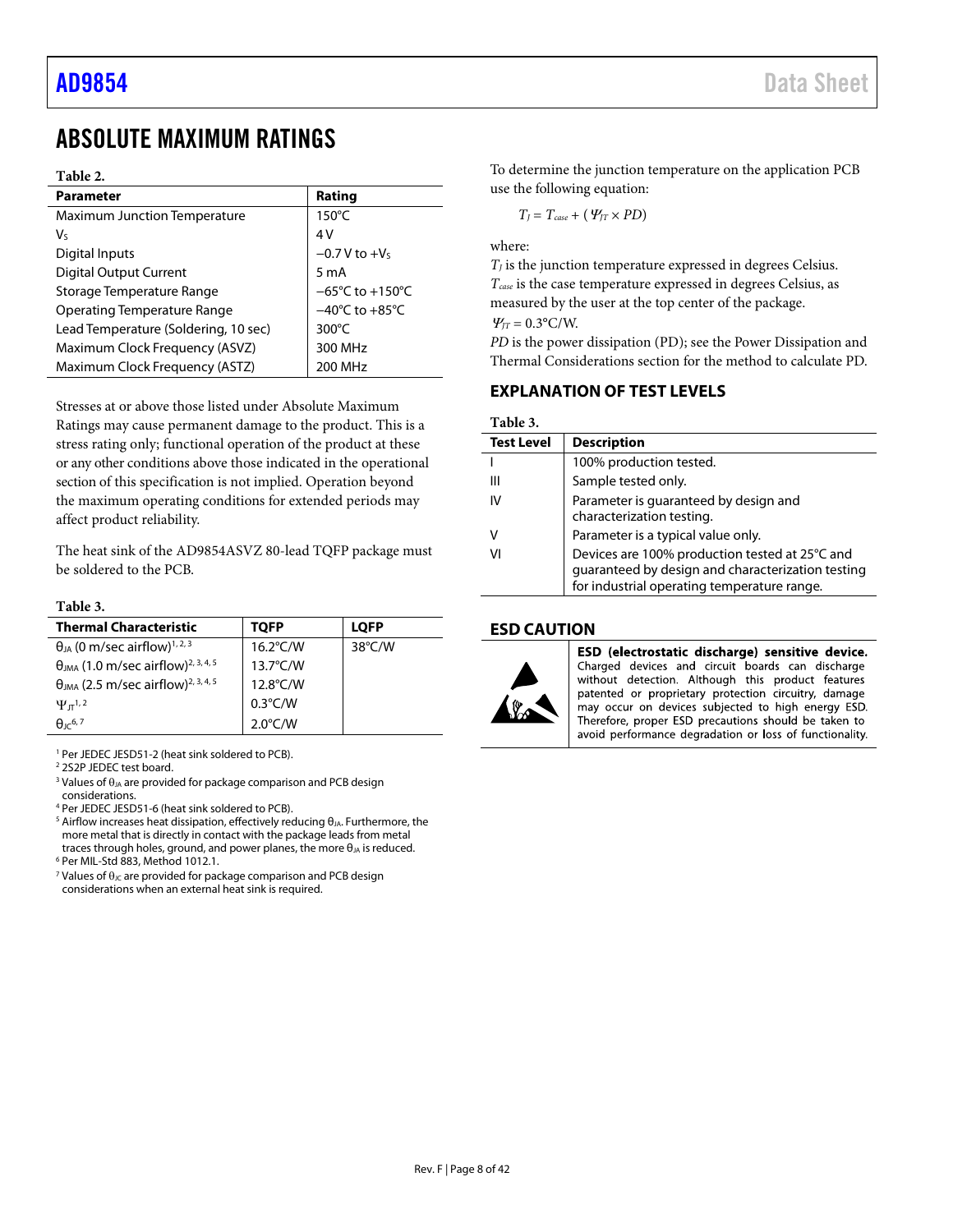# ABSOLUTE MAXIMUM RATINGS

**Table 2.**

| Parameter | Rating |
|---|---|
| Maximum Junction Temperature | 150°C |
| $V_S$ | 4 V |
| Digital Inputs | −0.7 V to $+V_S$ |
| Digital Output Current | 5 mA |
| Storage Temperature Range | −65°C to +150°C |
| Operating Temperature Range | −40°C to +85°C |
| Lead Temperature (Soldering, 10 sec) | 300°C |
| Maximum Clock Frequency (ASVZ) | 300 MHz |
| Maximum Clock Frequency (ASTZ) | 200 MHz |

Stresses at or above those listed under Absolute Maximum Ratings may cause permanent damage to the product. This is a stress rating only; functional operation of the product at these or any other conditions above those indicated in the operational section of this specification is not implied. Operation beyond the maximum operating conditions for extended periods may affect product reliability.

The heat sink of the AD9854ASVZ 80-lead TQFP package must be soldered to the PCB.

**Table 3.**

| Thermal Characteristic | TQFP | LQFP |
|---|---|---|
| $\theta_{JA}$ (0 m/sec airflow)[1, 2, 3] | 16.2°C/W | 38°C/W |
| $\theta_{JMA}$ (1.0 m/sec airflow)[2, 3, 4, 5] | 13.7°C/W | |
| $\theta_{JMA}$ (2.5 m/sec airflow)[2, 3, 4, 5] | 12.8°C/W | |
| $\Psi_{JT}$[1, 2] | 0.3°C/W | |
| $\theta_{JC}$[6, 7] | 2.0°C/W | |

[1] Per JEDEC JESD51-2 (heat sink soldered to PCB).
[2] 2S2P JEDEC test board.
[3] Values of $\theta_{JA}$ are provided for package comparison and PCB design considerations.
[4] Per JEDEC JESD51-6 (heat sink soldered to PCB).
[5] Airflow increases heat dissipation, effectively reducing $\theta_{JA}$. Furthermore, the more metal that is directly in contact with the package leads from metal traces through holes, ground, and power planes, the more $\theta_{JA}$ is reduced.
[6] Per MIL-Std 883, Method 1012.1.
[7] Values of $\theta_{JC}$ are provided for package comparison and PCB design considerations when an external heat sink is required.

To determine the junction temperature on the application PCB use the following equation:

$$T_J = T_{case} + (\Psi_{JT} \times PD)$$

where:
$T_J$ is the junction temperature expressed in degrees Celsius.
$T_{case}$ is the case temperature expressed in degrees Celsius, as measured by the user at the top center of the package.
$\Psi_{JT}$ = 0.3°C/W.
*PD* is the power dissipation (PD); see the Power Dissipation and Thermal Considerations section for the method to calculate PD.

## EXPLANATION OF TEST LEVELS

**Table 3.**

| Test Level | Description |
|---|---|
| I | 100% production tested. |
| III | Sample tested only. |
| IV | Parameter is guaranteed by design and characterization testing. |
| V | Parameter is a typical value only. |
| VI | Devices are 100% production tested at 25°C and guaranteed by design and characterization testing for industrial operating temperature range. |

## ESD CAUTION

**ESD (electrostatic discharge) sensitive device.** Charged devices and circuit boards can discharge without detection. Although this product features patented or proprietary protection circuitry, damage may occur on devices subjected to high energy ESD. Therefore, proper ESD precautions should be taken to avoid performance degradation or loss of functionality.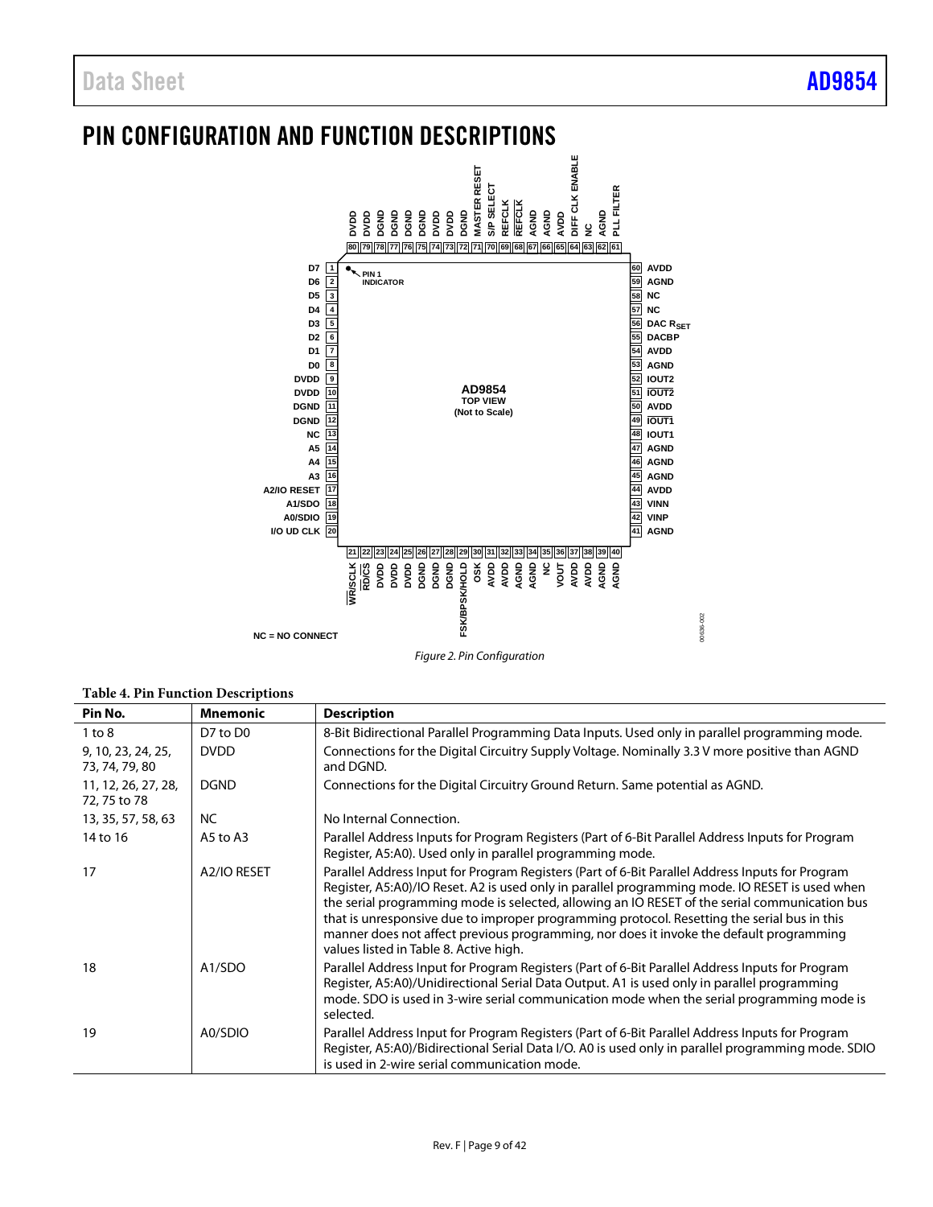# PIN CONFIGURATION AND FUNCTION DESCRIPTIONS

Figure 2. Pin Configuration

**Table 4. Pin Function Descriptions**

| Pin No. | Mnemonic | Description |
|---|---|---|
| 1 to 8 | D7 to D0 | 8-Bit Bidirectional Parallel Programming Data Inputs. Used only in parallel programming mode. |
| 9, 10, 23, 24, 25, 73, 74, 79, 80 | DVDD | Connections for the Digital Circuitry Supply Voltage. Nominally 3.3 V more positive than AGND and DGND. |
| 11, 12, 26, 27, 28, 72, 75 to 78 | DGND | Connections for the Digital Circuitry Ground Return. Same potential as AGND. |
| 13, 35, 57, 58, 63 | NC | No Internal Connection. |
| 14 to 16 | A5 to A3 | Parallel Address Inputs for Program Registers (Part of 6-Bit Parallel Address Inputs for Program Register, A5:A0). Used only in parallel programming mode. |
| 17 | A2/IO RESET | Parallel Address Input for Program Registers (Part of 6-Bit Parallel Address Inputs for Program Register, A5:A0)/IO Reset. A2 is used only in parallel programming mode. IO RESET is used when the serial programming mode is selected, allowing an IO RESET of the serial communication bus that is unresponsive due to improper programming protocol. Resetting the serial bus in this manner does not affect previous programming, nor does it invoke the default programming values listed in Table 8. Active high. |
| 18 | A1/SDO | Parallel Address Input for Program Registers (Part of 6-Bit Parallel Address Inputs for Program Register, A5:A0)/Unidirectional Serial Data Output. A1 is used only in parallel programming mode. SDO is used in 3-wire serial communication mode when the serial programming mode is selected. |
| 19 | A0/SDIO | Parallel Address Input for Program Registers (Part of 6-Bit Parallel Address Inputs for Program Register, A5:A0)/Bidirectional Serial Data I/O. A0 is used only in parallel programming mode. SDIO is used in 2-wire serial communication mode. |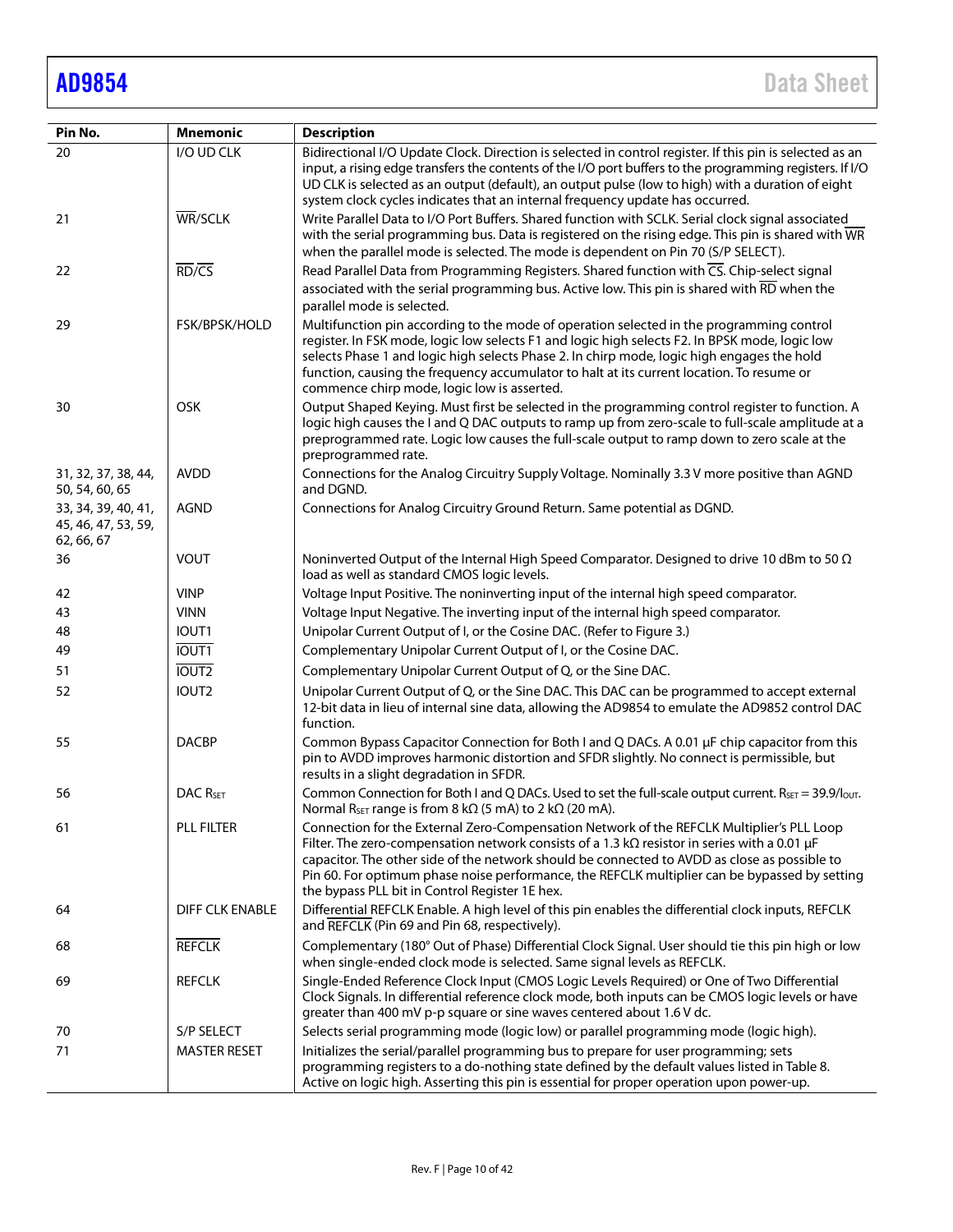| Pin No. | Mnemonic | Description |
|---|---|---|
| 20 | I/O UD CLK | Bidirectional I/O Update Clock. Direction is selected in control register. If this pin is selected as an input, a rising edge transfers the contents of the I/O port buffers to the programming registers. If I/O UD CLK is selected as an output (default), an output pulse (low to high) with a duration of eight system clock cycles indicates that an internal frequency update has occurred. |
| 21 | $\overline{\text{WR}}$/SCLK | Write Parallel Data to I/O Port Buffers. Shared function with SCLK. Serial clock signal associated with the serial programming bus. Data is registered on the rising edge. This pin is shared with $\overline{\text{WR}}$ when the parallel mode is selected. The mode is dependent on Pin 70 (S/P SELECT). |
| 22 | $\overline{\text{RD}}$/$\overline{\text{CS}}$ | Read Parallel Data from Programming Registers. Shared function with $\overline{\text{CS}}$. Chip-select signal associated with the serial programming bus. Active low. This pin is shared with $\overline{\text{RD}}$ when the parallel mode is selected. |
| 29 | FSK/BPSK/HOLD | Multifunction pin according to the mode of operation selected in the programming control register. In FSK mode, logic low selects F1 and logic high selects F2. In BPSK mode, logic low selects Phase 1 and logic high selects Phase 2. In chirp mode, logic high engages the hold function, causing the frequency accumulator to halt at its current location. To resume or commence chirp mode, logic low is asserted. |
| 30 | OSK | Output Shaped Keying. Must first be selected in the programming control register to function. A logic high causes the I and Q DAC outputs to ramp up from zero-scale to full-scale amplitude at a preprogrammed rate. Logic low causes the full-scale output to ramp down to zero scale at the preprogrammed rate. |
| 31, 32, 37, 38, 44, 50, 54, 60, 65 | AVDD | Connections for the Analog Circuitry Supply Voltage. Nominally 3.3 V more positive than AGND and DGND. |
| 33, 34, 39, 40, 41, 45, 46, 47, 53, 59, 62, 66, 67 | AGND | Connections for Analog Circuitry Ground Return. Same potential as DGND. |
| 36 | VOUT | Noninverted Output of the Internal High Speed Comparator. Designed to drive 10 dBm to 50 Ω load as well as standard CMOS logic levels. |
| 42 | VINP | Voltage Input Positive. The noninverting input of the internal high speed comparator. |
| 43 | VINN | Voltage Input Negative. The inverting input of the internal high speed comparator. |
| 48 | IOUT1 | Unipolar Current Output of I, or the Cosine DAC. (Refer to Figure 3.) |
| 49 | $\overline{\text{IOUT1}}$ | Complementary Unipolar Current Output of I, or the Cosine DAC. |
| 51 | $\overline{\text{IOUT2}}$ | Complementary Unipolar Current Output of Q, or the Sine DAC. |
| 52 | IOUT2 | Unipolar Current Output of Q, or the Sine DAC. This DAC can be programmed to accept external 12-bit data in lieu of internal sine data, allowing the AD9854 to emulate the AD9852 control DAC function. |
| 55 | DACBP | Common Bypass Capacitor Connection for Both I and Q DACs. A 0.01 µF chip capacitor from this pin to AVDD improves harmonic distortion and SFDR slightly. No connect is permissible, but results in a slight degradation in SFDR. |
| 56 | DAC $R_{SET}$ | Common Connection for Both I and Q DACs. Used to set the full-scale output current. $R_{SET} = 39.9/I_{OUT}$. Normal $R_{SET}$ range is from 8 kΩ (5 mA) to 2 kΩ (20 mA). |
| 61 | PLL FILTER | Connection for the External Zero-Compensation Network of the REFCLK Multiplier's PLL Loop Filter. The zero-compensation network consists of a 1.3 kΩ resistor in series with a 0.01 µF capacitor. The other side of the network should be connected to AVDD as close as possible to Pin 60. For optimum phase noise performance, the REFCLK multiplier can be bypassed by setting the bypass PLL bit in Control Register 1E hex. |
| 64 | DIFF CLK ENABLE | Differential REFCLK Enable. A high level of this pin enables the differential clock inputs, REFCLK and $\overline{\text{REFCLK}}$ (Pin 69 and Pin 68, respectively). |
| 68 | $\overline{\text{REFCLK}}$ | Complementary (180° Out of Phase) Differential Clock Signal. User should tie this pin high or low when single-ended clock mode is selected. Same signal levels as REFCLK. |
| 69 | REFCLK | Single-Ended Reference Clock Input (CMOS Logic Levels Required) or One of Two Differential Clock Signals. In differential reference clock mode, both inputs can be CMOS logic levels or have greater than 400 mV p-p square or sine waves centered about 1.6 V dc. |
| 70 | S/P SELECT | Selects serial programming mode (logic low) or parallel programming mode (logic high). |
| 71 | MASTER RESET | Initializes the serial/parallel programming bus to prepare for user programming; sets programming registers to a do-nothing state defined by the default values listed in Table 8. Active on logic high. Asserting this pin is essential for proper operation upon power-up. |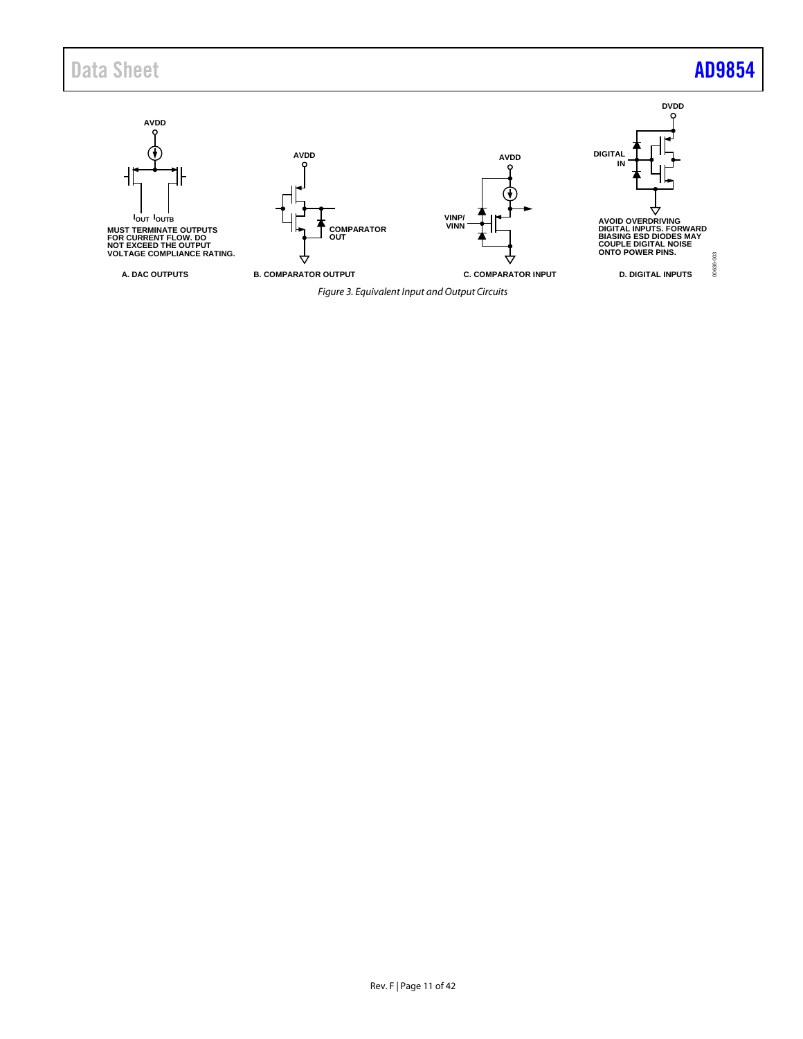AVDD

$I_{OUT}$ $I_{OUTB}$

MUST TERMINATE OUTPUTS FOR CURRENT FLOW. DO NOT EXCEED THE OUTPUT VOLTAGE COMPLIANCE RATING.

A. DAC OUTPUTS

AVDD

COMPARATOR OUT

B. COMPARATOR OUTPUT

AVDD

VINP/ VINN

C. COMPARATOR INPUT

DVDD

DIGITAL IN

AVOID OVERDRIVING DIGITAL INPUTS. FORWARD BIASING ESD DIODES MAY COUPLE DIGITAL NOISE ONTO POWER PINS.

D. DIGITAL INPUTS

00636-003

*Figure 3. Equivalent Input and Output Circuits*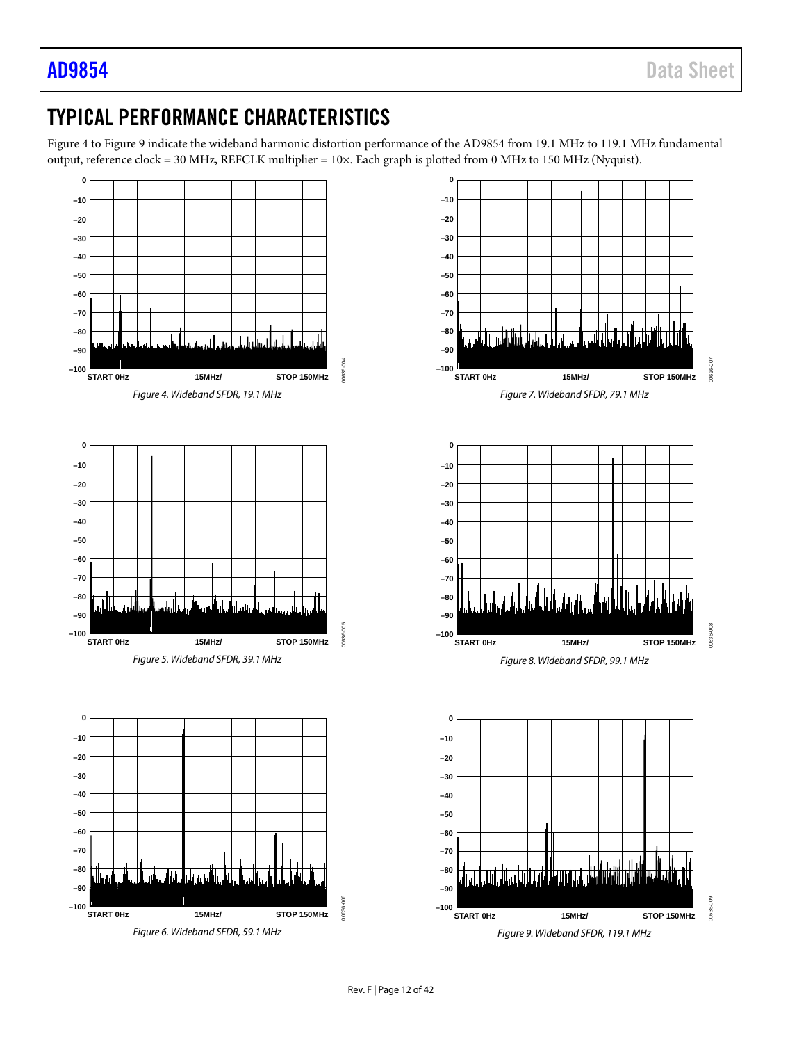## TYPICAL PERFORMANCE CHARACTERISTICS

Figure 4 to Figure 9 indicate the wideband harmonic distortion performance of the AD9854 from 19.1 MHz to 119.1 MHz fundamental output, reference clock = 30 MHz, REFCLK multiplier = 10×. Each graph is plotted from 0 MHz to 150 MHz (Nyquist).

*Figure 4. Wideband SFDR, 19.1 MHz*

*Figure 5. Wideband SFDR, 39.1 MHz*

*Figure 6. Wideband SFDR, 59.1 MHz*

*Figure 7. Wideband SFDR, 79.1 MHz*

*Figure 8. Wideband SFDR, 99.1 MHz*

*Figure 9. Wideband SFDR, 119.1 MHz*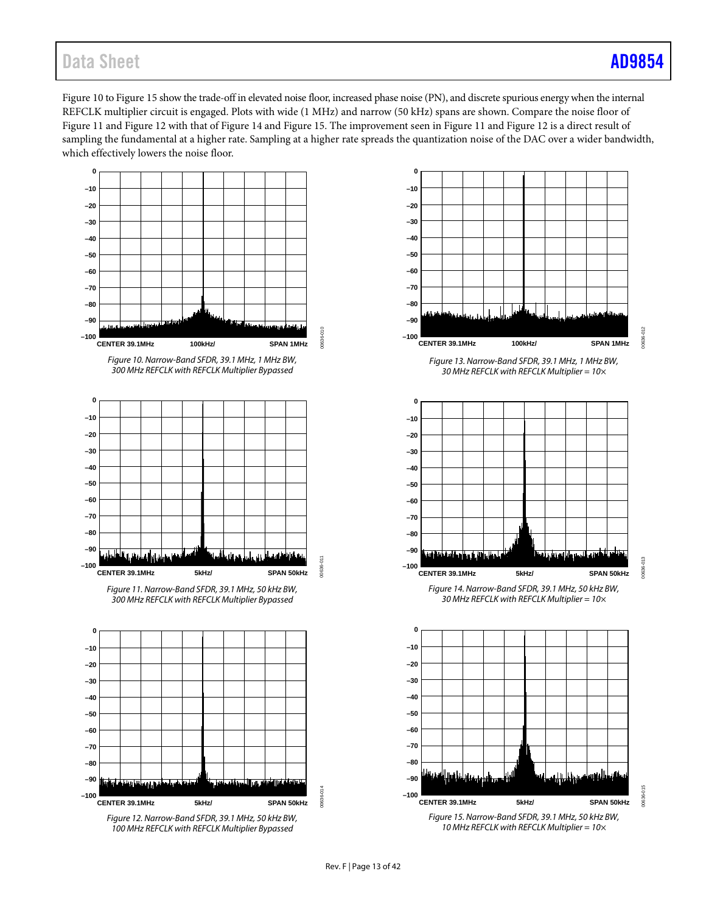Figure 10 to Figure 15 show the trade-off in elevated noise floor, increased phase noise (PN), and discrete spurious energy when the internal REFCLK multiplier circuit is engaged. Plots with wide (1 MHz) and narrow (50 kHz) spans are shown. Compare the noise floor of Figure 11 and Figure 12 with that of Figure 14 and Figure 15. The improvement seen in Figure 11 and Figure 12 is a direct result of sampling the fundamental at a higher rate. Sampling at a higher rate spreads the quantization noise of the DAC over a wider bandwidth, which effectively lowers the noise floor.

*Figure 10. Narrow-Band SFDR, 39.1 MHz, 1 MHz BW, 300 MHz REFCLK with REFCLK Multiplier Bypassed*

*Figure 11. Narrow-Band SFDR, 39.1 MHz, 50 kHz BW, 300 MHz REFCLK with REFCLK Multiplier Bypassed*

*Figure 12. Narrow-Band SFDR, 39.1 MHz, 50 kHz BW, 100 MHz REFCLK with REFCLK Multiplier Bypassed*

*Figure 13. Narrow-Band SFDR, 39.1 MHz, 1 MHz BW, 30 MHz REFCLK with REFCLK Multiplier = 10×*

*Figure 14. Narrow-Band SFDR, 39.1 MHz, 50 kHz BW, 30 MHz REFCLK with REFCLK Multiplier = 10×*

*Figure 15. Narrow-Band SFDR, 39.1 MHz, 50 kHz BW, 10 MHz REFCLK with REFCLK Multiplier = 10×*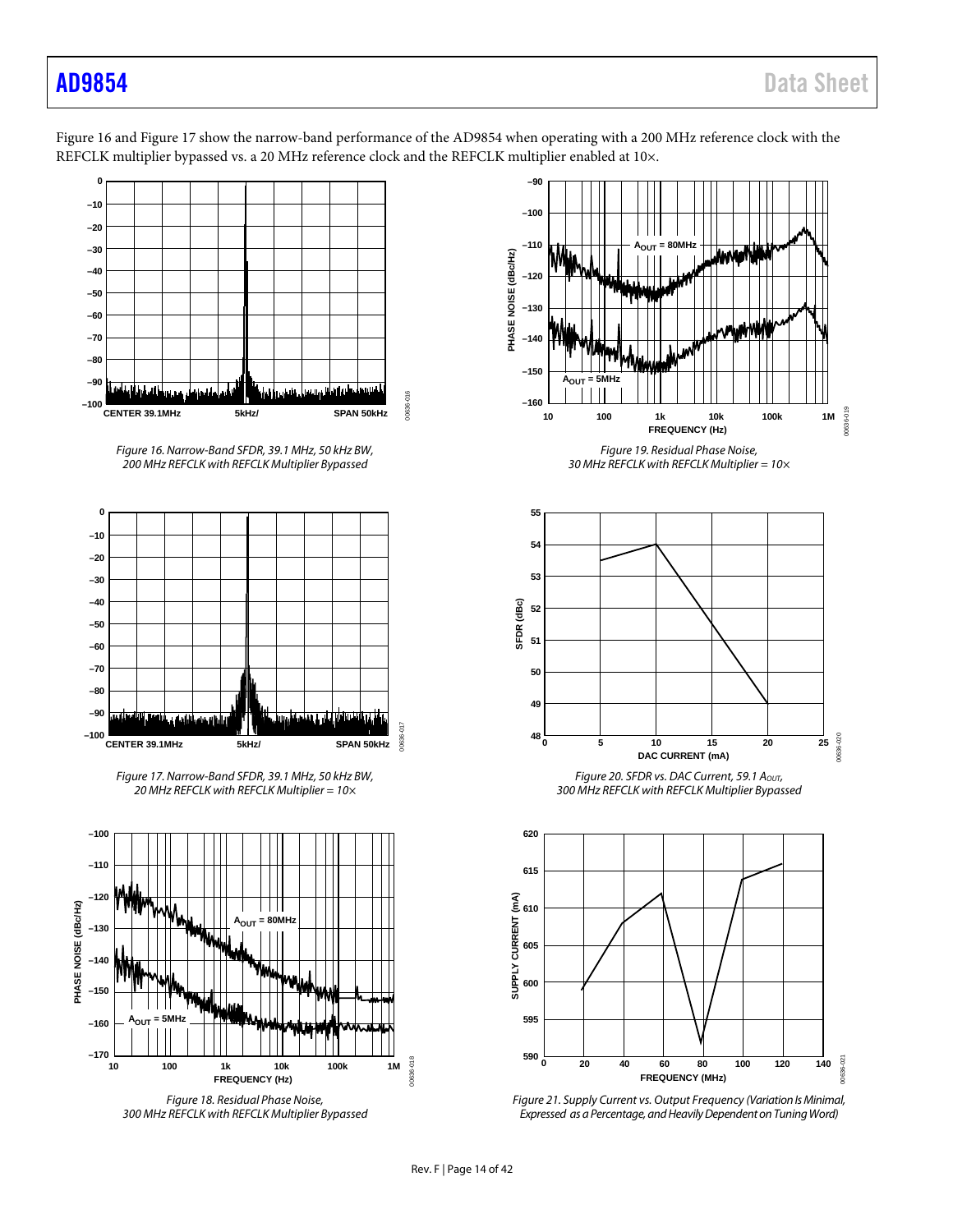Figure 16 and Figure 17 show the narrow-band performance of the AD9854 when operating with a 200 MHz reference clock with the REFCLK multiplier bypassed vs. a 20 MHz reference clock and the REFCLK multiplier enabled at 10×.

*Figure 16. Narrow-Band SFDR, 39.1 MHz, 50 kHz BW, 200 MHz REFCLK with REFCLK Multiplier Bypassed*

*Figure 17. Narrow-Band SFDR, 39.1 MHz, 50 kHz BW, 20 MHz REFCLK with REFCLK Multiplier = 10×*

*Figure 18. Residual Phase Noise, 300 MHz REFCLK with REFCLK Multiplier Bypassed*

*Figure 19. Residual Phase Noise, 30 MHz REFCLK with REFCLK Multiplier = 10×*

*Figure 20. SFDR vs. DAC Current, 59.1 $A_{OUT}$, 300 MHz REFCLK with REFCLK Multiplier Bypassed*

*Figure 21. Supply Current vs. Output Frequency (Variation Is Minimal, Expressed as a Percentage, and Heavily Dependent on Tuning Word)*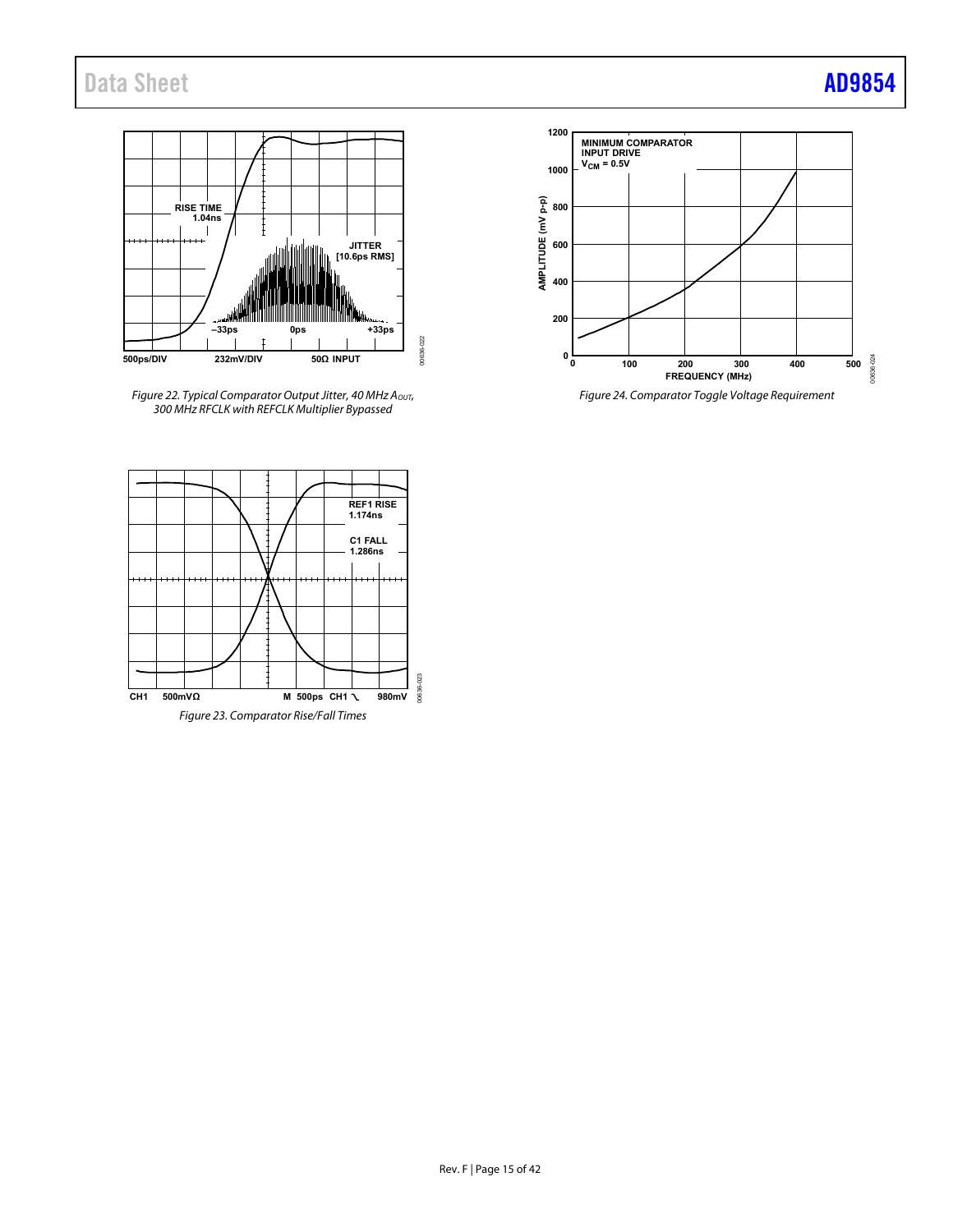*Figure 22. Typical Comparator Output Jitter, 40 MHz $A_{OUT}$, 300 MHz REFCLK with REFCLK Multiplier Bypassed*

*Figure 23. Comparator Rise/Fall Times*

*Figure 24. Comparator Toggle Voltage Requirement*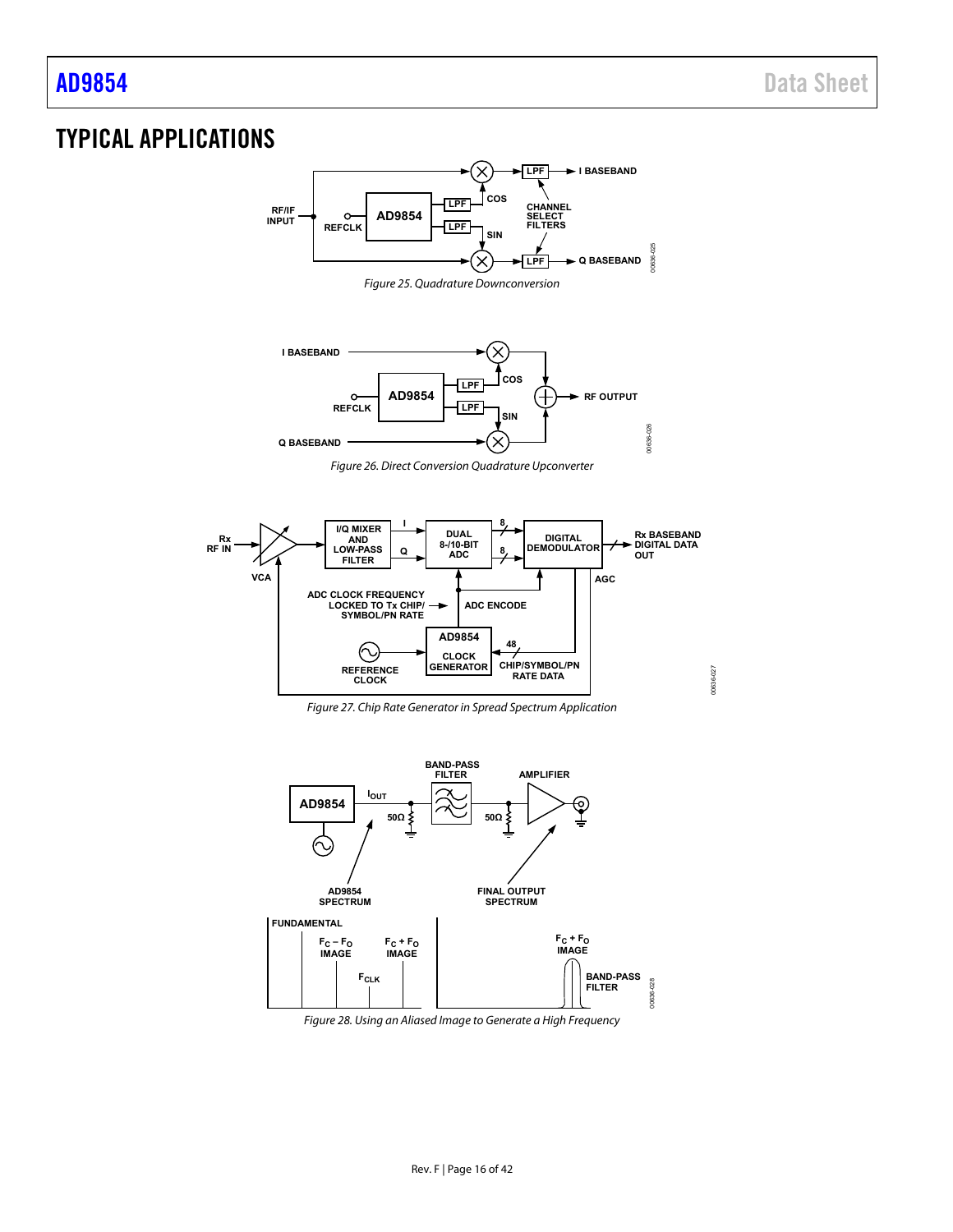## TYPICAL APPLICATIONS

Figure 25. Quadrature Downconversion

Figure 26. Direct Conversion Quadrature Upconverter

Figure 27. Chip Rate Generator in Spread Spectrum Application

Figure 28. Using an Aliased Image to Generate a High Frequency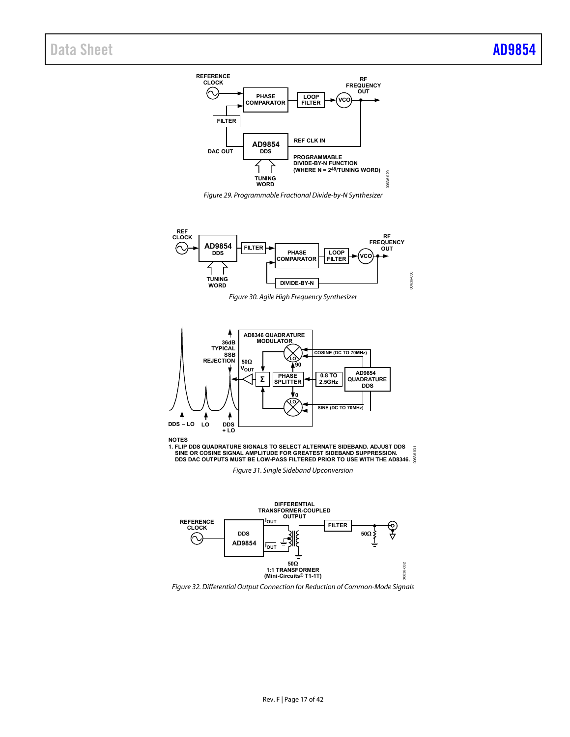Figure 29. Programmable Fractional Divide-by-N Synthesizer

Figure 30. Agile High Frequency Synthesizer

NOTES
1. FLIP DDS QUADRATURE SIGNALS TO SELECT ALTERNATE SIDEBAND. ADJUST DDS SINE OR COSINE SIGNAL AMPLITUDE FOR GREATEST SIDEBAND SUPPRESSION. DDS DAC OUTPUTS MUST BE LOW-PASS FILTERED PRIOR TO USE WITH THE AD8346.

Figure 31. Single Sideband Upconversion

Figure 32. Differential Output Connection for Reduction of Common-Mode Signals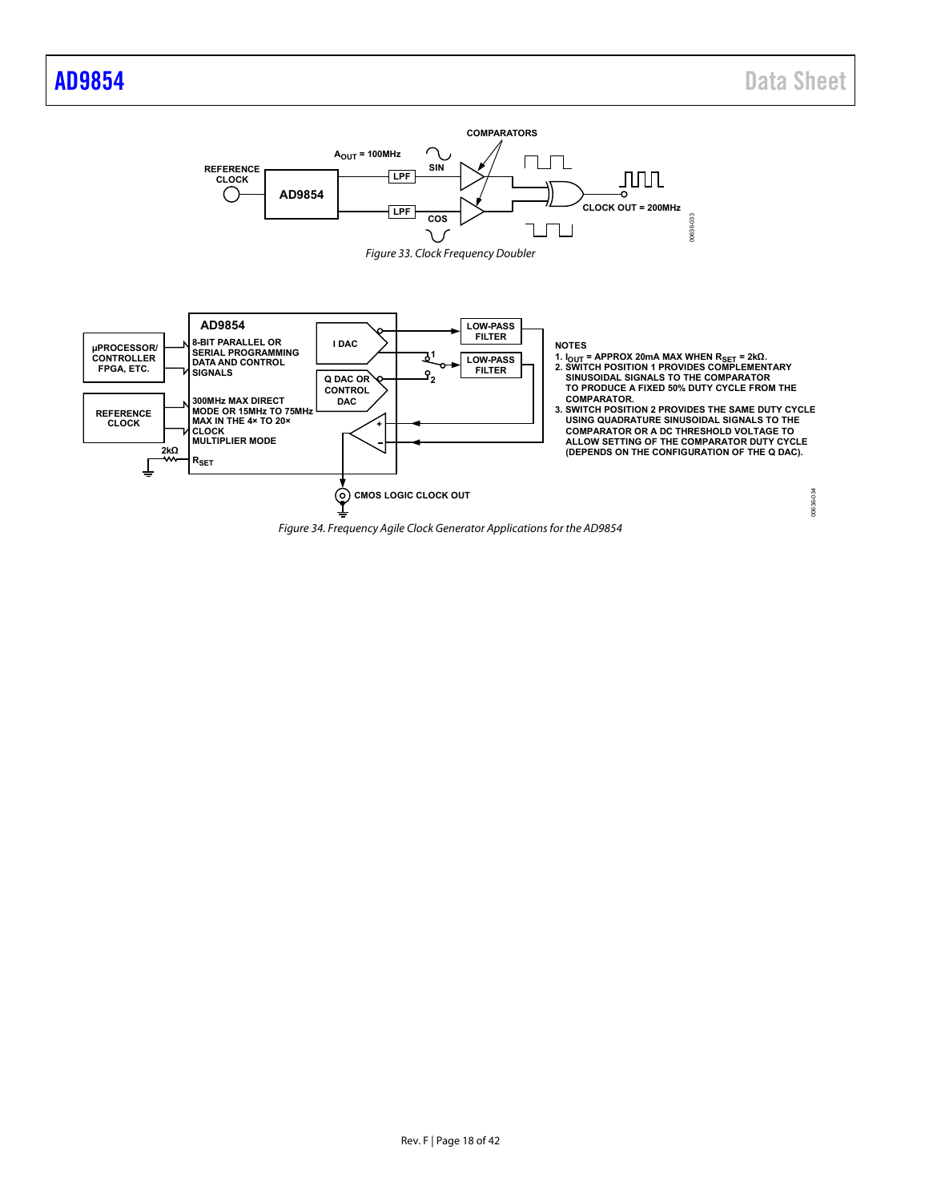Figure 33. Clock Frequency Doubler

NOTES
1. $I_{OUT}$ = APPROX 20mA MAX WHEN $R_{SET}$ = 2kΩ.
2. SWITCH POSITION 1 PROVIDES COMPLEMENTARY SINUSOIDAL SIGNALS TO THE COMPARATOR TO PRODUCE A FIXED 50% DUTY CYCLE FROM THE COMPARATOR.
3. SWITCH POSITION 2 PROVIDES THE SAME DUTY CYCLE USING QUADRATURE SINUSOIDAL SIGNALS TO THE COMPARATOR OR A DC THRESHOLD VOLTAGE TO ALLOW SETTING OF THE COMPARATOR DUTY CYCLE (DEPENDS ON THE CONFIGURATION OF THE Q DAC).

Figure 34. Frequency Agile Clock Generator Applications for the AD9854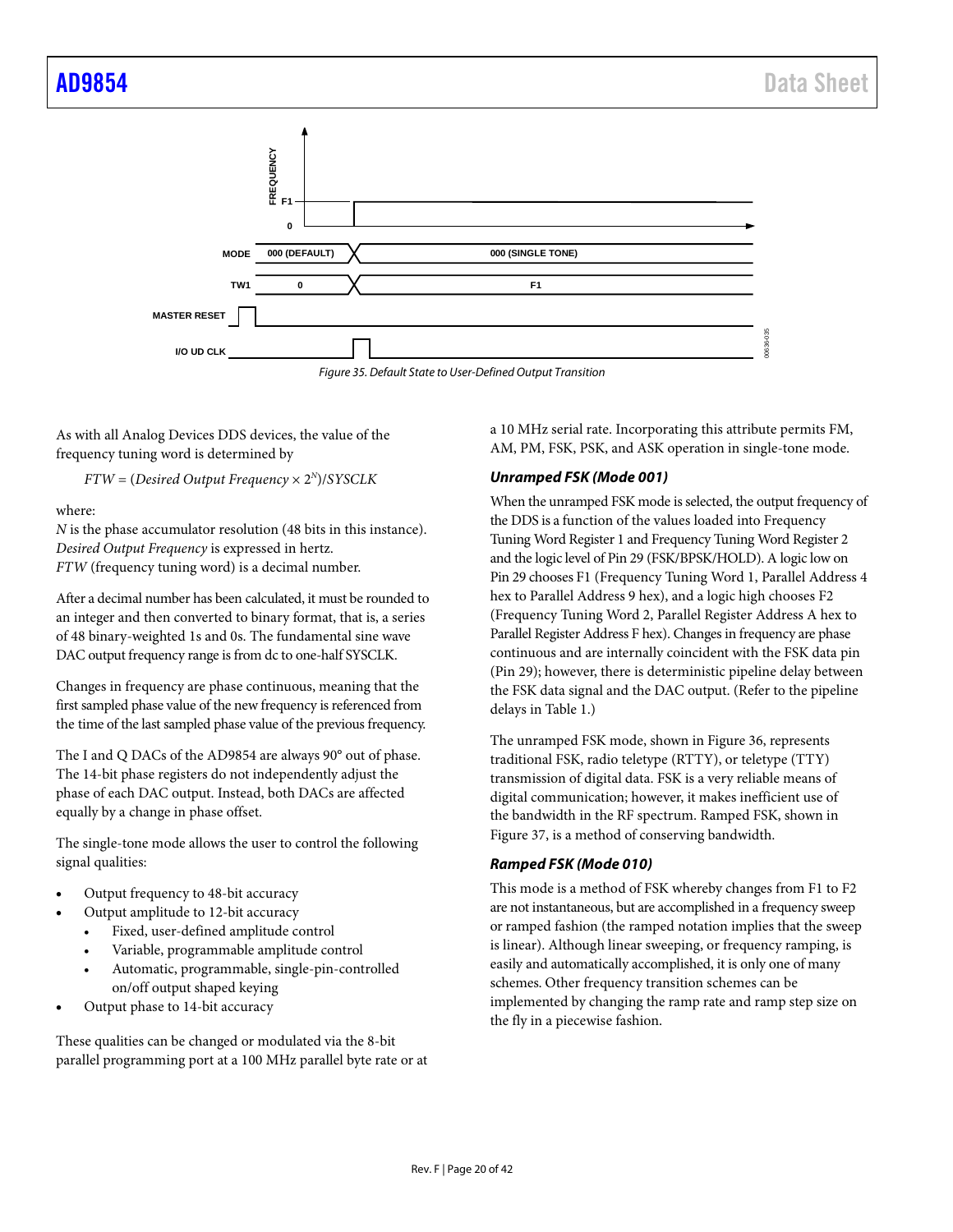Figure 35. Default State to User-Defined Output Transition

As with all Analog Devices DDS devices, the value of the frequency tuning word is determined by

$$FTW = (Desired\ Output\ Frequency \times 2^N)/SYSCLK$$

where:
$N$ is the phase accumulator resolution (48 bits in this instance).
*Desired Output Frequency* is expressed in hertz.
*FTW* (frequency tuning word) is a decimal number.

After a decimal number has been calculated, it must be rounded to an integer and then converted to binary format, that is, a series of 48 binary-weighted 1s and 0s. The fundamental sine wave DAC output frequency range is from dc to one-half SYSCLK.

Changes in frequency are phase continuous, meaning that the first sampled phase value of the new frequency is referenced from the time of the last sampled phase value of the previous frequency.

The I and Q DACs of the AD9854 are always 90° out of phase. The 14-bit phase registers do not independently adjust the phase of each DAC output. Instead, both DACs are affected equally by a change in phase offset.

The single-tone mode allows the user to control the following signal qualities:

- Output frequency to 48-bit accuracy
- Output amplitude to 12-bit accuracy
    - Fixed, user-defined amplitude control
    - Variable, programmable amplitude control
    - Automatic, programmable, single-pin-controlled on/off output shaped keying
- Output phase to 14-bit accuracy

These qualities can be changed or modulated via the 8-bit parallel programming port at a 100 MHz parallel byte rate or at a 10 MHz serial rate. Incorporating this attribute permits FM, AM, PM, FSK, PSK, and ASK operation in single-tone mode.

#### Unramped FSK (Mode 001)

When the unramped FSK mode is selected, the output frequency of the DDS is a function of the values loaded into Frequency Tuning Word Register 1 and Frequency Tuning Word Register 2 and the logic level of Pin 29 (FSK/BPSK/HOLD). A logic low on Pin 29 chooses F1 (Frequency Tuning Word 1, Parallel Address 4 hex to Parallel Address 9 hex), and a logic high chooses F2 (Frequency Tuning Word 2, Parallel Register Address A hex to Parallel Register Address F hex). Changes in frequency are phase continuous and are internally coincident with the FSK data pin (Pin 29); however, there is deterministic pipeline delay between the FSK data signal and the DAC output. (Refer to the pipeline delays in Table 1.)

The unramped FSK mode, shown in Figure 36, represents traditional FSK, radio teletype (RTTY), or teletype (TTY) transmission of digital data. FSK is a very reliable means of digital communication; however, it makes inefficient use of the bandwidth in the RF spectrum. Ramped FSK, shown in Figure 37, is a method of conserving bandwidth.

#### Ramped FSK (Mode 010)

This mode is a method of FSK whereby changes from F1 to F2 are not instantaneous, but are accomplished in a frequency sweep or ramped fashion (the ramped notation implies that the sweep is linear). Although linear sweeping, or frequency ramping, is easily and automatically accomplished, it is only one of many schemes. Other frequency transition schemes can be implemented by changing the ramp rate and ramp step size on the fly in a piecewise fashion.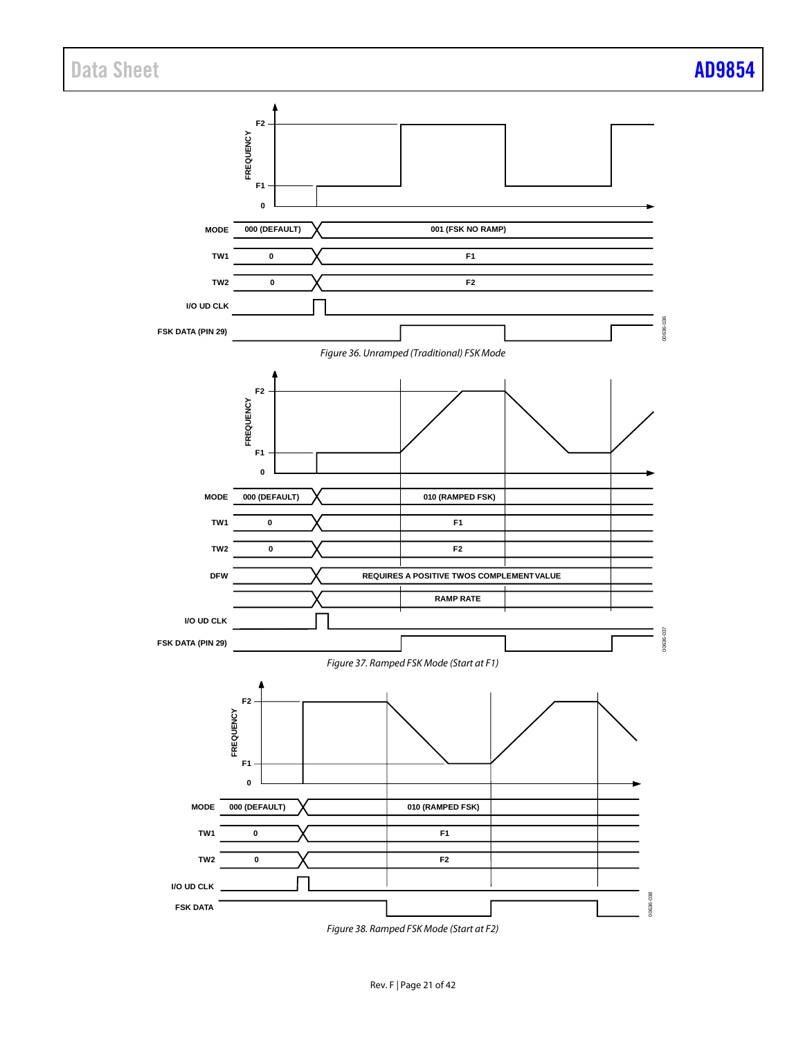Figure 36. Unramped (Traditional) FSK Mode

Figure 37. Ramped FSK Mode (Start at F1)

Figure 38. Ramped FSK Mode (Start at F2)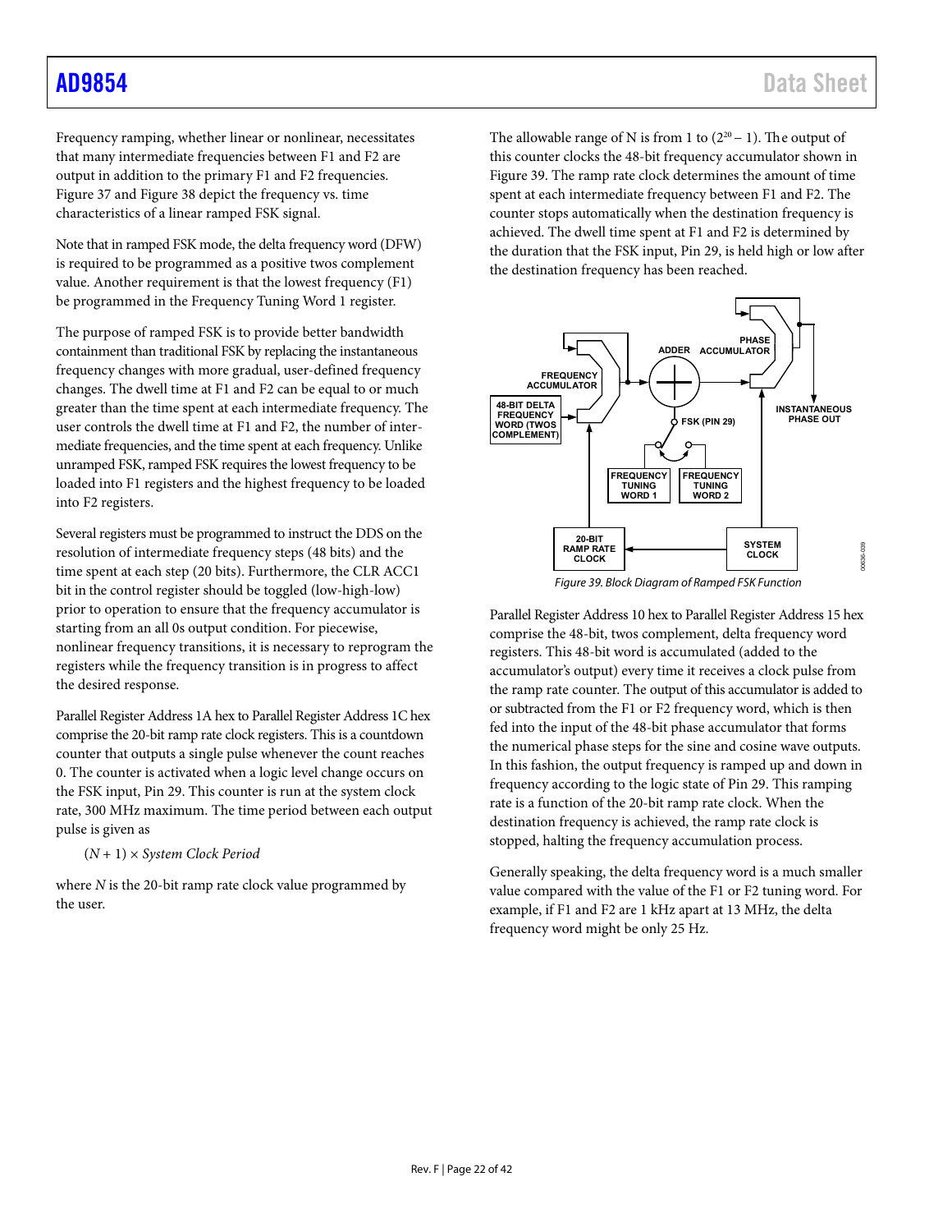Frequency ramping, whether linear or nonlinear, necessitates that many intermediate frequencies between F1 and F2 are output in addition to the primary F1 and F2 frequencies. Figure 37 and Figure 38 depict the frequency vs. time characteristics of a linear ramped FSK signal.

Note that in ramped FSK mode, the delta frequency word (DFW) is required to be programmed as a positive twos complement value. Another requirement is that the lowest frequency (F1) be programmed in the Frequency Tuning Word 1 register.

The purpose of ramped FSK is to provide better bandwidth containment than traditional FSK by replacing the instantaneous frequency changes with more gradual, user-defined frequency changes. The dwell time at F1 and F2 can be equal to or much greater than the time spent at each intermediate frequency. The user controls the dwell time at F1 and F2, the number of intermediate frequencies, and the time spent at each frequency. Unlike unramped FSK, ramped FSK requires the lowest frequency to be loaded into F1 registers and the highest frequency to be loaded into F2 registers.

Several registers must be programmed to instruct the DDS on the resolution of intermediate frequency steps (48 bits) and the time spent at each step (20 bits). Furthermore, the CLR ACC1 bit in the control register should be toggled (low-high-low) prior to operation to ensure that the frequency accumulator is starting from an all 0s output condition. For piecewise, nonlinear frequency transitions, it is necessary to reprogram the registers while the frequency transition is in progress to affect the desired response.

Parallel Register Address 1A hex to Parallel Register Address 1C hex comprise the 20-bit ramp rate clock registers. This is a countdown counter that outputs a single pulse whenever the count reaches 0. The counter is activated when a logic level change occurs on the FSK input, Pin 29. This counter is run at the system clock rate, 300 MHz maximum. The time period between each output pulse is given as

$(N + 1) \times$ *System Clock Period*

where *N* is the 20-bit ramp rate clock value programmed by the user.

The allowable range of N is from 1 to $(2^{20} - 1)$. The output of this counter clocks the 48-bit frequency accumulator shown in Figure 39. The ramp rate clock determines the amount of time spent at each intermediate frequency between F1 and F2. The counter stops automatically when the destination frequency is achieved. The dwell time spent at F1 and F2 is determined by the duration that the FSK input, Pin 29, is held high or low after the destination frequency has been reached.

*Figure 39. Block Diagram of Ramped FSK Function*

Parallel Register Address 10 hex to Parallel Register Address 15 hex comprise the 48-bit, twos complement, delta frequency word registers. This 48-bit word is accumulated (added to the accumulator's output) every time it receives a clock pulse from the ramp rate counter. The output of this accumulator is added to or subtracted from the F1 or F2 frequency word, which is then fed into the input of the 48-bit phase accumulator that forms the numerical phase steps for the sine and cosine wave outputs. In this fashion, the output frequency is ramped up and down in frequency according to the logic state of Pin 29. This ramping rate is a function of the 20-bit ramp rate clock. When the destination frequency is achieved, the ramp rate clock is stopped, halting the frequency accumulation process.

Generally speaking, the delta frequency word is a much smaller value compared with the value of the F1 or F2 tuning word. For example, if F1 and F2 are 1 kHz apart at 13 MHz, the delta frequency word might be only 25 Hz.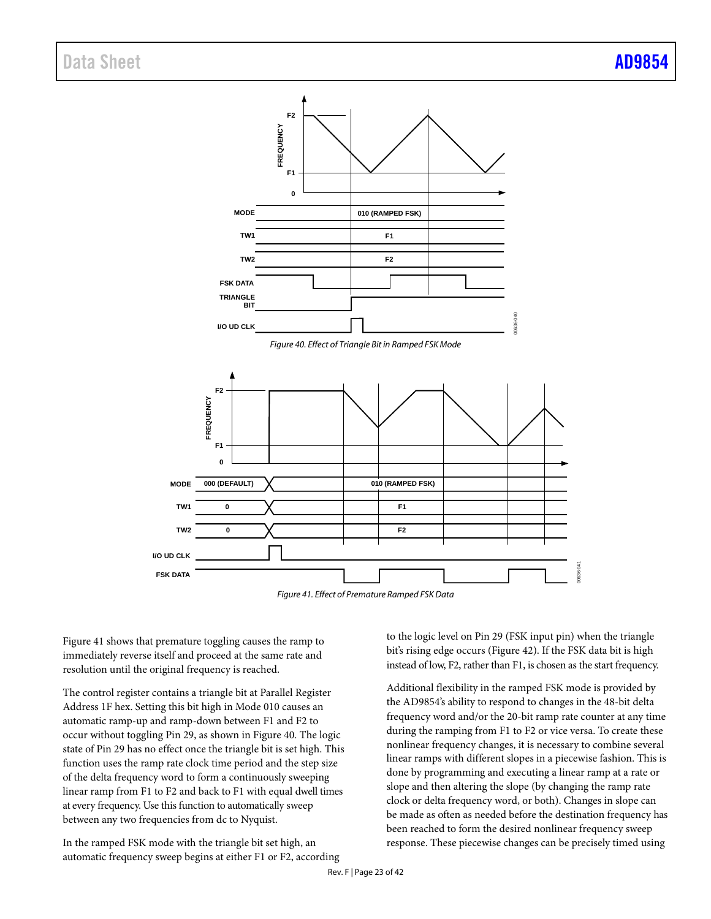Figure 40. Effect of Triangle Bit in Ramped FSK Mode

Figure 41. Effect of Premature Ramped FSK Data

Figure 41 shows that premature toggling causes the ramp to immediately reverse itself and proceed at the same rate and resolution until the original frequency is reached.

The control register contains a triangle bit at Parallel Register Address 1F hex. Setting this bit high in Mode 010 causes an automatic ramp-up and ramp-down between F1 and F2 to occur without toggling Pin 29, as shown in Figure 40. The logic state of Pin 29 has no effect once the triangle bit is set high. This function uses the ramp rate clock time period and the step size of the delta frequency word to form a continuously sweeping linear ramp from F1 to F2 and back to F1 with equal dwell times at every frequency. Use this function to automatically sweep between any two frequencies from dc to Nyquist.

In the ramped FSK mode with the triangle bit set high, an automatic frequency sweep begins at either F1 or F2, according to the logic level on Pin 29 (FSK input pin) when the triangle bit's rising edge occurs (Figure 42). If the FSK data bit is high instead of low, F2, rather than F1, is chosen as the start frequency.

Additional flexibility in the ramped FSK mode is provided by the AD9854's ability to respond to changes in the 48-bit delta frequency word and/or the 20-bit ramp rate counter at any time during the ramping from F1 to F2 or vice versa. To create these nonlinear frequency changes, it is necessary to combine several linear ramps with different slopes in a piecewise fashion. This is done by programming and executing a linear ramp at a rate or slope and then altering the slope (by changing the ramp rate clock or delta frequency word, or both). Changes in slope can be made as often as needed before the destination frequency has been reached to form the desired nonlinear frequency sweep response. These piecewise changes can be precisely timed using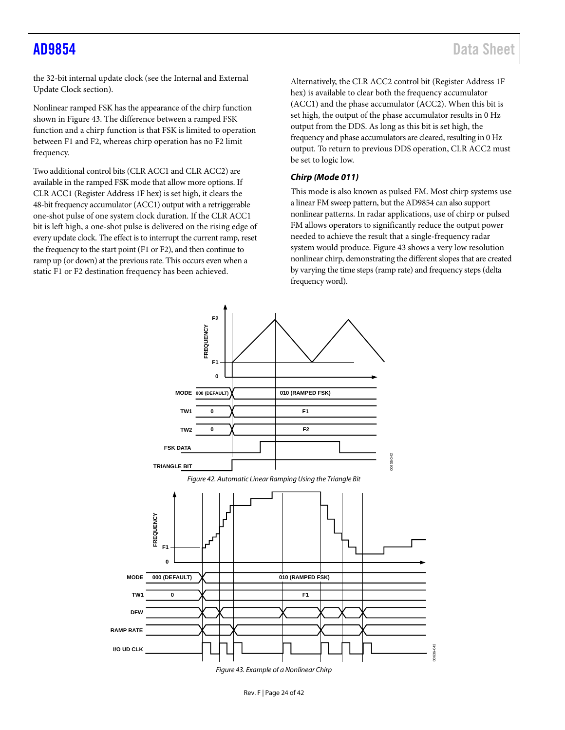the 32-bit internal update clock (see the Internal and External Update Clock section).

Nonlinear ramped FSK has the appearance of the chirp function shown in Figure 43. The difference between a ramped FSK function and a chirp function is that FSK is limited to operation between F1 and F2, whereas chirp operation has no F2 limit frequency.

Two additional control bits (CLR ACC1 and CLR ACC2) are available in the ramped FSK mode that allow more options. If CLR ACC1 (Register Address 1F hex) is set high, it clears the 48-bit frequency accumulator (ACC1) output with a retriggerable one-shot pulse of one system clock duration. If the CLR ACC1 bit is left high, a one-shot pulse is delivered on the rising edge of every update clock. The effect is to interrupt the current ramp, reset the frequency to the start point (F1 or F2), and then continue to ramp up (or down) at the previous rate. This occurs even when a static F1 or F2 destination frequency has been achieved.

Alternatively, the CLR ACC2 control bit (Register Address 1F hex) is available to clear both the frequency accumulator (ACC1) and the phase accumulator (ACC2). When this bit is set high, the output of the phase accumulator results in 0 Hz output from the DDS. As long as this bit is set high, the frequency and phase accumulators are cleared, resulting in 0 Hz output. To return to previous DDS operation, CLR ACC2 must be set to logic low.

### *Chirp (Mode 011)*

This mode is also known as pulsed FM. Most chirp systems use a linear FM sweep pattern, but the AD9854 can also support nonlinear patterns. In radar applications, use of chirp or pulsed FM allows operators to significantly reduce the output power needed to achieve the result that a single-frequency radar system would produce. Figure 43 shows a very low resolution nonlinear chirp, demonstrating the different slopes that are created by varying the time steps (ramp rate) and frequency steps (delta frequency word).

*Figure 42. Automatic Linear Ramping Using the Triangle Bit*

*Figure 43. Example of a Nonlinear Chirp*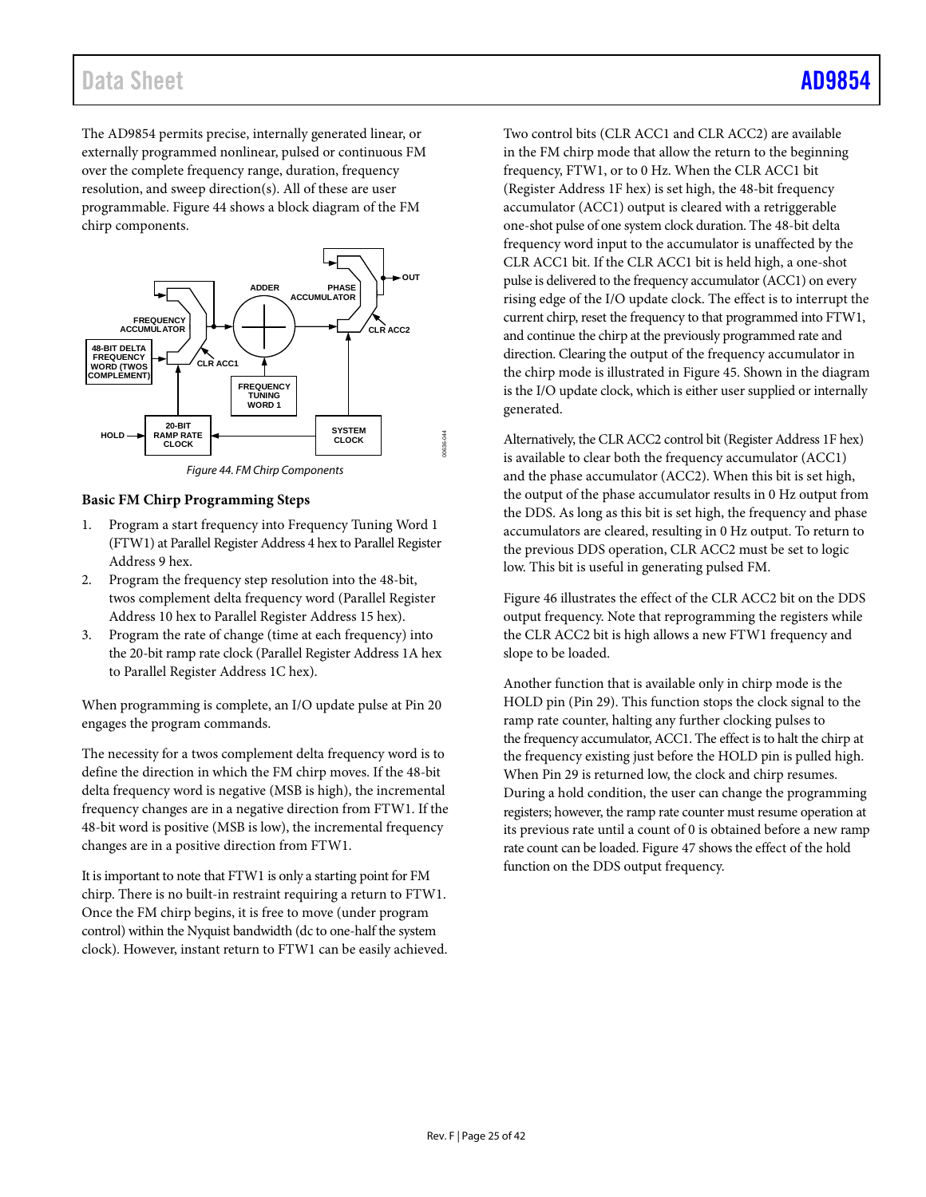The AD9854 permits precise, internally generated linear, or externally programmed nonlinear, pulsed or continuous FM over the complete frequency range, duration, frequency resolution, and sweep direction(s). All of these are user programmable. Figure 44 shows a block diagram of the FM chirp components.

Figure 44. FM Chirp Components

### Basic FM Chirp Programming Steps

1. Program a start frequency into Frequency Tuning Word 1 (FTW1) at Parallel Register Address 4 hex to Parallel Register Address 9 hex.
2. Program the frequency step resolution into the 48-bit, twos complement delta frequency word (Parallel Register Address 10 hex to Parallel Register Address 15 hex).
3. Program the rate of change (time at each frequency) into the 20-bit ramp rate clock (Parallel Register Address 1A hex to Parallel Register Address 1C hex).

When programming is complete, an I/O update pulse at Pin 20 engages the program commands.

The necessity for a twos complement delta frequency word is to define the direction in which the FM chirp moves. If the 48-bit delta frequency word is negative (MSB is high), the incremental frequency changes are in a negative direction from FTW1. If the 48-bit word is positive (MSB is low), the incremental frequency changes are in a positive direction from FTW1.

It is important to note that FTW1 is only a starting point for FM chirp. There is no built-in restraint requiring a return to FTW1. Once the FM chirp begins, it is free to move (under program control) within the Nyquist bandwidth (dc to one-half the system clock). However, instant return to FTW1 can be easily achieved.

Two control bits (CLR ACC1 and CLR ACC2) are available in the FM chirp mode that allow the return to the beginning frequency, FTW1, or to 0 Hz. When the CLR ACC1 bit (Register Address 1F hex) is set high, the 48-bit frequency accumulator (ACC1) output is cleared with a retriggerable one-shot pulse of one system clock duration. The 48-bit delta frequency word input to the accumulator is unaffected by the CLR ACC1 bit. If the CLR ACC1 bit is held high, a one-shot pulse is delivered to the frequency accumulator (ACC1) on every rising edge of the I/O update clock. The effect is to interrupt the current chirp, reset the frequency to that programmed into FTW1, and continue the chirp at the previously programmed rate and direction. Clearing the output of the frequency accumulator in the chirp mode is illustrated in Figure 45. Shown in the diagram is the I/O update clock, which is either user supplied or internally generated.

Alternatively, the CLR ACC2 control bit (Register Address 1F hex) is available to clear both the frequency accumulator (ACC1) and the phase accumulator (ACC2). When this bit is set high, the output of the phase accumulator results in 0 Hz output from the DDS. As long as this bit is set high, the frequency and phase accumulators are cleared, resulting in 0 Hz output. To return to the previous DDS operation, CLR ACC2 must be set to logic low. This bit is useful in generating pulsed FM.

Figure 46 illustrates the effect of the CLR ACC2 bit on the DDS output frequency. Note that reprogramming the registers while the CLR ACC2 bit is high allows a new FTW1 frequency and slope to be loaded.

Another function that is available only in chirp mode is the HOLD pin (Pin 29). This function stops the clock signal to the ramp rate counter, halting any further clocking pulses to the frequency accumulator, ACC1. The effect is to halt the chirp at the frequency existing just before the HOLD pin is pulled high. When Pin 29 is returned low, the clock and chirp resumes. During a hold condition, the user can change the programming registers; however, the ramp rate counter must resume operation at its previous rate until a count of 0 is obtained before a new ramp rate count can be loaded. Figure 47 shows the effect of the hold function on the DDS output frequency.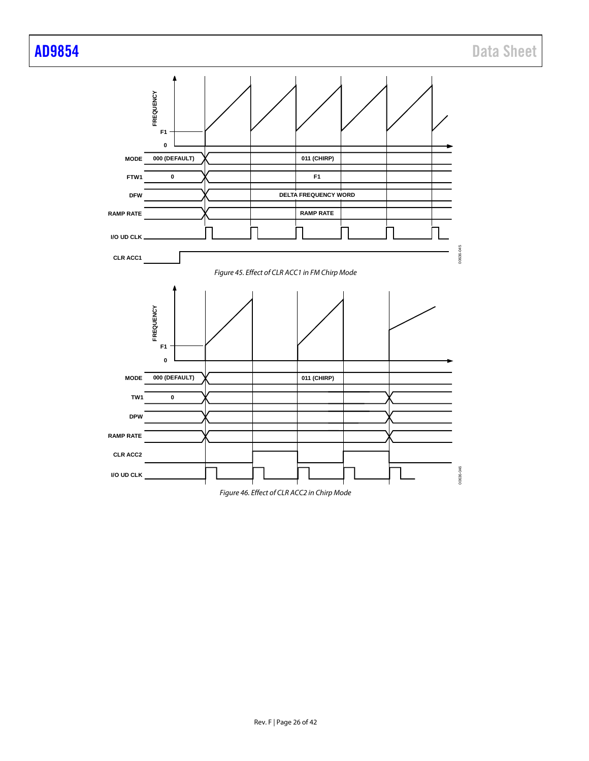Figure 45. Effect of CLR ACC1 in FM Chirp Mode

Figure 46. Effect of CLR ACC2 in Chirp Mode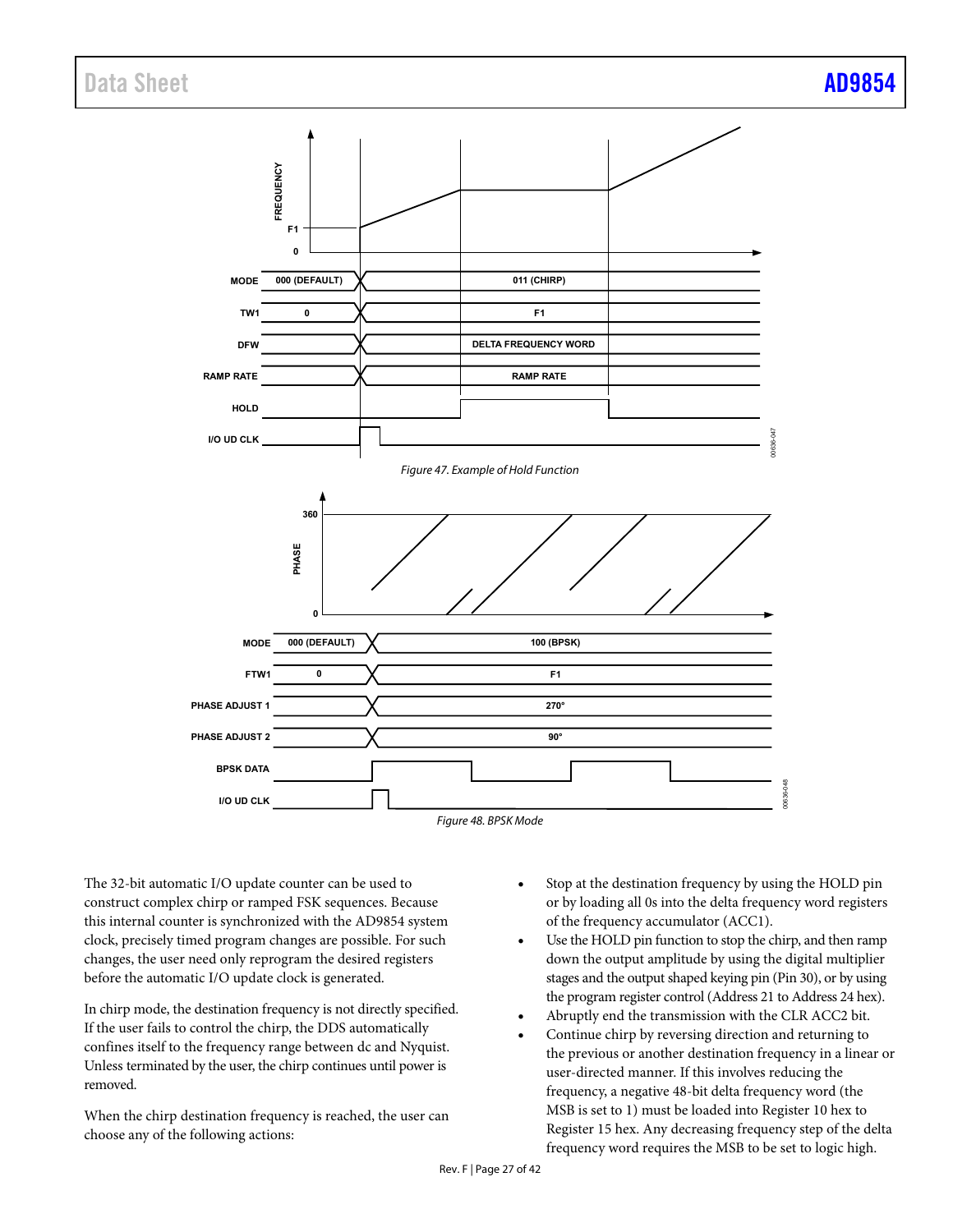Figure 47. Example of Hold Function

Figure 48. BPSK Mode

The 32-bit automatic I/O update counter can be used to construct complex chirp or ramped FSK sequences. Because this internal counter is synchronized with the AD9854 system clock, precisely timed program changes are possible. For such changes, the user need only reprogram the desired registers before the automatic I/O update clock is generated.

In chirp mode, the destination frequency is not directly specified. If the user fails to control the chirp, the DDS automatically confines itself to the frequency range between dc and Nyquist. Unless terminated by the user, the chirp continues until power is removed.

When the chirp destination frequency is reached, the user can choose any of the following actions:

- Stop at the destination frequency by using the HOLD pin or by loading all 0s into the delta frequency word registers of the frequency accumulator (ACC1).
- Use the HOLD pin function to stop the chirp, and then ramp down the output amplitude by using the digital multiplier stages and the output shaped keying pin (Pin 30), or by using the program register control (Address 21 to Address 24 hex).
- Abruptly end the transmission with the CLR ACC2 bit.
- Continue chirp by reversing direction and returning to the previous or another destination frequency in a linear or user-directed manner. If this involves reducing the frequency, a negative 48-bit delta frequency word (the MSB is set to 1) must be loaded into Register 10 hex to Register 15 hex. Any decreasing frequency step of the delta frequency word requires the MSB to be set to logic high.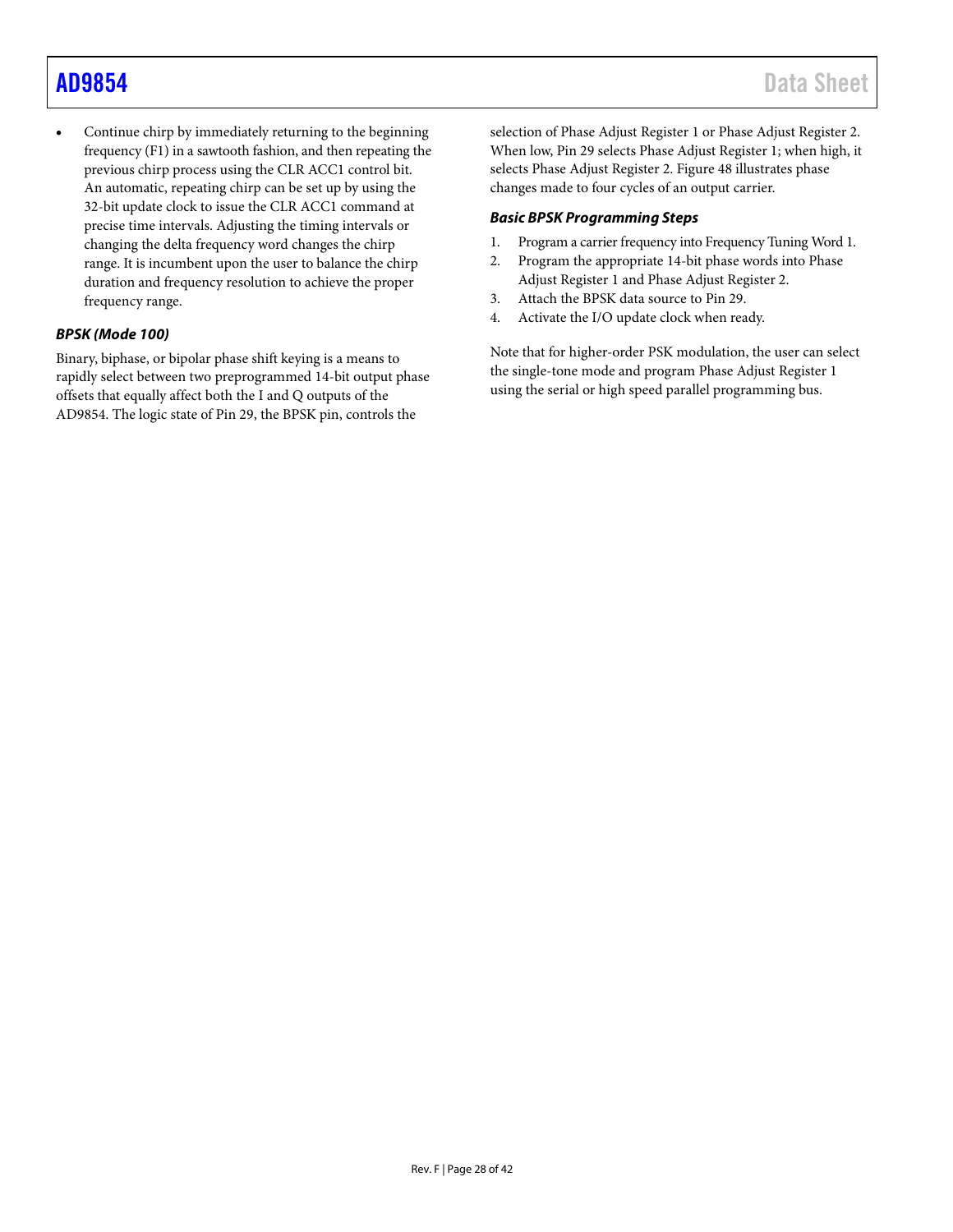- Continue chirp by immediately returning to the beginning frequency (F1) in a sawtooth fashion, and then repeating the previous chirp process using the CLR ACC1 control bit. An automatic, repeating chirp can be set up by using the 32-bit update clock to issue the CLR ACC1 command at precise time intervals. Adjusting the timing intervals or changing the delta frequency word changes the chirp range. It is incumbent upon the user to balance the chirp duration and frequency resolution to achieve the proper frequency range.

### ***BPSK (Mode 100)***

Binary, biphase, or bipolar phase shift keying is a means to rapidly select between two preprogrammed 14-bit output phase offsets that equally affect both the I and Q outputs of the AD9854. The logic state of Pin 29, the BPSK pin, controls the selection of Phase Adjust Register 1 or Phase Adjust Register 2. When low, Pin 29 selects Phase Adjust Register 1; when high, it selects Phase Adjust Register 2. Figure 48 illustrates phase changes made to four cycles of an output carrier.

#### ***Basic BPSK Programming Steps***

1. Program a carrier frequency into Frequency Tuning Word 1.
2. Program the appropriate 14-bit phase words into Phase Adjust Register 1 and Phase Adjust Register 2.
3. Attach the BPSK data source to Pin 29.
4. Activate the I/O update clock when ready.

Note that for higher-order PSK modulation, the user can select the single-tone mode and program Phase Adjust Register 1 using the serial or high speed parallel programming bus.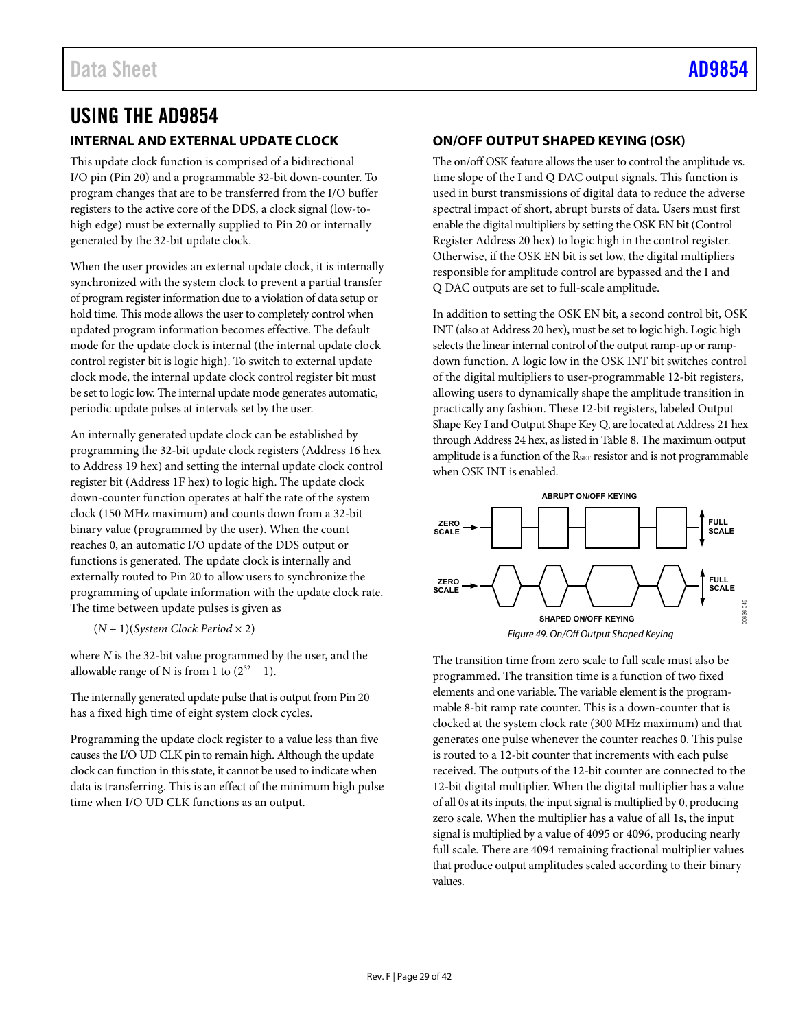# USING THE AD9854

## INTERNAL AND EXTERNAL UPDATE CLOCK

This update clock function is comprised of a bidirectional I/O pin (Pin 20) and a programmable 32-bit down-counter. To program changes that are to be transferred from the I/O buffer registers to the active core of the DDS, a clock signal (low-to-high edge) must be externally supplied to Pin 20 or internally generated by the 32-bit update clock.

When the user provides an external update clock, it is internally synchronized with the system clock to prevent a partial transfer of program register information due to a violation of data setup or hold time. This mode allows the user to completely control when updated program information becomes effective. The default mode for the update clock is internal (the internal update clock control register bit is logic high). To switch to external update clock mode, the internal update clock control register bit must be set to logic low. The internal update mode generates automatic, periodic update pulses at intervals set by the user.

An internally generated update clock can be established by programming the 32-bit update clock registers (Address 16 hex to Address 19 hex) and setting the internal update clock control register bit (Address 1F hex) to logic high. The update clock down-counter function operates at half the rate of the system clock (150 MHz maximum) and counts down from a 32-bit binary value (programmed by the user). When the count reaches 0, an automatic I/O update of the DDS output or functions is generated. The update clock is internally and externally routed to Pin 20 to allow users to synchronize the programming of update information with the update clock rate. The time between update pulses is given as

$$(N + 1)(System\ Clock\ Period \times 2)$$

where $N$ is the 32-bit value programmed by the user, and the allowable range of N is from 1 to $(2^{32} - 1)$.

The internally generated update pulse that is output from Pin 20 has a fixed high time of eight system clock cycles.

Programming the update clock register to a value less than five causes the I/O UD CLK pin to remain high. Although the update clock can function in this state, it cannot be used to indicate when data is transferring. This is an effect of the minimum high pulse time when I/O UD CLK functions as an output.

## ON/OFF OUTPUT SHAPED KEYING (OSK)

The on/off OSK feature allows the user to control the amplitude vs. time slope of the I and Q DAC output signals. This function is used in burst transmissions of digital data to reduce the adverse spectral impact of short, abrupt bursts of data. Users must first enable the digital multipliers by setting the OSK EN bit (Control Register Address 20 hex) to logic high in the control register. Otherwise, if the OSK EN bit is set low, the digital multipliers responsible for amplitude control are bypassed and the I and Q DAC outputs are set to full-scale amplitude.

In addition to setting the OSK EN bit, a second control bit, OSK INT (also at Address 20 hex), must be set to logic high. Logic high selects the linear internal control of the output ramp-up or ramp-down function. A logic low in the OSK INT bit switches control of the digital multipliers to user-programmable 12-bit registers, allowing users to dynamically shape the amplitude transition in practically any fashion. These 12-bit registers, labeled Output Shape Key I and Output Shape Key Q, are located at Address 21 hex through Address 24 hex, as listed in Table 8. The maximum output amplitude is a function of the $R_{SET}$ resistor and is not programmable when OSK INT is enabled.

*Figure 49. On/Off Output Shaped Keying*

The transition time from zero scale to full scale must also be programmed. The transition time is a function of two fixed elements and one variable. The variable element is the programmable 8-bit ramp rate counter. This is a down-counter that is clocked at the system clock rate (300 MHz maximum) and that generates one pulse whenever the counter reaches 0. This pulse is routed to a 12-bit counter that increments with each pulse received. The outputs of the 12-bit counter are connected to the 12-bit digital multiplier. When the digital multiplier has a value of all 0s at its inputs, the input signal is multiplied by 0, producing zero scale. When the multiplier has a value of all 1s, the input signal is multiplied by a value of 4095 or 4096, producing nearly full scale. There are 4094 remaining fractional multiplier values that produce output amplitudes scaled according to their binary values.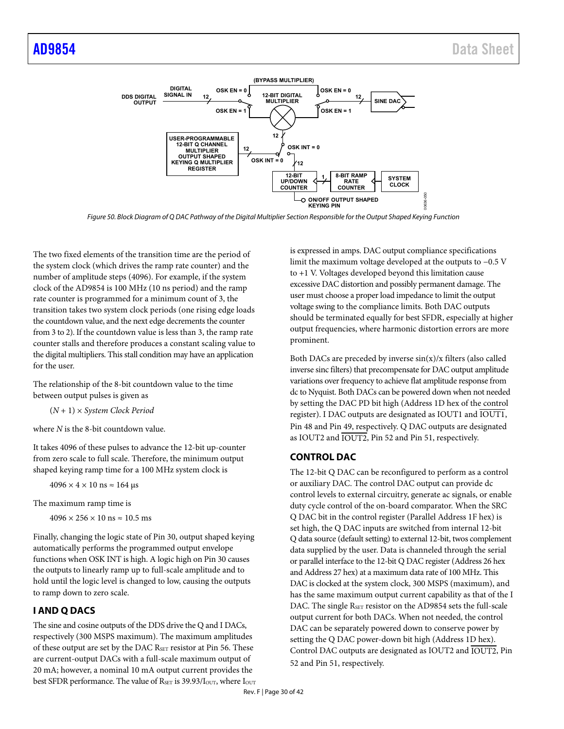Figure 50. Block Diagram of Q DAC Pathway of the Digital Multiplier Section Responsible for the Output Shaped Keying Function

The two fixed elements of the transition time are the period of the system clock (which drives the ramp rate counter) and the number of amplitude steps (4096). For example, if the system clock of the AD9854 is 100 MHz (10 ns period) and the ramp rate counter is programmed for a minimum count of 3, the transition takes two system clock periods (one rising edge loads the countdown value, and the next edge decrements the counter from 3 to 2). If the countdown value is less than 3, the ramp rate counter stalls and therefore produces a constant scaling value to the digital multipliers. This stall condition may have an application for the user.

The relationship of the 8-bit countdown value to the time between output pulses is given as

$$(N + 1) \times \textit{System Clock Period}$$

where $N$ is the 8-bit countdown value.

It takes 4096 of these pulses to advance the 12-bit up-counter from zero scale to full scale. Therefore, the minimum output shaped keying ramp time for a 100 MHz system clock is

$$4096 \times 4 \times 10 \text{ ns} \approx 164 \text{ µs}$$

The maximum ramp time is

$$4096 \times 256 \times 10 \text{ ns} \approx 10.5 \text{ ms}$$

Finally, changing the logic state of Pin 30, output shaped keying automatically performs the programmed output envelope functions when OSK INT is high. A logic high on Pin 30 causes the outputs to linearly ramp up to full-scale amplitude and to hold until the logic level is changed to low, causing the outputs to ramp down to zero scale.

## I AND Q DACS

The sine and cosine outputs of the DDS drive the Q and I DACs, respectively (300 MSPS maximum). The maximum amplitudes of these output are set by the DAC $R_{SET}$ resistor at Pin 56. These are current-output DACs with a full-scale maximum output of 20 mA; however, a nominal 10 mA output current provides the best SFDR performance. The value of $R_{SET}$ is $39.93/I_{OUT}$, where $I_{OUT}$ is expressed in amps. DAC output compliance specifications limit the maximum voltage developed at the outputs to −0.5 V to +1 V. Voltages developed beyond this limitation cause excessive DAC distortion and possibly permanent damage. The user must choose a proper load impedance to limit the output voltage swing to the compliance limits. Both DAC outputs should be terminated equally for best SFDR, especially at higher output frequencies, where harmonic distortion errors are more prominent.

Both DACs are preceded by inverse sin(x)/x filters (also called inverse sinc filters) that precompensate for DAC output amplitude variations over frequency to achieve flat amplitude response from dc to Nyquist. Both DACs can be powered down when not needed by setting the DAC PD bit high (Address 1D hex of the control register). I DAC outputs are designated as IOUT1 and $\overline{\text{IOUT1}}$, Pin 48 and Pin 49, respectively. Q DAC outputs are designated as IOUT2 and $\overline{\text{IOUT2}}$, Pin 52 and Pin 51, respectively.

## CONTROL DAC

The 12-bit Q DAC can be reconfigured to perform as a control or auxiliary DAC. The control DAC output can provide dc control levels to external circuitry, generate ac signals, or enable duty cycle control of the on-board comparator. When the SRC Q DAC bit in the control register (Parallel Address 1F hex) is set high, the Q DAC inputs are switched from internal 12-bit Q data source (default setting) to external 12-bit, twos complement data supplied by the user. Data is channeled through the serial or parallel interface to the 12-bit Q DAC register (Address 26 hex and Address 27 hex) at a maximum data rate of 100 MHz. This DAC is clocked at the system clock, 300 MSPS (maximum), and has the same maximum output current capability as that of the I DAC. The single $R_{SET}$ resistor on the AD9854 sets the full-scale output current for both DACs. When not needed, the control DAC can be separately powered down to conserve power by setting the Q DAC power-down bit high (Address 1D hex). Control DAC outputs are designated as IOUT2 and $\overline{\text{IOUT2}}$, Pin 52 and Pin 51, respectively.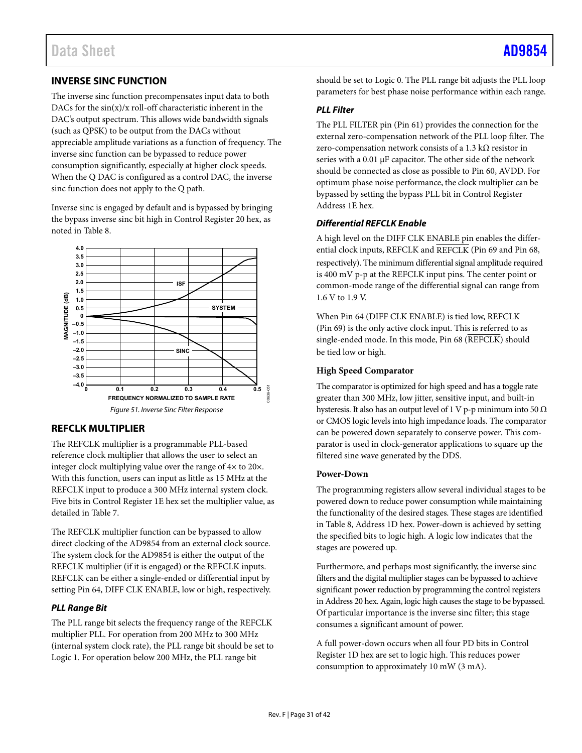## INVERSE SINC FUNCTION

The inverse sinc function precompensates input data to both DACs for the sin(x)/x roll-off characteristic inherent in the DAC's output spectrum. This allows wide bandwidth signals (such as QPSK) to be output from the DACs without appreciable amplitude variations as a function of frequency. The inverse sinc function can be bypassed to reduce power consumption significantly, especially at higher clock speeds. When the Q DAC is configured as a control DAC, the inverse sinc function does not apply to the Q path.

Inverse sinc is engaged by default and is bypassed by bringing the bypass inverse sinc bit high in Control Register 20 hex, as noted in Table 8.

Figure 51. Inverse Sinc Filter Response

## REFCLK MULTIPLIER

The REFCLK multiplier is a programmable PLL-based reference clock multiplier that allows the user to select an integer clock multiplying value over the range of 4× to 20×. With this function, users can input as little as 15 MHz at the REFCLK input to produce a 300 MHz internal system clock. Five bits in Control Register 1E hex set the multiplier value, as detailed in Table 7.

The REFCLK multiplier function can be bypassed to allow direct clocking of the AD9854 from an external clock source. The system clock for the AD9854 is either the output of the REFCLK multiplier (if it is engaged) or the REFCLK inputs. REFCLK can be either a single-ended or differential input by setting Pin 64, DIFF CLK ENABLE, low or high, respectively.

### *PLL Range Bit*

The PLL range bit selects the frequency range of the REFCLK multiplier PLL. For operation from 200 MHz to 300 MHz (internal system clock rate), the PLL range bit should be set to Logic 1. For operation below 200 MHz, the PLL range bit should be set to Logic 0. The PLL range bit adjusts the PLL loop parameters for best phase noise performance within each range.

### *PLL Filter*

The PLL FILTER pin (Pin 61) provides the connection for the external zero-compensation network of the PLL loop filter. The zero-compensation network consists of a 1.3 kΩ resistor in series with a 0.01 µF capacitor. The other side of the network should be connected as close as possible to Pin 60, AVDD. For optimum phase noise performance, the clock multiplier can be bypassed by setting the bypass PLL bit in Control Register Address 1E hex.

### *Differential REFCLK Enable*

A high level on the DIFF CLK ENABLE pin enables the differential clock inputs, REFCLK and $\overline{\text{REFCLK}}$ (Pin 69 and Pin 68, respectively). The minimum differential signal amplitude required is 400 mV p-p at the REFCLK input pins. The center point or common-mode range of the differential signal can range from 1.6 V to 1.9 V.

When Pin 64 (DIFF CLK ENABLE) is tied low, REFCLK (Pin 69) is the only active clock input. This is referred to as single-ended mode. In this mode, Pin 68 ($\overline{\text{REFCLK}}$) should be tied low or high.

### High Speed Comparator

The comparator is optimized for high speed and has a toggle rate greater than 300 MHz, low jitter, sensitive input, and built-in hysteresis. It also has an output level of 1 V p-p minimum into 50 Ω or CMOS logic levels into high impedance loads. The comparator can be powered down separately to conserve power. This comparator is used in clock-generator applications to square up the filtered sine wave generated by the DDS.

### Power-Down

The programming registers allow several individual stages to be powered down to reduce power consumption while maintaining the functionality of the desired stages. These stages are identified in Table 8, Address 1D hex. Power-down is achieved by setting the specified bits to logic high. A logic low indicates that the stages are powered up.

Furthermore, and perhaps most significantly, the inverse sinc filters and the digital multiplier stages can be bypassed to achieve significant power reduction by programming the control registers in Address 20 hex. Again, logic high causes the stage to be bypassed. Of particular importance is the inverse sinc filter; this stage consumes a significant amount of power.

A full power-down occurs when all four PD bits in Control Register 1D hex are set to logic high. This reduces power consumption to approximately 10 mW (3 mA).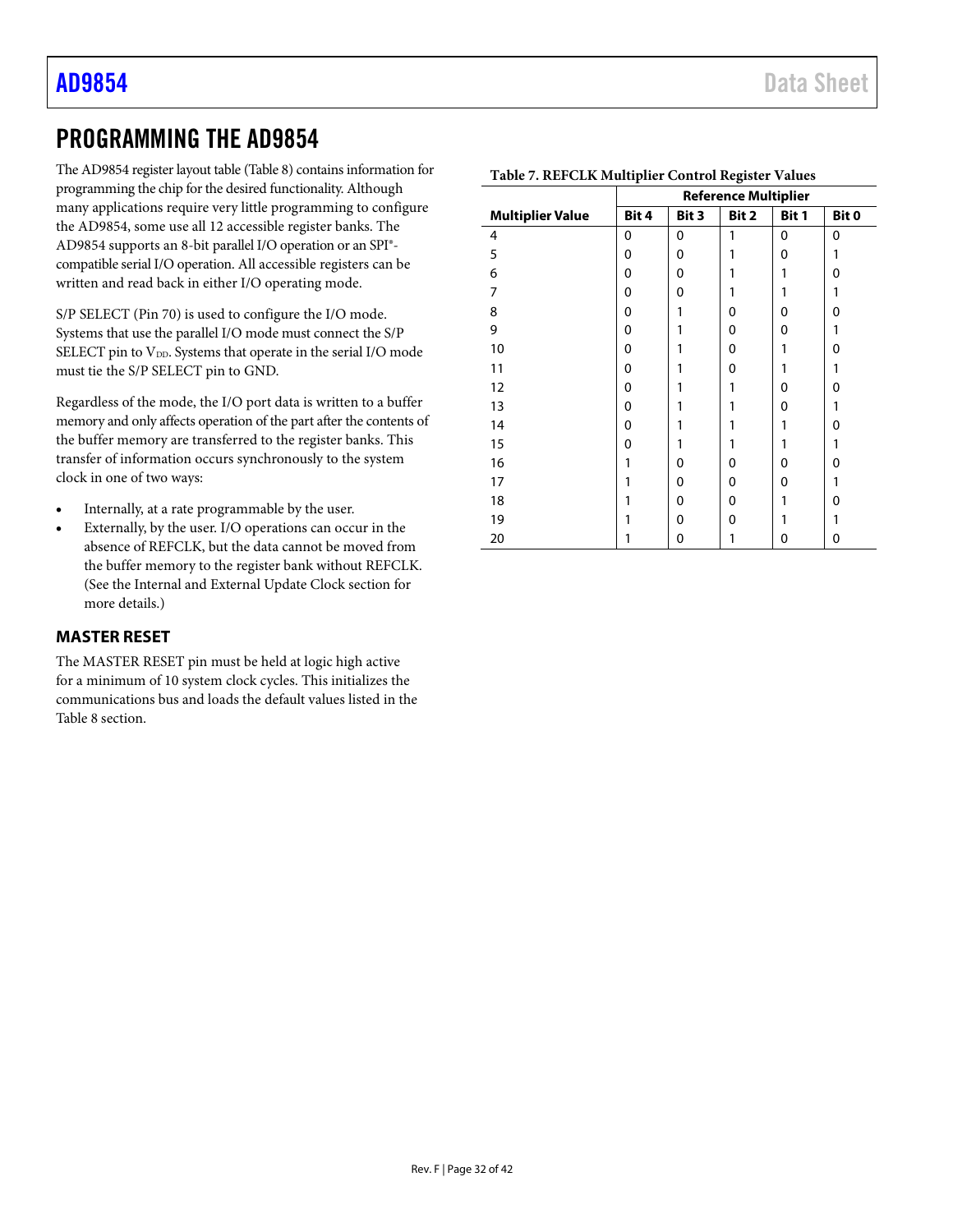# PROGRAMMING THE AD9854

The AD9854 register layout table (Table 8) contains information for programming the chip for the desired functionality. Although many applications require very little programming to configure the AD9854, some use all 12 accessible register banks. The AD9854 supports an 8-bit parallel I/O operation or an SPI®-compatible serial I/O operation. All accessible registers can be written and read back in either I/O operating mode.

S/P SELECT (Pin 70) is used to configure the I/O mode. Systems that use the parallel I/O mode must connect the S/P SELECT pin to $V_{DD}$. Systems that operate in the serial I/O mode must tie the S/P SELECT pin to GND.

Regardless of the mode, the I/O port data is written to a buffer memory and only affects operation of the part after the contents of the buffer memory are transferred to the register banks. This transfer of information occurs synchronously to the system clock in one of two ways:

- Internally, at a rate programmable by the user.
- Externally, by the user. I/O operations can occur in the absence of REFCLK, but the data cannot be moved from the buffer memory to the register bank without REFCLK. (See the Internal and External Update Clock section for more details.)

## MASTER RESET

The MASTER RESET pin must be held at logic high active for a minimum of 10 system clock cycles. This initializes the communications bus and loads the default values listed in the Table 8 section.

**Table 7. REFCLK Multiplier Control Register Values**

| | Reference Multiplier | | | | |
|---|---|---|---|---|---|
| **Multiplier Value** | **Bit 4** | **Bit 3** | **Bit 2** | **Bit 1** | **Bit 0** |
| 4 | 0 | 0 | 1 | 0 | 0 |
| 5 | 0 | 0 | 1 | 0 | 1 |
| 6 | 0 | 0 | 1 | 1 | 0 |
| 7 | 0 | 0 | 1 | 1 | 1 |
| 8 | 0 | 1 | 0 | 0 | 0 |
| 9 | 0 | 1 | 0 | 0 | 1 |
| 10 | 0 | 1 | 0 | 1 | 0 |
| 11 | 0 | 1 | 0 | 1 | 1 |
| 12 | 0 | 1 | 1 | 0 | 0 |
| 13 | 0 | 1 | 1 | 0 | 1 |
| 14 | 0 | 1 | 1 | 1 | 0 |
| 15 | 0 | 1 | 1 | 1 | 1 |
| 16 | 1 | 0 | 0 | 0 | 0 |
| 17 | 1 | 0 | 0 | 0 | 1 |
| 18 | 1 | 0 | 0 | 1 | 0 |
| 19 | 1 | 0 | 0 | 1 | 1 |
| 20 | 1 | 0 | 1 | 0 | 0 |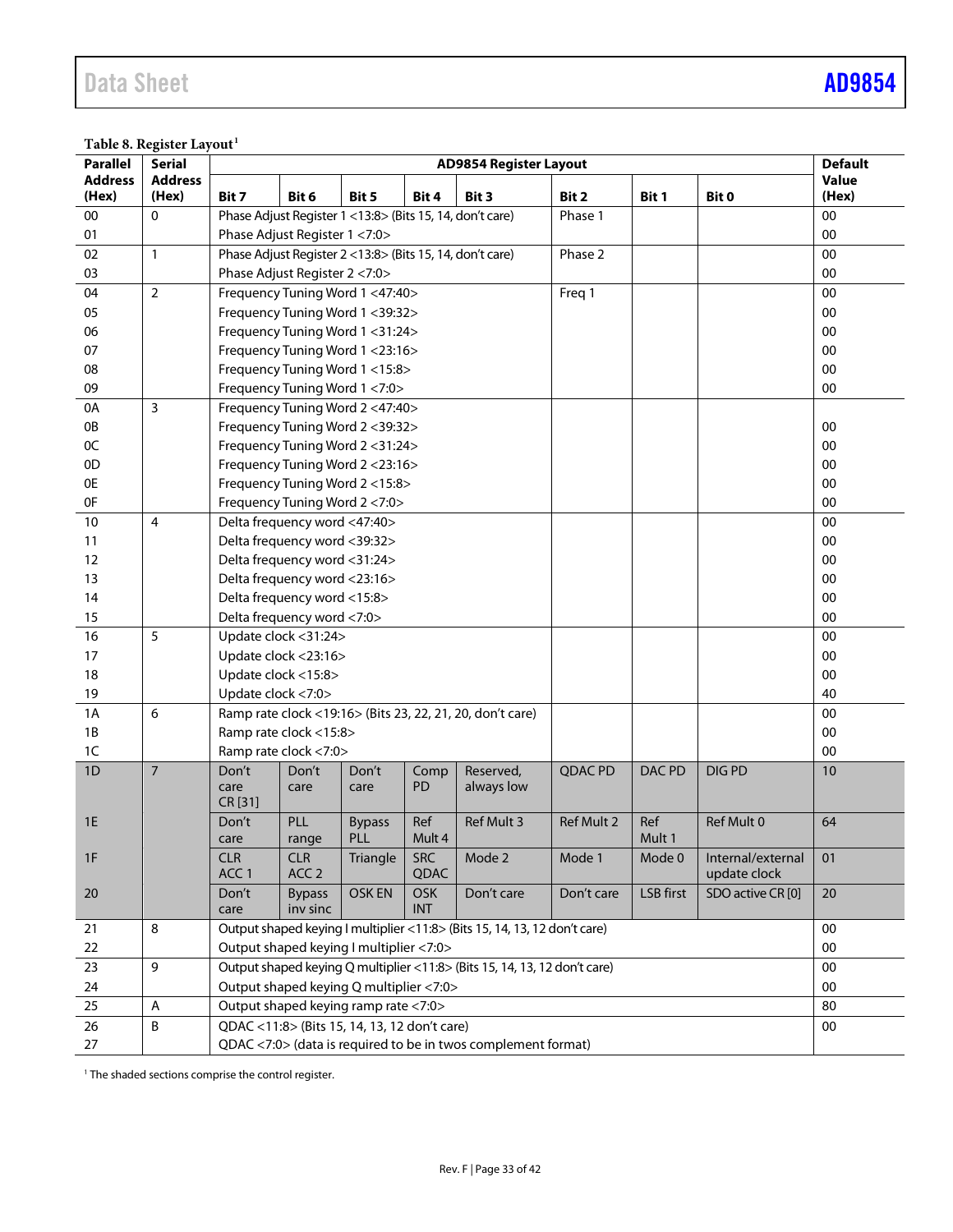**Table 8. Register Layout[1]**

| Parallel Address (Hex) | Serial Address (Hex) | Bit 7 | Bit 6 | Bit 5 | Bit 4 | Bit 3 | Bit 2 | Bit 1 | Bit 0 | Default Value (Hex) |
|---|---|---|---|---|---|---|---|---|---|---|
| | | AD9854 Register Layout | | | | | | | | |
| 00 | 0 | Phase Adjust Register 1 <13:8> (Bits 15, 14, don't care) | | | | | Phase 1 | | | 00 |
| 01 | | Phase Adjust Register 1 <7:0> | | | | | | | | 00 |
| 02 | 1 | Phase Adjust Register 2 <13:8> (Bits 15, 14, don't care) | | | | | Phase 2 | | | 00 |
| 03 | | Phase Adjust Register 2 <7:0> | | | | | | | | 00 |
| 04 | 2 | Frequency Tuning Word 1 <47:40> | | | | | Freq 1 | | | 00 |
| 05 | | Frequency Tuning Word 1 <39:32> | | | | | | | | 00 |
| 06 | | Frequency Tuning Word 1 <31:24> | | | | | | | | 00 |
| 07 | | Frequency Tuning Word 1 <23:16> | | | | | | | | 00 |
| 08 | | Frequency Tuning Word 1 <15:8> | | | | | | | | 00 |
| 09 | | Frequency Tuning Word 1 <7:0> | | | | | | | | 00 |
| 0A | 3 | Frequency Tuning Word 2 <47:40> | | | | | | | | |
| 0B | | Frequency Tuning Word 2 <39:32> | | | | | | | | 00 |
| 0C | | Frequency Tuning Word 2 <31:24> | | | | | | | | 00 |
| 0D | | Frequency Tuning Word 2 <23:16> | | | | | | | | 00 |
| 0E | | Frequency Tuning Word 2 <15:8> | | | | | | | | 00 |
| 0F | | Frequency Tuning Word 2 <7:0> | | | | | | | | 00 |
| 10 | 4 | Delta frequency word <47:40> | | | | | | | | 00 |
| 11 | | Delta frequency word <39:32> | | | | | | | | 00 |
| 12 | | Delta frequency word <31:24> | | | | | | | | 00 |
| 13 | | Delta frequency word <23:16> | | | | | | | | 00 |
| 14 | | Delta frequency word <15:8> | | | | | | | | 00 |
| 15 | | Delta frequency word <7:0> | | | | | | | | 00 |
| 16 | 5 | Update clock <31:24> | | | | | | | | 00 |
| 17 | | Update clock <23:16> | | | | | | | | 00 |
| 18 | | Update clock <15:8> | | | | | | | | 00 |
| 19 | | Update clock <7:0> | | | | | | | | 40 |
| 1A | 6 | Ramp rate clock <19:16> (Bits 23, 22, 21, 20, don't care) | | | | | | | | 00 |
| 1B | | Ramp rate clock <15:8> | | | | | | | | 00 |
| 1C | | Ramp rate clock <7:0> | | | | | | | | 00 |
| 1D | 7 | Don't care CR [31] | Don't care | Don't care | Comp PD | Reserved, always low | QDAC PD | DAC PD | DIG PD | 10 |
| 1E | | Don't care | PLL range | Bypass PLL | Ref Mult 4 | Ref Mult 3 | Ref Mult 2 | Ref Mult 1 | Ref Mult 0 | 64 |
| 1F | | CLR ACC 1 | CLR ACC 2 | Triangle | SRC QDAC | Mode 2 | Mode 1 | Mode 0 | Internal/external update clock | 01 |
| 20 | | Don't care | Bypass inv sinc | OSK EN | OSK INT | Don't care | Don't care | LSB first | SDO active CR [0] | 20 |
| 21 | 8 | Output shaped keying I multiplier <11:8> (Bits 15, 14, 13, 12 don't care) | | | | | | | | 00 |
| 22 | | Output shaped keying I multiplier <7:0> | | | | | | | | 00 |
| 23 | 9 | Output shaped keying Q multiplier <11:8> (Bits 15, 14, 13, 12 don't care) | | | | | | | | 00 |
| 24 | | Output shaped keying Q multiplier <7:0> | | | | | | | | 00 |
| 25 | A | Output shaped keying ramp rate <7:0> | | | | | | | | 80 |
| 26 | B | QDAC <11:8> (Bits 15, 14, 13, 12 don't care) | | | | | | | | 00 |
| 27 | | QDAC <7:0> (data is required to be in twos complement format) | | | | | | | | |

[1] The shaded sections comprise the control register.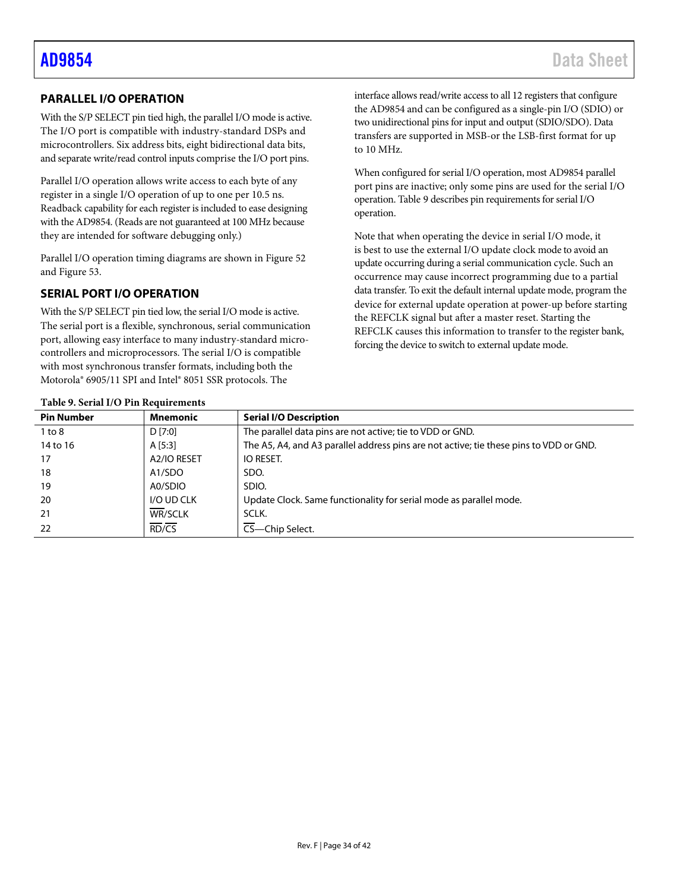## PARALLEL I/O OPERATION

With the S/P SELECT pin tied high, the parallel I/O mode is active. The I/O port is compatible with industry-standard DSPs and microcontrollers. Six address bits, eight bidirectional data bits, and separate write/read control inputs comprise the I/O port pins.

Parallel I/O operation allows write access to each byte of any register in a single I/O operation of up to one per 10.5 ns. Readback capability for each register is included to ease designing with the AD9854. (Reads are not guaranteed at 100 MHz because they are intended for software debugging only.)

Parallel I/O operation timing diagrams are shown in Figure 52 and Figure 53.

## SERIAL PORT I/O OPERATION

With the S/P SELECT pin tied low, the serial I/O mode is active. The serial port is a flexible, synchronous, serial communication port, allowing easy interface to many industry-standard microcontrollers and microprocessors. The serial I/O is compatible with most synchronous transfer formats, including both the Motorola® 6905/11 SPI and Intel® 8051 SSR protocols. The interface allows read/write access to all 12 registers that configure the AD9854 and can be configured as a single-pin I/O (SDIO) or two unidirectional pins for input and output (SDIO/SDO). Data transfers are supported in MSB-or the LSB-first format for up to 10 MHz.

When configured for serial I/O operation, most AD9854 parallel port pins are inactive; only some pins are used for the serial I/O operation. Table 9 describes pin requirements for serial I/O operation.

Note that when operating the device in serial I/O mode, it is best to use the external I/O update clock mode to avoid an update occurring during a serial communication cycle. Such an occurrence may cause incorrect programming due to a partial data transfer. To exit the default internal update mode, program the device for external update operation at power-up before starting the REFCLK signal but after a master reset. Starting the REFCLK causes this information to transfer to the register bank, forcing the device to switch to external update mode.

**Table 9. Serial I/O Pin Requirements**

| Pin Number | Mnemonic | Serial I/O Description |
|---|---|---|
| 1 to 8 | D [7:0] | The parallel data pins are not active; tie to VDD or GND. |
| 14 to 16 | A [5:3] | The A5, A4, and A3 parallel address pins are not active; tie these pins to VDD or GND. |
| 17 | A2/IO RESET | IO RESET. |
| 18 | A1/SDO | SDO. |
| 19 | A0/SDIO | SDIO. |
| 20 | I/O UD CLK | Update Clock. Same functionality for serial mode as parallel mode. |
| 21 | $\overline{\text{WR}}$/SCLK | SCLK. |
| 22 | $\overline{\text{RD}}$/$\overline{\text{CS}}$ | $\overline{\text{CS}}$—Chip Select. |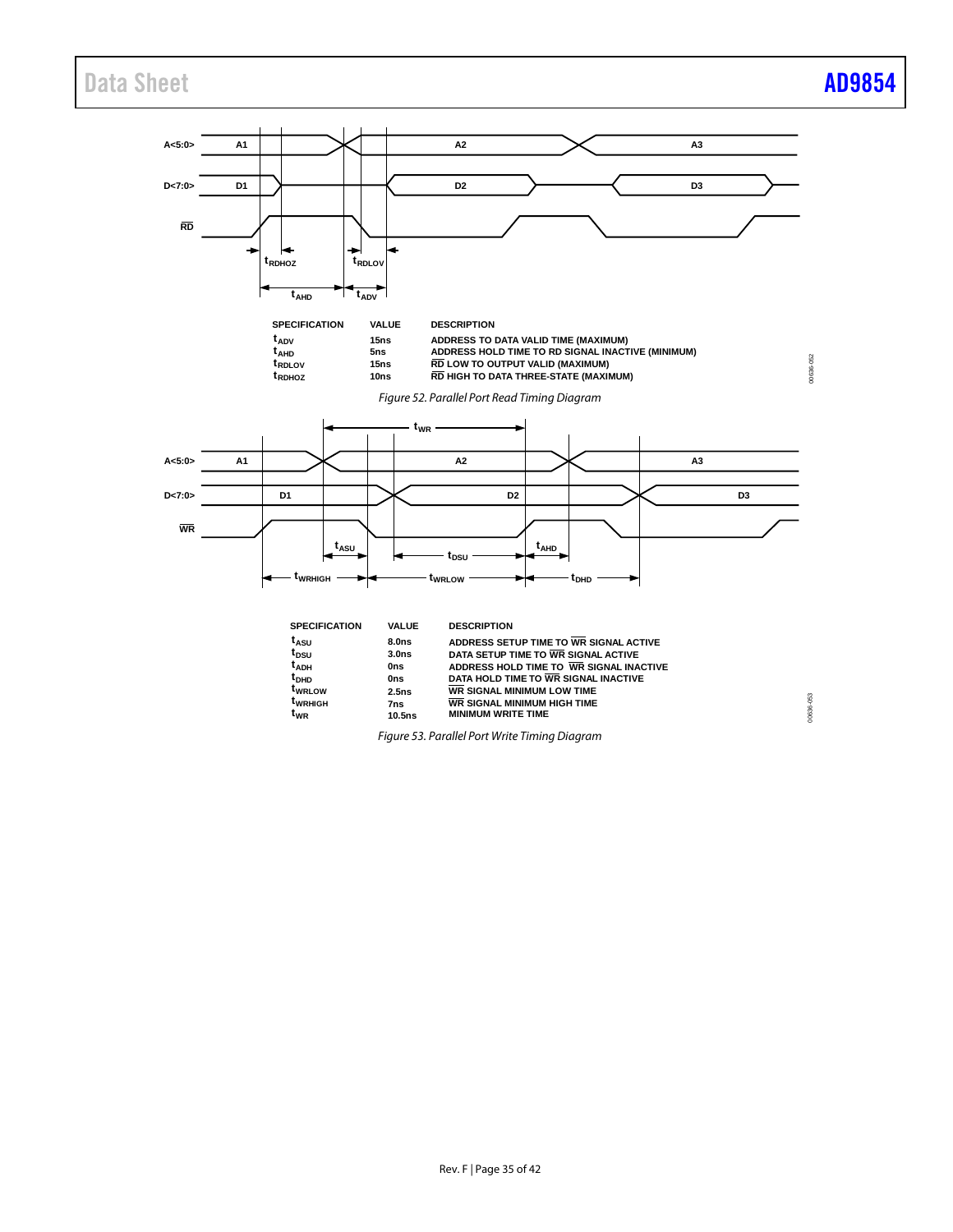| SPECIFICATION | VALUE | DESCRIPTION |
|---|---|---|
| $t_{ADV}$ | 15ns | ADDRESS TO DATA VALID TIME (MAXIMUM) |
| $t_{AHD}$ | 5ns | ADDRESS HOLD TIME TO RD SIGNAL INACTIVE (MINIMUM) |
| $t_{RDLOV}$ | 15ns | $\overline{RD}$ LOW TO OUTPUT VALID (MAXIMUM) |
| $t_{RDHOZ}$ | 10ns | $\overline{RD}$ HIGH TO DATA THREE-STATE (MAXIMUM) |

*Figure 52. Parallel Port Read Timing Diagram*

| SPECIFICATION | VALUE | DESCRIPTION |
|---|---|---|
| $t_{ASU}$ | 8.0ns | ADDRESS SETUP TIME TO $\overline{WR}$ SIGNAL ACTIVE |
| $t_{DSU}$ | 3.0ns | DATA SETUP TIME TO $\overline{WR}$ SIGNAL ACTIVE |
| $t_{ADH}$ | 0ns | ADDRESS HOLD TIME TO $\overline{WR}$ SIGNAL INACTIVE |
| $t_{DHD}$ | 0ns | DATA HOLD TIME TO $\overline{WR}$ SIGNAL INACTIVE |
| $t_{WRLOW}$ | 2.5ns | $\overline{WR}$ SIGNAL MINIMUM LOW TIME |
| $t_{WRHIGH}$ | 7ns | $\overline{WR}$ SIGNAL MINIMUM HIGH TIME |
| $t_{WR}$ | 10.5ns | MINIMUM WRITE TIME |

*Figure 53. Parallel Port Write Timing Diagram*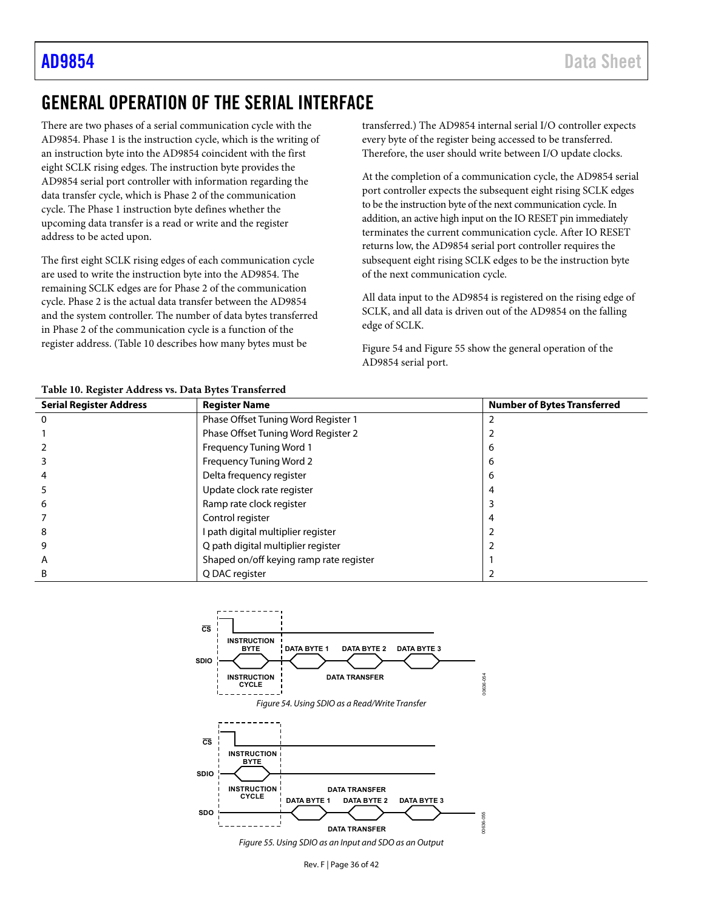## GENERAL OPERATION OF THE SERIAL INTERFACE

There are two phases of a serial communication cycle with the AD9854. Phase 1 is the instruction cycle, which is the writing of an instruction byte into the AD9854 coincident with the first eight SCLK rising edges. The instruction byte provides the AD9854 serial port controller with information regarding the data transfer cycle, which is Phase 2 of the communication cycle. The Phase 1 instruction byte defines whether the upcoming data transfer is a read or write and the register address to be acted upon.

The first eight SCLK rising edges of each communication cycle are used to write the instruction byte into the AD9854. The remaining SCLK edges are for Phase 2 of the communication cycle. Phase 2 is the actual data transfer between the AD9854 and the system controller. The number of data bytes transferred in Phase 2 of the communication cycle is a function of the register address. (Table 10 describes how many bytes must be transferred.) The AD9854 internal serial I/O controller expects every byte of the register being accessed to be transferred. Therefore, the user should write between I/O update clocks.

At the completion of a communication cycle, the AD9854 serial port controller expects the subsequent eight rising SCLK edges to be the instruction byte of the next communication cycle. In addition, an active high input on the IO RESET pin immediately terminates the current communication cycle. After IO RESET returns low, the AD9854 serial port controller requires the subsequent eight rising SCLK edges to be the instruction byte of the next communication cycle.

All data input to the AD9854 is registered on the rising edge of SCLK, and all data is driven out of the AD9854 on the falling edge of SCLK.

Figure 54 and Figure 55 show the general operation of the AD9854 serial port.

**Table 10. Register Address vs. Data Bytes Transferred**

| Serial Register Address | Register Name | Number of Bytes Transferred |
|---|---|---|
| 0 | Phase Offset Tuning Word Register 1 | 2 |
| 1 | Phase Offset Tuning Word Register 2 | 2 |
| 2 | Frequency Tuning Word 1 | 6 |
| 3 | Frequency Tuning Word 2 | 6 |
| 4 | Delta frequency register | 6 |
| 5 | Update clock rate register | 4 |
| 6 | Ramp rate clock register | 3 |
| 7 | Control register | 4 |
| 8 | I path digital multiplier register | 2 |
| 9 | Q path digital multiplier register | 2 |
| A | Shaped on/off keying ramp rate register | 1 |
| B | Q DAC register | 2 |

*Figure 54. Using SDIO as a Read/Write Transfer*

*Figure 55. Using SDIO as an Input and SDO as an Output*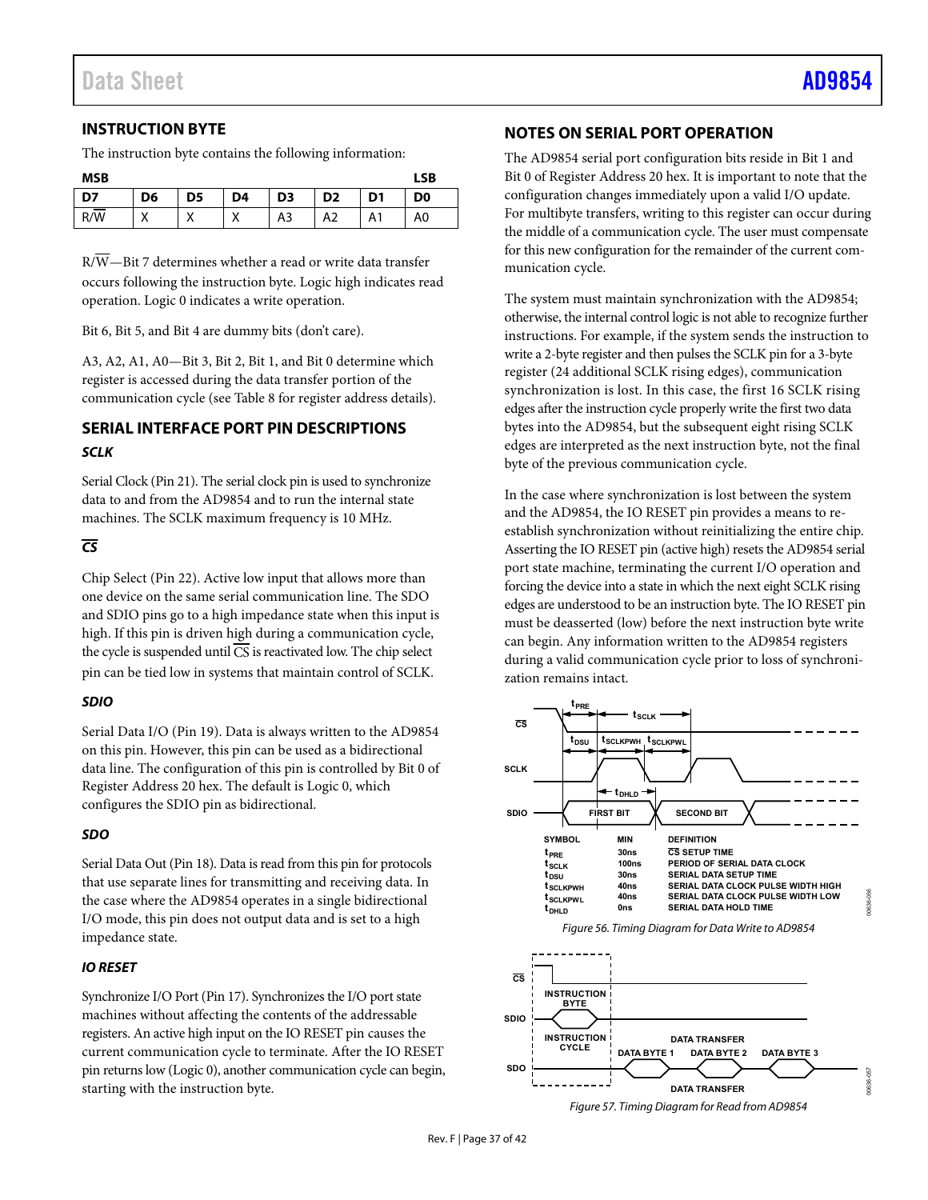## INSTRUCTION BYTE

The instruction byte contains the following information:

| MSB | | | | | | | LSB |
|---|---|---|---|---|---|---|---|
| D7 | D6 | D5 | D4 | D3 | D2 | D1 | D0 |
| R/$\overline{W}$ | X | X | X | A3 | A2 | A1 | A0 |

R/$\overline{W}$—Bit 7 determines whether a read or write data transfer occurs following the instruction byte. Logic high indicates read operation. Logic 0 indicates a write operation.

Bit 6, Bit 5, and Bit 4 are dummy bits (don't care).

A3, A2, A1, A0—Bit 3, Bit 2, Bit 1, and Bit 0 determine which register is accessed during the data transfer portion of the communication cycle (see Table 8 for register address details).

## SERIAL INTERFACE PORT PIN DESCRIPTIONS

### SCLK

Serial Clock (Pin 21). The serial clock pin is used to synchronize data to and from the AD9854 and to run the internal state machines. The SCLK maximum frequency is 10 MHz.

### $\overline{CS}$

Chip Select (Pin 22). Active low input that allows more than one device on the same serial communication line. The SDO and SDIO pins go to a high impedance state when this input is high. If this pin is driven high during a communication cycle, the cycle is suspended until $\overline{CS}$ is reactivated low. The chip select pin can be tied low in systems that maintain control of SCLK.

### SDIO

Serial Data I/O (Pin 19). Data is always written to the AD9854 on this pin. However, this pin can be used as a bidirectional data line. The configuration of this pin is controlled by Bit 0 of Register Address 20 hex. The default is Logic 0, which configures the SDIO pin as bidirectional.

### SDO

Serial Data Out (Pin 18). Data is read from this pin for protocols that use separate lines for transmitting and receiving data. In the case where the AD9854 operates in a single bidirectional I/O mode, this pin does not output data and is set to a high impedance state.

### IO RESET

Synchronize I/O Port (Pin 17). Synchronizes the I/O port state machines without affecting the contents of the addressable registers. An active high input on the IO RESET pin causes the current communication cycle to terminate. After the IO RESET pin returns low (Logic 0), another communication cycle can begin, starting with the instruction byte.

## NOTES ON SERIAL PORT OPERATION

The AD9854 serial port configuration bits reside in Bit 1 and Bit 0 of Register Address 20 hex. It is important to note that the configuration changes immediately upon a valid I/O update. For multibyte transfers, writing to this register can occur during the middle of a communication cycle. The user must compensate for this new configuration for the remainder of the current communication cycle.

The system must maintain synchronization with the AD9854; otherwise, the internal control logic is not able to recognize further instructions. For example, if the system sends the instruction to write a 2-byte register and then pulses the SCLK pin for a 3-byte register (24 additional SCLK rising edges), communication synchronization is lost. In this case, the first 16 SCLK rising edges after the instruction cycle properly write the first two data bytes into the AD9854, but the subsequent eight rising SCLK edges are interpreted as the next instruction byte, not the final byte of the previous communication cycle.

In the case where synchronization is lost between the system and the AD9854, the IO RESET pin provides a means to re-establish synchronization without reinitializing the entire chip. Asserting the IO RESET pin (active high) resets the AD9854 serial port state machine, terminating the current I/O operation and forcing the device into a state in which the next eight SCLK rising edges are understood to be an instruction byte. The IO RESET pin must be deasserted (low) before the next instruction byte write can begin. Any information written to the AD9854 registers during a valid communication cycle prior to loss of synchronization remains intact.

| SYMBOL | MIN | DEFINITION |
|---|---|---|
| $t_{PRE}$ | 30ns | $\overline{CS}$ SETUP TIME |
| $t_{SCLK}$ | 100ns | PERIOD OF SERIAL DATA CLOCK |
| $t_{DSU}$ | 30ns | SERIAL DATA SETUP TIME |
| $t_{SCLKPWH}$ | 40ns | SERIAL DATA CLOCK PULSE WIDTH HIGH |
| $t_{SCLKPWL}$ | 40ns | SERIAL DATA CLOCK PULSE WIDTH LOW |
| $t_{DHLD}$ | 0ns | SERIAL DATA HOLD TIME |

Figure 56. Timing Diagram for Data Write to AD9854

Figure 57. Timing Diagram for Read from AD9854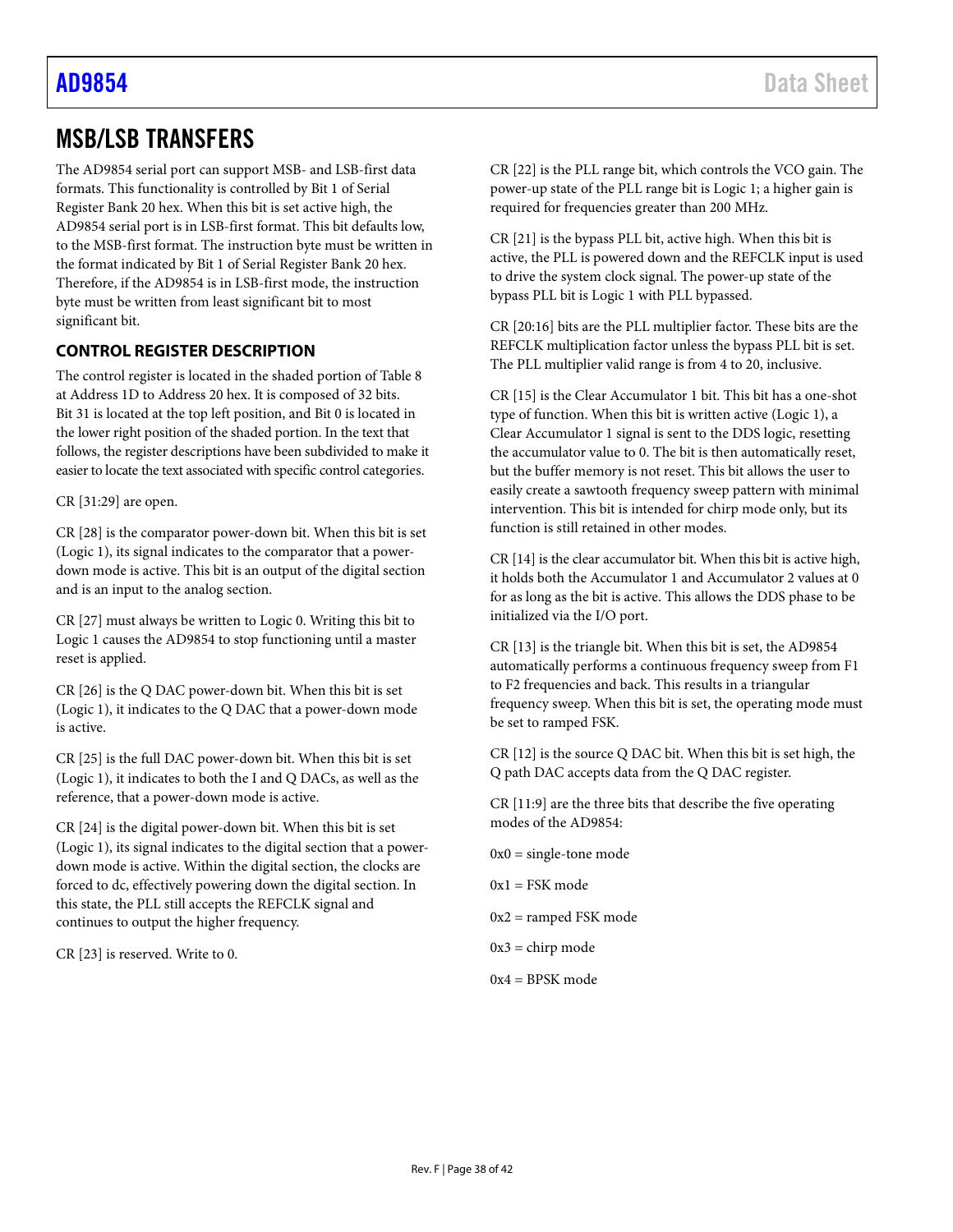# MSB/LSB TRANSFERS

The AD9854 serial port can support MSB- and LSB-first data formats. This functionality is controlled by Bit 1 of Serial Register Bank 20 hex. When this bit is set active high, the AD9854 serial port is in LSB-first format. This bit defaults low, to the MSB-first format. The instruction byte must be written in the format indicated by Bit 1 of Serial Register Bank 20 hex. Therefore, if the AD9854 is in LSB-first mode, the instruction byte must be written from least significant bit to most significant bit.

## CONTROL REGISTER DESCRIPTION

The control register is located in the shaded portion of Table 8 at Address 1D to Address 20 hex. It is composed of 32 bits. Bit 31 is located at the top left position, and Bit 0 is located in the lower right position of the shaded portion. In the text that follows, the register descriptions have been subdivided to make it easier to locate the text associated with specific control categories.

CR [31:29] are open.

CR [28] is the comparator power-down bit. When this bit is set (Logic 1), its signal indicates to the comparator that a power-down mode is active. This bit is an output of the digital section and is an input to the analog section.

CR [27] must always be written to Logic 0. Writing this bit to Logic 1 causes the AD9854 to stop functioning until a master reset is applied.

CR [26] is the Q DAC power-down bit. When this bit is set (Logic 1), it indicates to the Q DAC that a power-down mode is active.

CR [25] is the full DAC power-down bit. When this bit is set (Logic 1), it indicates to both the I and Q DACs, as well as the reference, that a power-down mode is active.

CR [24] is the digital power-down bit. When this bit is set (Logic 1), its signal indicates to the digital section that a power-down mode is active. Within the digital section, the clocks are forced to dc, effectively powering down the digital section. In this state, the PLL still accepts the REFCLK signal and continues to output the higher frequency.

CR [23] is reserved. Write to 0.

CR [22] is the PLL range bit, which controls the VCO gain. The power-up state of the PLL range bit is Logic 1; a higher gain is required for frequencies greater than 200 MHz.

CR [21] is the bypass PLL bit, active high. When this bit is active, the PLL is powered down and the REFCLK input is used to drive the system clock signal. The power-up state of the bypass PLL bit is Logic 1 with PLL bypassed.

CR [20:16] bits are the PLL multiplier factor. These bits are the REFCLK multiplication factor unless the bypass PLL bit is set. The PLL multiplier valid range is from 4 to 20, inclusive.

CR [15] is the Clear Accumulator 1 bit. This bit has a one-shot type of function. When this bit is written active (Logic 1), a Clear Accumulator 1 signal is sent to the DDS logic, resetting the accumulator value to 0. The bit is then automatically reset, but the buffer memory is not reset. This bit allows the user to easily create a sawtooth frequency sweep pattern with minimal intervention. This bit is intended for chirp mode only, but its function is still retained in other modes.

CR [14] is the clear accumulator bit. When this bit is active high, it holds both the Accumulator 1 and Accumulator 2 values at 0 for as long as the bit is active. This allows the DDS phase to be initialized via the I/O port.

CR [13] is the triangle bit. When this bit is set, the AD9854 automatically performs a continuous frequency sweep from F1 to F2 frequencies and back. This results in a triangular frequency sweep. When this bit is set, the operating mode must be set to ramped FSK.

CR [12] is the source Q DAC bit. When this bit is set high, the Q path DAC accepts data from the Q DAC register.

CR [11:9] are the three bits that describe the five operating modes of the AD9854:

0x0 = single-tone mode

0x1 = FSK mode

0x2 = ramped FSK mode

0x3 = chirp mode

0x4 = BPSK mode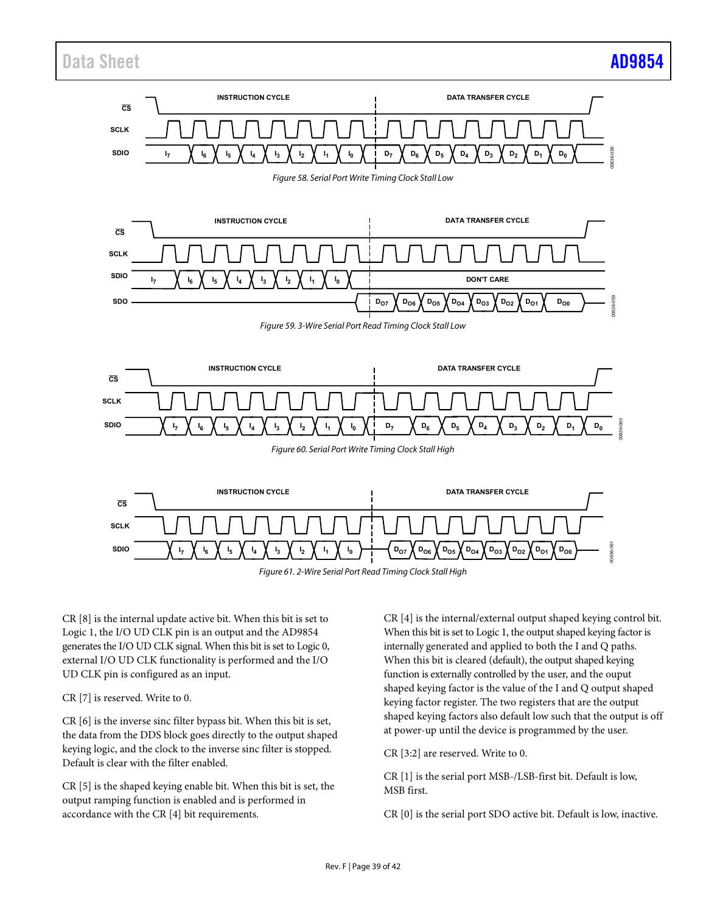Figure 58. Serial Port Write Timing Clock Stall Low

Figure 59. 3-Wire Serial Port Read Timing Clock Stall Low

Figure 60. Serial Port Write Timing Clock Stall High

Figure 61. 2-Wire Serial Port Read Timing Clock Stall High

CR [8] is the internal update active bit. When this bit is set to Logic 1, the I/O UD CLK pin is an output and the AD9854 generates the I/O UD CLK signal. When this bit is set to Logic 0, external I/O UD CLK functionality is performed and the I/O UD CLK pin is configured as an input.

CR [7] is reserved. Write to 0.

CR [6] is the inverse sinc filter bypass bit. When this bit is set, the data from the DDS block goes directly to the output shaped keying logic, and the clock to the inverse sinc filter is stopped. Default is clear with the filter enabled.

CR [5] is the shaped keying enable bit. When this bit is set, the output ramping function is enabled and is performed in accordance with the CR [4] bit requirements.

CR [4] is the internal/external output shaped keying control bit. When this bit is set to Logic 1, the output shaped keying factor is internally generated and applied to both the I and Q paths. When this bit is cleared (default), the output shaped keying function is externally controlled by the user, and the ouput shaped keying factor is the value of the I and Q output shaped keying factor register. The two registers that are the output shaped keying factors also default low such that the output is off at power-up until the device is programmed by the user.

CR [3:2] are reserved. Write to 0.

CR [1] is the serial port MSB-/LSB-first bit. Default is low, MSB first.

CR [0] is the serial port SDO active bit. Default is low, inactive.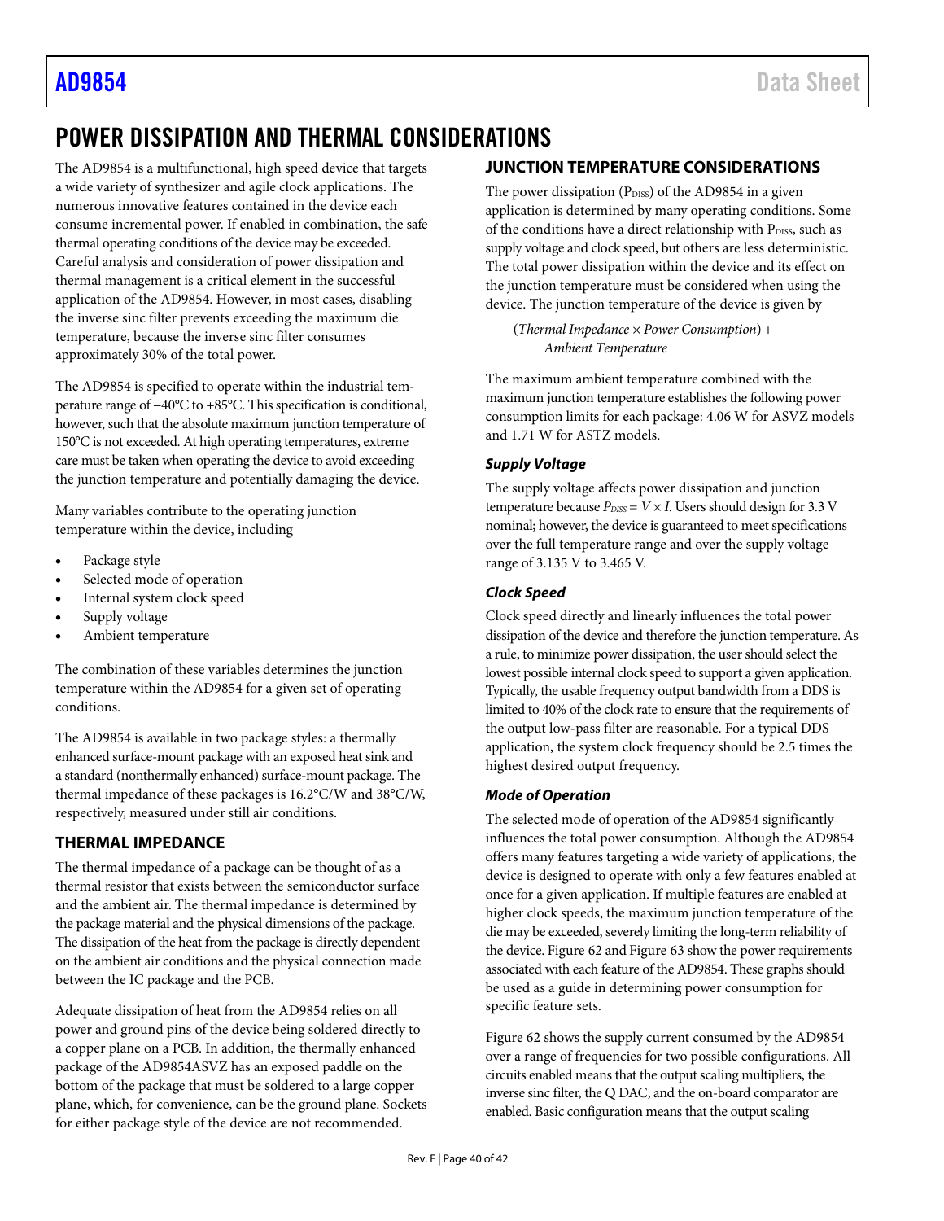# POWER DISSIPATION AND THERMAL CONSIDERATIONS

The AD9854 is a multifunctional, high speed device that targets a wide variety of synthesizer and agile clock applications. The numerous innovative features contained in the device each consume incremental power. If enabled in combination, the safe thermal operating conditions of the device may be exceeded. Careful analysis and consideration of power dissipation and thermal management is a critical element in the successful application of the AD9854. However, in most cases, disabling the inverse sinc filter prevents exceeding the maximum die temperature, because the inverse sinc filter consumes approximately 30% of the total power.

The AD9854 is specified to operate within the industrial temperature range of −40°C to +85°C. This specification is conditional, however, such that the absolute maximum junction temperature of 150°C is not exceeded. At high operating temperatures, extreme care must be taken when operating the device to avoid exceeding the junction temperature and potentially damaging the device.

Many variables contribute to the operating junction temperature within the device, including

- Package style
- Selected mode of operation
- Internal system clock speed
- Supply voltage
- Ambient temperature

The combination of these variables determines the junction temperature within the AD9854 for a given set of operating conditions.

The AD9854 is available in two package styles: a thermally enhanced surface-mount package with an exposed heat sink and a standard (nonthermally enhanced) surface-mount package. The thermal impedance of these packages is 16.2°C/W and 38°C/W, respectively, measured under still air conditions.

## THERMAL IMPEDANCE

The thermal impedance of a package can be thought of as a thermal resistor that exists between the semiconductor surface and the ambient air. The thermal impedance is determined by the package material and the physical dimensions of the package. The dissipation of the heat from the package is directly dependent on the ambient air conditions and the physical connection made between the IC package and the PCB.

Adequate dissipation of heat from the AD9854 relies on all power and ground pins of the device being soldered directly to a copper plane on a PCB. In addition, the thermally enhanced package of the AD9854ASVZ has an exposed paddle on the bottom of the package that must be soldered to a large copper plane, which, for convenience, can be the ground plane. Sockets for either package style of the device are not recommended.

## JUNCTION TEMPERATURE CONSIDERATIONS

The power dissipation ($P_{DISS}$) of the AD9854 in a given application is determined by many operating conditions. Some of the conditions have a direct relationship with $P_{DISS}$, such as supply voltage and clock speed, but others are less deterministic. The total power dissipation within the device and its effect on the junction temperature must be considered when using the device. The junction temperature of the device is given by

(*Thermal Impedance* × *Power Consumption*) + *Ambient Temperature*

The maximum ambient temperature combined with the maximum junction temperature establishes the following power consumption limits for each package: 4.06 W for ASVZ models and 1.71 W for ASTZ models.

### *Supply Voltage*

The supply voltage affects power dissipation and junction temperature because $P_{DISS} = V \times I$. Users should design for 3.3 V nominal; however, the device is guaranteed to meet specifications over the full temperature range and over the supply voltage range of 3.135 V to 3.465 V.

### *Clock Speed*

Clock speed directly and linearly influences the total power dissipation of the device and therefore the junction temperature. As a rule, to minimize power dissipation, the user should select the lowest possible internal clock speed to support a given application. Typically, the usable frequency output bandwidth from a DDS is limited to 40% of the clock rate to ensure that the requirements of the output low-pass filter are reasonable. For a typical DDS application, the system clock frequency should be 2.5 times the highest desired output frequency.

### *Mode of Operation*

The selected mode of operation of the AD9854 significantly influences the total power consumption. Although the AD9854 offers many features targeting a wide variety of applications, the device is designed to operate with only a few features enabled at once for a given application. If multiple features are enabled at higher clock speeds, the maximum junction temperature of the die may be exceeded, severely limiting the long-term reliability of the device. Figure 62 and Figure 63 show the power requirements associated with each feature of the AD9854. These graphs should be used as a guide in determining power consumption for specific feature sets.

Figure 62 shows the supply current consumed by the AD9854 over a range of frequencies for two possible configurations. All circuits enabled means that the output scaling multipliers, the inverse sinc filter, the Q DAC, and the on-board comparator are enabled. Basic configuration means that the output scaling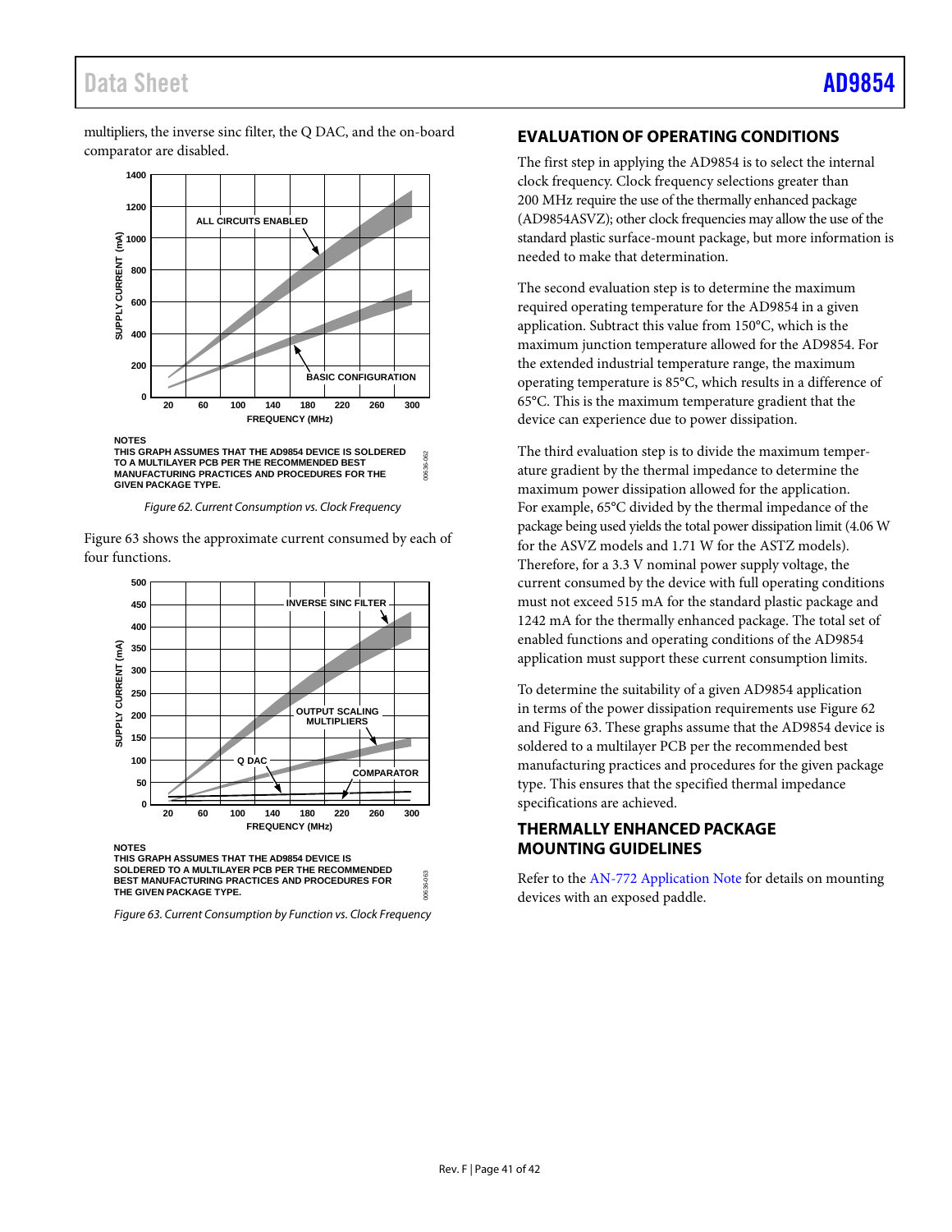multipliers, the inverse sinc filter, the Q DAC, and the on-board comparator are disabled.

NOTES
THIS GRAPH ASSUMES THAT THE AD9854 DEVICE IS SOLDERED TO A MULTILAYER PCB PER THE RECOMMENDED BEST MANUFACTURING PRACTICES AND PROCEDURES FOR THE GIVEN PACKAGE TYPE.

*Figure 62. Current Consumption vs. Clock Frequency*

Figure 63 shows the approximate current consumed by each of four functions.

NOTES
THIS GRAPH ASSUMES THAT THE AD9854 DEVICE IS SOLDERED TO A MULTILAYER PCB PER THE RECOMMENDED BEST MANUFACTURING PRACTICES AND PROCEDURES FOR THE GIVEN PACKAGE TYPE.

*Figure 63. Current Consumption by Function vs. Clock Frequency*

## EVALUATION OF OPERATING CONDITIONS

The first step in applying the AD9854 is to select the internal clock frequency. Clock frequency selections greater than 200 MHz require the use of the thermally enhanced package (AD9854ASVZ); other clock frequencies may allow the use of the standard plastic surface-mount package, but more information is needed to make that determination.

The second evaluation step is to determine the maximum required operating temperature for the AD9854 in a given application. Subtract this value from 150°C, which is the maximum junction temperature allowed for the AD9854. For the extended industrial temperature range, the maximum operating temperature is 85°C, which results in a difference of 65°C. This is the maximum temperature gradient that the device can experience due to power dissipation.

The third evaluation step is to divide the maximum temperature gradient by the thermal impedance to determine the maximum power dissipation allowed for the application. For example, 65°C divided by the thermal impedance of the package being used yields the total power dissipation limit (4.06 W for the ASVZ models and 1.71 W for the ASTZ models). Therefore, for a 3.3 V nominal power supply voltage, the current consumed by the device with full operating conditions must not exceed 515 mA for the standard plastic package and 1242 mA for the thermally enhanced package. The total set of enabled functions and operating conditions of the AD9854 application must support these current consumption limits.

To determine the suitability of a given AD9854 application in terms of the power dissipation requirements use Figure 62 and Figure 63. These graphs assume that the AD9854 device is soldered to a multilayer PCB per the recommended best manufacturing practices and procedures for the given package type. This ensures that the specified thermal impedance specifications are achieved.

## THERMALLY ENHANCED PACKAGE MOUNTING GUIDELINES

Refer to the AN-772 Application Note for details on mounting devices with an exposed paddle.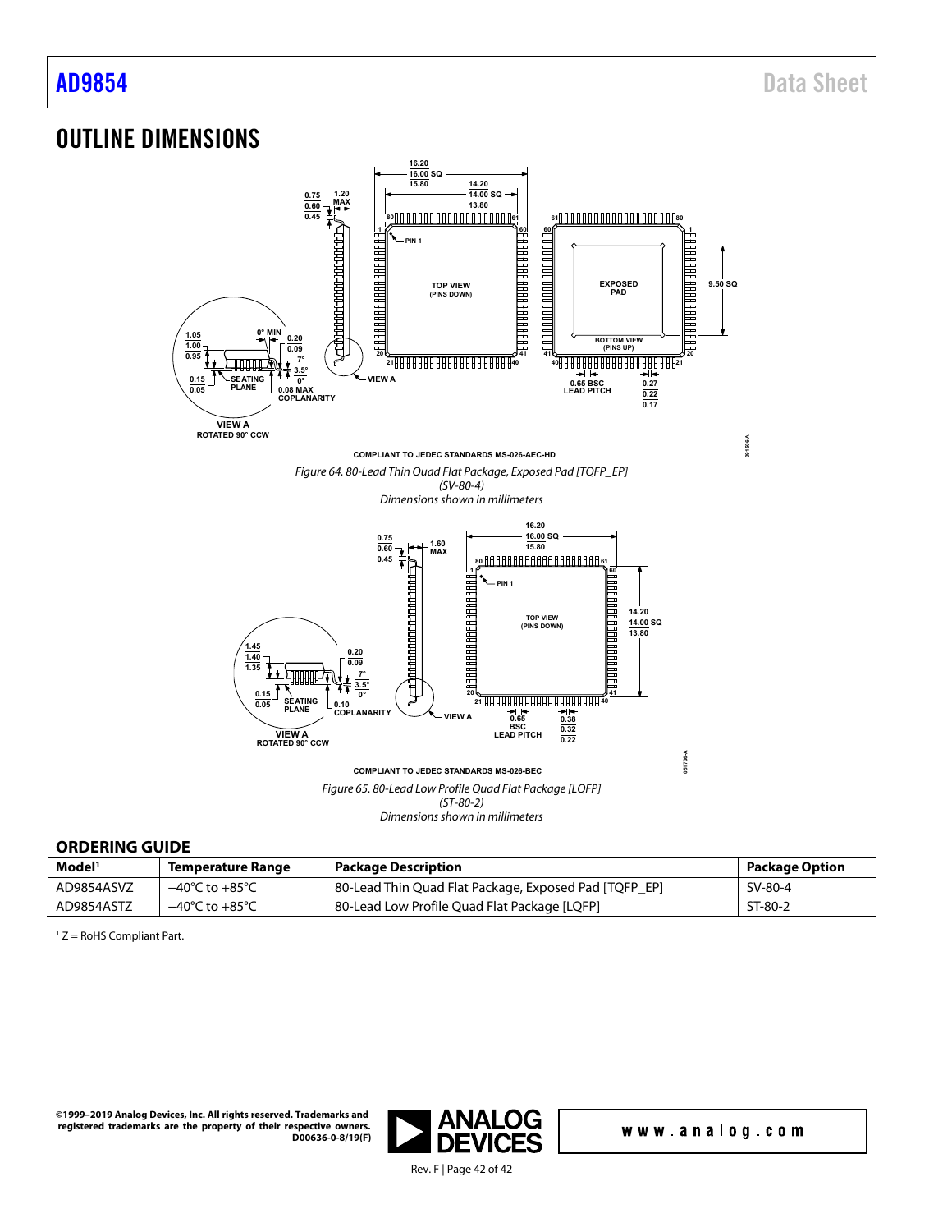# OUTLINE DIMENSIONS

16.20
16.00 SQ
15.80

14.20
14.00 SQ
13.80

0.75
0.60
0.45

1.20
MAX

PIN 1

TOP VIEW
(PINS DOWN)

EXPOSED
PAD

BOTTOM VIEW
(PINS UP)

9.50 SQ

1.05
1.00
0.95

0° MIN

0.20
0.09

7°
3.5°
0°

0.15
0.05

SEATING
PLANE

0.08 MAX
COPLANARITY

VIEW A

VIEW A
ROTATED 90° CCW

0.65 BSC
LEAD PITCH

0.27
0.22
0.17

COMPLIANT TO JEDEC STANDARDS MS-026-AEC-HD

*Figure 64. 80-Lead Thin Quad Flat Package, Exposed Pad [TQFP_EP]*
*(SV-80-4)*
*Dimensions shown in millimeters*

16.20
16.00 SQ
15.80

0.75
0.60
0.45

1.60
MAX

PIN 1

TOP VIEW
(PINS DOWN)

14.20
14.00 SQ
13.80

1.45
1.40
1.35

0.20
0.09

7°
3.5°
0°

0.15
0.05

SEATING
PLANE

0.10
COPLANARITY

VIEW A

VIEW A
ROTATED 90° CCW

0.65
BSC
LEAD PITCH

0.38
0.32
0.22

COMPLIANT TO JEDEC STANDARDS MS-026-BEC

*Figure 65. 80-Lead Low Profile Quad Flat Package [LQFP]*
*(ST-80-2)*
*Dimensions shown in millimeters*

## ORDERING GUIDE

| Model[1] | Temperature Range | Package Description | Package Option |
|---|---|---|---|
| AD9854ASVZ | −40°C to +85°C | 80-Lead Thin Quad Flat Package, Exposed Pad [TQFP_EP] | SV-80-4 |
| AD9854ASTZ | −40°C to +85°C | 80-Lead Low Profile Quad Flat Package [LQFP] | ST-80-2 |

[1] Z = RoHS Compliant Part.

©1999–2019 Analog Devices, Inc. All rights reserved. Trademarks and registered trademarks are the property of their respective owners. D00636-0-8/19(F)